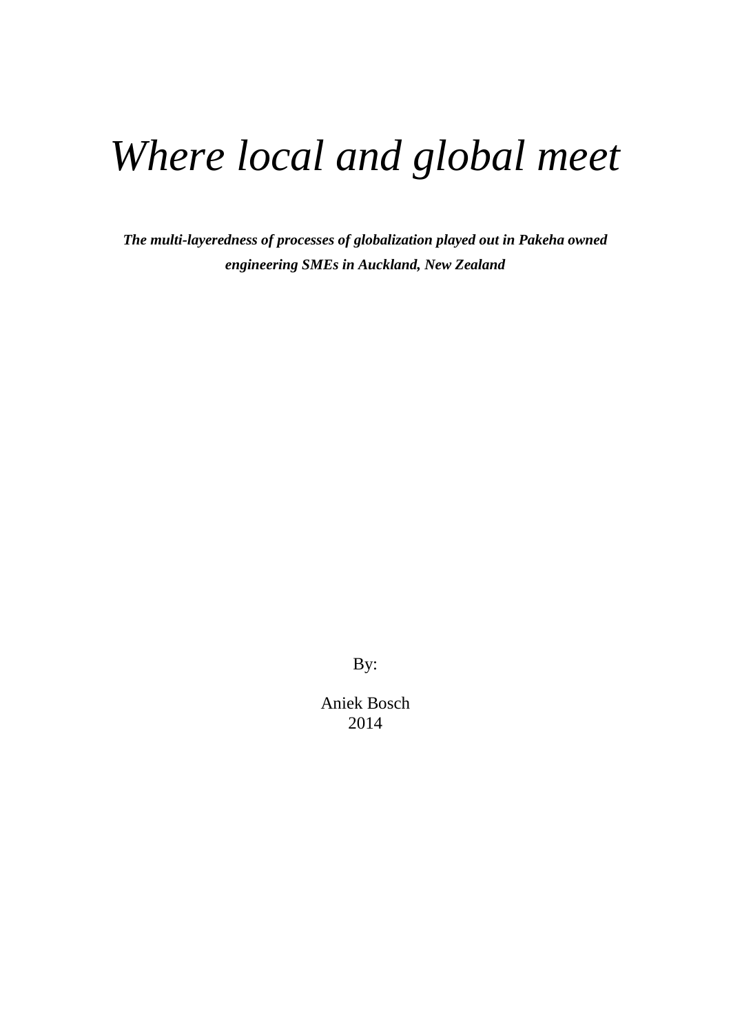# *Where local and global meet*

***The multi-layeredness of processes of globalization played out in Pakeha owned engineering SMEs in Auckland, New Zealand***

By:

Aniek Bosch
2014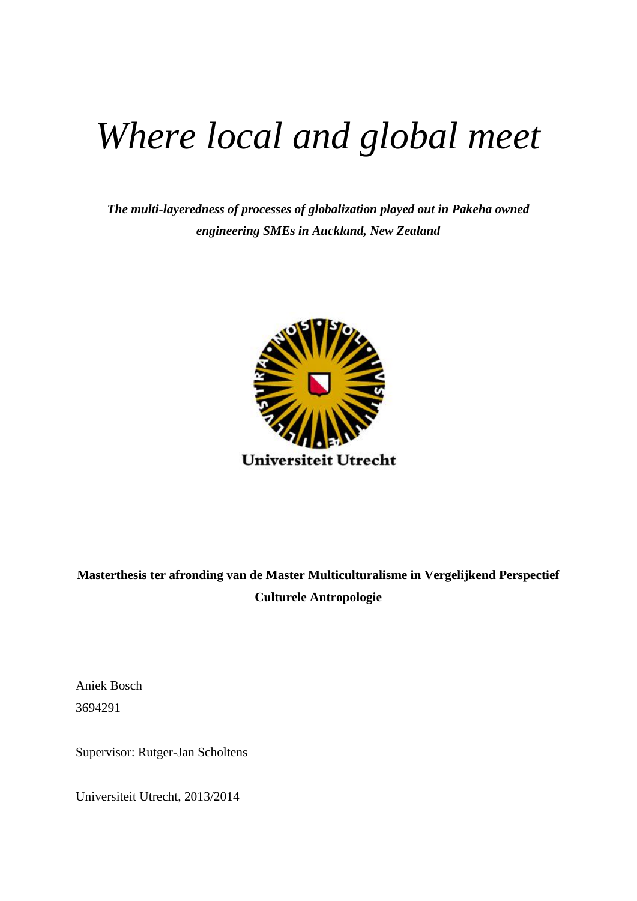# *Where local and global meet*

***The multi-layeredness of processes of globalization played out in Pakeha owned engineering SMEs in Auckland, New Zealand***

**Masterthesis ter afronding van de Master Multiculturalisme in Vergelijkend Perspectief Culturele Antropologie**

Aniek Bosch

3694291

Supervisor: Rutger-Jan Scholtens

Universiteit Utrecht, 2013/2014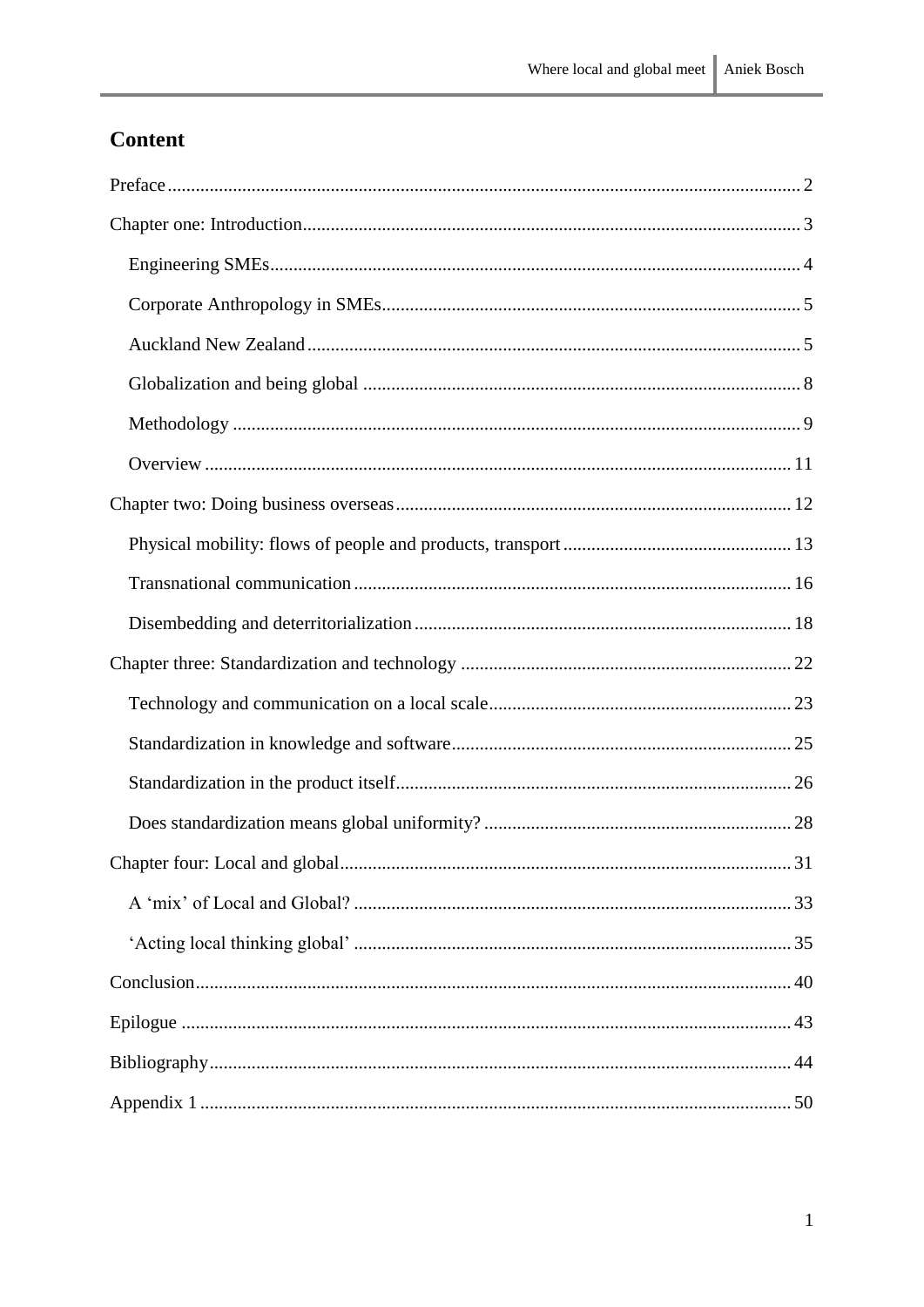## Content

Preface ........................................................................................................................................ 2

Chapter one: Introduction............................................................................................................. 3

- Engineering SMEs................................................................................................................. 4
- Corporate Anthropology in SMEs......................................................................................... 5
- Auckland New Zealand......................................................................................................... 5
- Globalization and being global ............................................................................................. 8
- Methodology ......................................................................................................................... 9
- Overview ............................................................................................................................. 11

Chapter two: Doing business overseas ...................................................................................... 12

- Physical mobility: flows of people and products, transport ................................................ 13
- Transnational communication ............................................................................................. 16
- Disembedding and deterritorialization ................................................................................ 18

Chapter three: Standardization and technology ........................................................................ 22

- Technology and communication on a local scale................................................................ 23
- Standardization in knowledge and software........................................................................ 25
- Standardization in the product itself.................................................................................... 26
- Does standardization means global uniformity? ................................................................. 28

Chapter four: Local and global.................................................................................................. 31

- A 'mix' of Local and Global? ............................................................................................. 33
- 'Acting local thinking global' ............................................................................................. 35

Conclusion................................................................................................................................. 40

Epilogue .................................................................................................................................... 43

Bibliography.............................................................................................................................. 44

Appendix 1 ................................................................................................................................ 50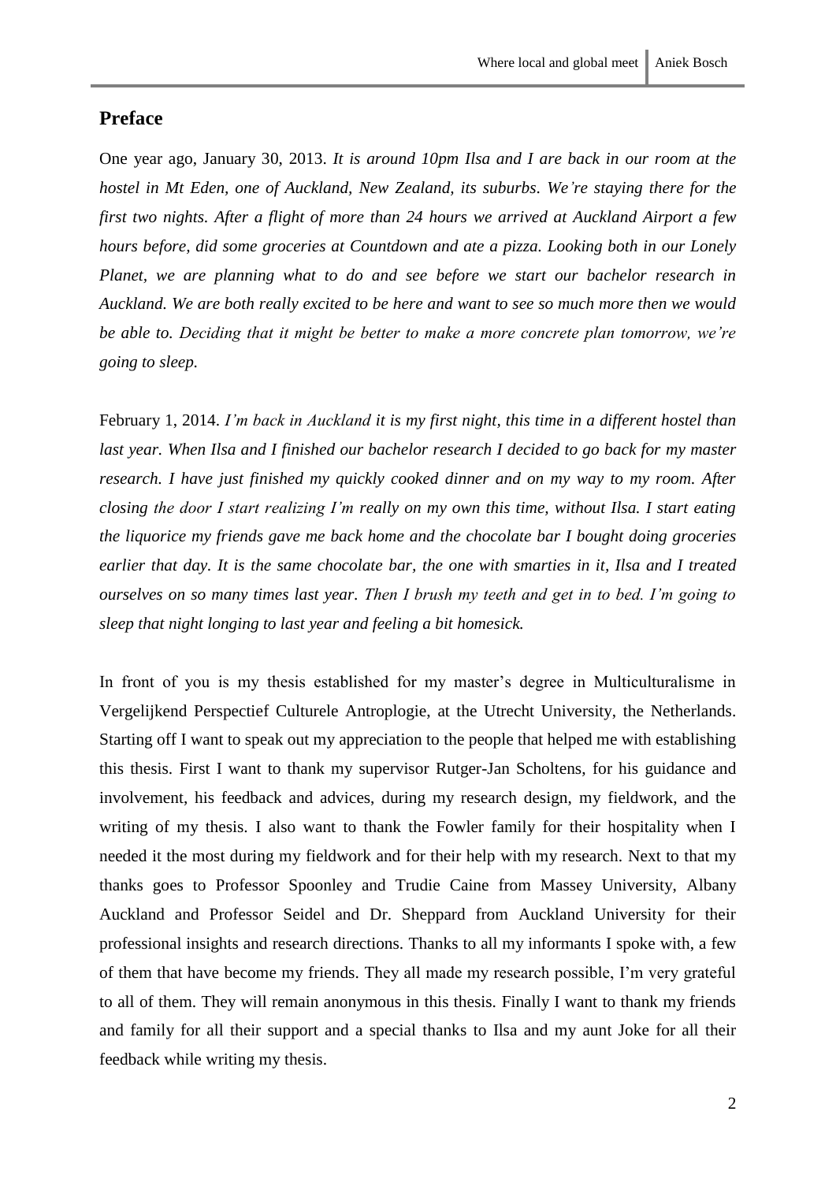## Preface

One year ago, January 30, 2013. *It is around 10pm Ilsa and I are back in our room at the hostel in Mt Eden, one of Auckland, New Zealand, its suburbs. We're staying there for the first two nights. After a flight of more than 24 hours we arrived at Auckland Airport a few hours before, did some groceries at Countdown and ate a pizza. Looking both in our Lonely Planet, we are planning what to do and see before we start our bachelor research in Auckland. We are both really excited to be here and want to see so much more then we would be able to. Deciding that it might be better to make a more concrete plan tomorrow, we're going to sleep.*

February 1, 2014. *I'm back in Auckland it is my first night, this time in a different hostel than last year. When Ilsa and I finished our bachelor research I decided to go back for my master research. I have just finished my quickly cooked dinner and on my way to my room. After closing the door I start realizing I'm really on my own this time, without Ilsa. I start eating the liquorice my friends gave me back home and the chocolate bar I bought doing groceries earlier that day. It is the same chocolate bar, the one with smarties in it, Ilsa and I treated ourselves on so many times last year. Then I brush my teeth and get in to bed. I'm going to sleep that night longing to last year and feeling a bit homesick.*

In front of you is my thesis established for my master's degree in Multiculturalisme in Vergelijkend Perspectief Culturele Antroplogie, at the Utrecht University, the Netherlands. Starting off I want to speak out my appreciation to the people that helped me with establishing this thesis. First I want to thank my supervisor Rutger-Jan Scholtens, for his guidance and involvement, his feedback and advices, during my research design, my fieldwork, and the writing of my thesis. I also want to thank the Fowler family for their hospitality when I needed it the most during my fieldwork and for their help with my research. Next to that my thanks goes to Professor Spoonley and Trudie Caine from Massey University, Albany Auckland and Professor Seidel and Dr. Sheppard from Auckland University for their professional insights and research directions. Thanks to all my informants I spoke with, a few of them that have become my friends. They all made my research possible, I'm very grateful to all of them. They will remain anonymous in this thesis. Finally I want to thank my friends and family for all their support and a special thanks to Ilsa and my aunt Joke for all their feedback while writing my thesis.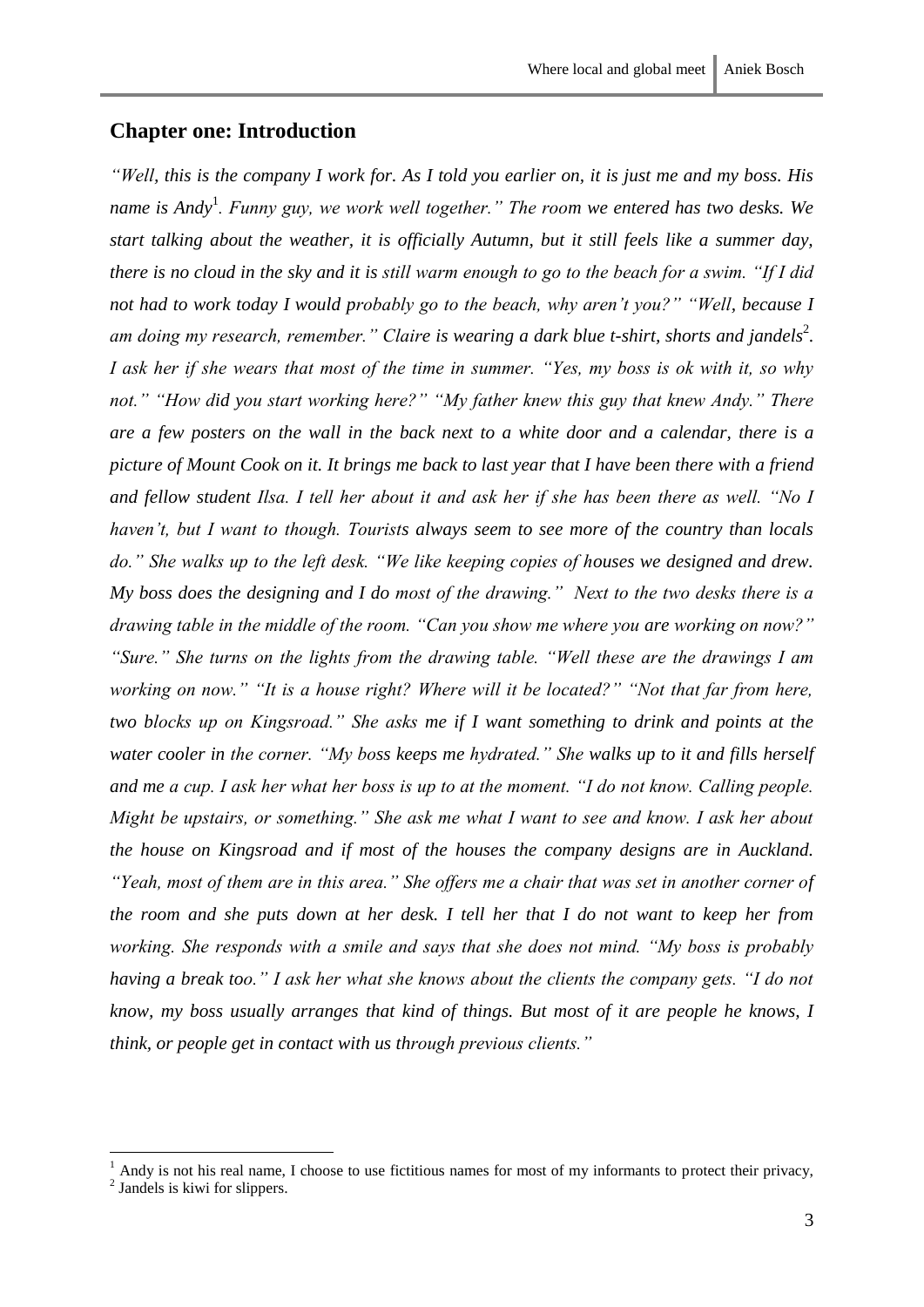## Chapter one: Introduction

*"Well, this is the company I work for. As I told you earlier on, it is just me and my boss. His name is Andy[1]. Funny guy, we work well together." The room we entered has two desks. We start talking about the weather, it is officially Autumn, but it still feels like a summer day, there is no cloud in the sky and it is still warm enough to go to the beach for a swim. "If I did not had to work today I would probably go to the beach, why aren't you?" "Well, because I am doing my research, remember." Claire is wearing a dark blue t-shirt, shorts and jandels[2]. I ask her if she wears that most of the time in summer. "Yes, my boss is ok with it, so why not." "How did you start working here?" "My father knew this guy that knew Andy." There are a few posters on the wall in the back next to a white door and a calendar, there is a picture of Mount Cook on it. It brings me back to last year that I have been there with a friend and fellow student Ilsa. I tell her about it and ask her if she has been there as well. "No I haven't, but I want to though. Tourists always seem to see more of the country than locals do." She walks up to the left desk. "We like keeping copies of houses we designed and drew. My boss does the designing and I do most of the drawing." Next to the two desks there is a drawing table in the middle of the room. "Can you show me where you are working on now?" "Sure." She turns on the lights from the drawing table. "Well these are the drawings I am working on now." "It is a house right? Where will it be located?" "Not that far from here, two blocks up on Kingsroad." She asks me if I want something to drink and points at the water cooler in the corner. "My boss keeps me hydrated." She walks up to it and fills herself and me a cup. I ask her what her boss is up to at the moment. "I do not know. Calling people. Might be upstairs, or something." She ask me what I want to see and know. I ask her about the house on Kingsroad and if most of the houses the company designs are in Auckland. "Yeah, most of them are in this area." She offers me a chair that was set in another corner of the room and she puts down at her desk. I tell her that I do not want to keep her from working. She responds with a smile and says that she does not mind. "My boss is probably having a break too." I ask her what she knows about the clients the company gets. "I do not know, my boss usually arranges that kind of things. But most of it are people he knows, I think, or people get in contact with us through previous clients."*

---

[1] Andy is not his real name, I choose to use fictitious names for most of my informants to protect their privacy,

[2] Jandels is kiwi for slippers.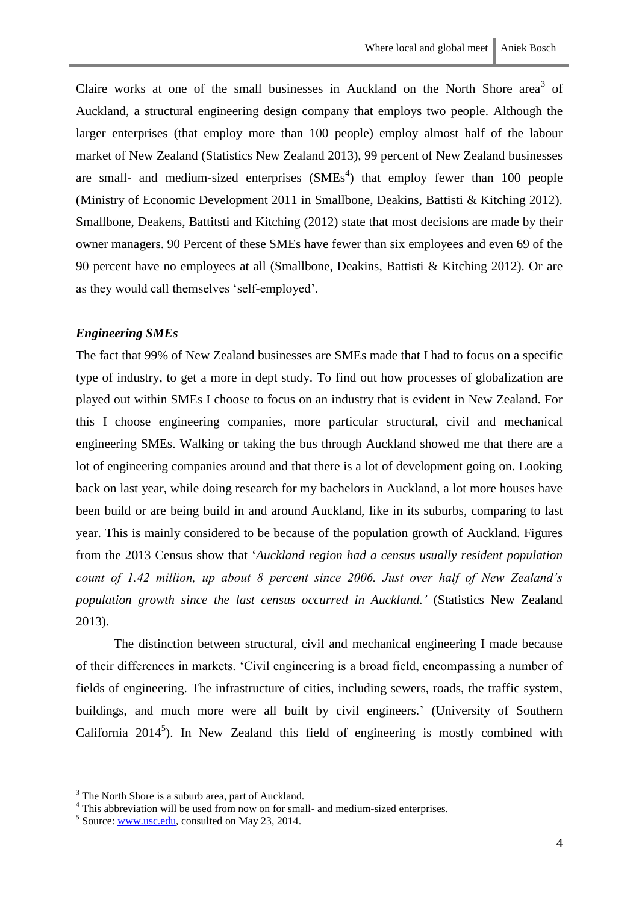Claire works at one of the small businesses in Auckland on the North Shore area[3] of Auckland, a structural engineering design company that employs two people. Although the larger enterprises (that employ more than 100 people) employ almost half of the labour market of New Zealand (Statistics New Zealand 2013), 99 percent of New Zealand businesses are small- and medium-sized enterprises (SMEs[4]) that employ fewer than 100 people (Ministry of Economic Development 2011 in Smallbone, Deakins, Battisti & Kitching 2012). Smallbone, Deakens, Battitsti and Kitching (2012) state that most decisions are made by their owner managers. 90 Percent of these SMEs have fewer than six employees and even 69 of the 90 percent have no employees at all (Smallbone, Deakins, Battisti & Kitching 2012). Or are as they would call themselves 'self-employed'.

***Engineering SMEs***

The fact that 99% of New Zealand businesses are SMEs made that I had to focus on a specific type of industry, to get a more in dept study. To find out how processes of globalization are played out within SMEs I choose to focus on an industry that is evident in New Zealand. For this I choose engineering companies, more particular structural, civil and mechanical engineering SMEs. Walking or taking the bus through Auckland showed me that there are a lot of engineering companies around and that there is a lot of development going on. Looking back on last year, while doing research for my bachelors in Auckland, a lot more houses have been build or are being build in and around Auckland, like in its suburbs, comparing to last year. This is mainly considered to be because of the population growth of Auckland. Figures from the 2013 Census show that '*Auckland region had a census usually resident population count of 1.42 million, up about 8 percent since 2006. Just over half of New Zealand's population growth since the last census occurred in Auckland.'* (Statistics New Zealand 2013).

The distinction between structural, civil and mechanical engineering I made because of their differences in markets. 'Civil engineering is a broad field, encompassing a number of fields of engineering. The infrastructure of cities, including sewers, roads, the traffic system, buildings, and much more were all built by civil engineers.' (University of Southern California 2014[5]). In New Zealand this field of engineering is mostly combined with

---

[3] The North Shore is a suburb area, part of Auckland.

[4] This abbreviation will be used from now on for small- and medium-sized enterprises.

[5] Source: www.usc.edu, consulted on May 23, 2014.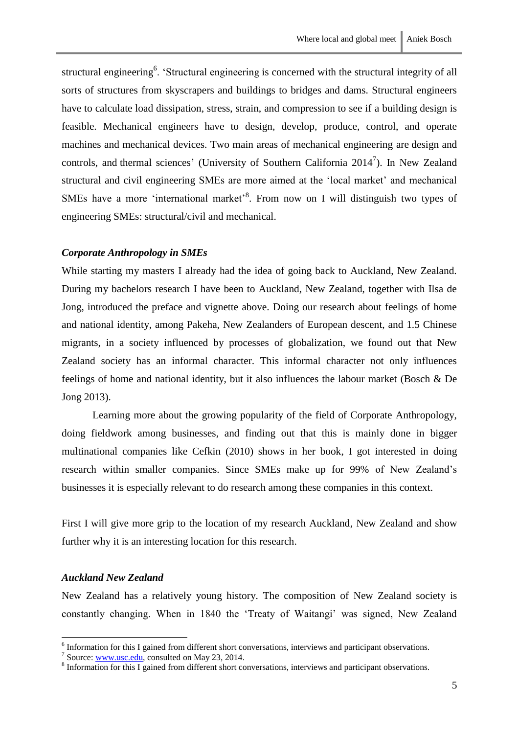structural engineering[6]. 'Structural engineering is concerned with the structural integrity of all sorts of structures from skyscrapers and buildings to bridges and dams. Structural engineers have to calculate load dissipation, stress, strain, and compression to see if a building design is feasible. Mechanical engineers have to design, develop, produce, control, and operate machines and mechanical devices. Two main areas of mechanical engineering are design and controls, and thermal sciences' (University of Southern California 2014[7]). In New Zealand structural and civil engineering SMEs are more aimed at the 'local market' and mechanical SMEs have a more 'international market'[8]. From now on I will distinguish two types of engineering SMEs: structural/civil and mechanical.

### *Corporate Anthropology in SMEs*

While starting my masters I already had the idea of going back to Auckland, New Zealand. During my bachelors research I have been to Auckland, New Zealand, together with Ilsa de Jong, introduced the preface and vignette above. Doing our research about feelings of home and national identity, among Pakeha, New Zealanders of European descent, and 1.5 Chinese migrants, in a society influenced by processes of globalization, we found out that New Zealand society has an informal character. This informal character not only influences feelings of home and national identity, but it also influences the labour market (Bosch & De Jong 2013).

Learning more about the growing popularity of the field of Corporate Anthropology, doing fieldwork among businesses, and finding out that this is mainly done in bigger multinational companies like Cefkin (2010) shows in her book, I got interested in doing research within smaller companies. Since SMEs make up for 99% of New Zealand's businesses it is especially relevant to do research among these companies in this context.

First I will give more grip to the location of my research Auckland, New Zealand and show further why it is an interesting location for this research.

### *Auckland New Zealand*

New Zealand has a relatively young history. The composition of New Zealand society is constantly changing. When in 1840 the 'Treaty of Waitangi' was signed, New Zealand

---

[6] Information for this I gained from different short conversations, interviews and participant observations.

[7] Source: www.usc.edu, consulted on May 23, 2014.

[8] Information for this I gained from different short conversations, interviews and participant observations.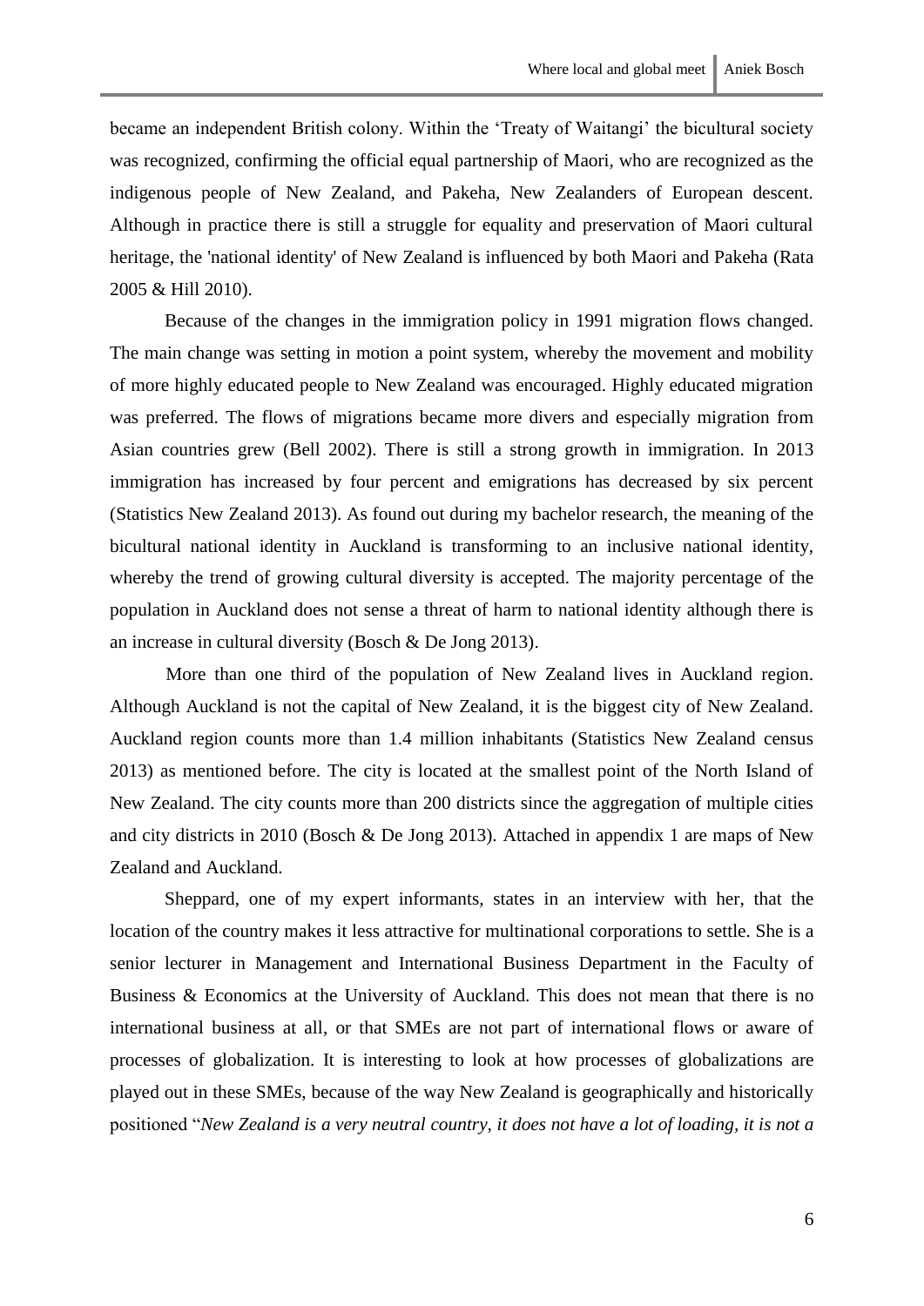became an independent British colony. Within the 'Treaty of Waitangi' the bicultural society was recognized, confirming the official equal partnership of Maori, who are recognized as the indigenous people of New Zealand, and Pakeha, New Zealanders of European descent. Although in practice there is still a struggle for equality and preservation of Maori cultural heritage, the 'national identity' of New Zealand is influenced by both Maori and Pakeha (Rata 2005 & Hill 2010).

Because of the changes in the immigration policy in 1991 migration flows changed. The main change was setting in motion a point system, whereby the movement and mobility of more highly educated people to New Zealand was encouraged. Highly educated migration was preferred. The flows of migrations became more divers and especially migration from Asian countries grew (Bell 2002). There is still a strong growth in immigration. In 2013 immigration has increased by four percent and emigrations has decreased by six percent (Statistics New Zealand 2013). As found out during my bachelor research, the meaning of the bicultural national identity in Auckland is transforming to an inclusive national identity, whereby the trend of growing cultural diversity is accepted. The majority percentage of the population in Auckland does not sense a threat of harm to national identity although there is an increase in cultural diversity (Bosch & De Jong 2013).

More than one third of the population of New Zealand lives in Auckland region. Although Auckland is not the capital of New Zealand, it is the biggest city of New Zealand. Auckland region counts more than 1.4 million inhabitants (Statistics New Zealand census 2013) as mentioned before. The city is located at the smallest point of the North Island of New Zealand. The city counts more than 200 districts since the aggregation of multiple cities and city districts in 2010 (Bosch & De Jong 2013). Attached in appendix 1 are maps of New Zealand and Auckland.

Sheppard, one of my expert informants, states in an interview with her, that the location of the country makes it less attractive for multinational corporations to settle. She is a senior lecturer in Management and International Business Department in the Faculty of Business & Economics at the University of Auckland. This does not mean that there is no international business at all, or that SMEs are not part of international flows or aware of processes of globalization. It is interesting to look at how processes of globalizations are played out in these SMEs, because of the way New Zealand is geographically and historically positioned "*New Zealand is a very neutral country, it does not have a lot of loading, it is not a*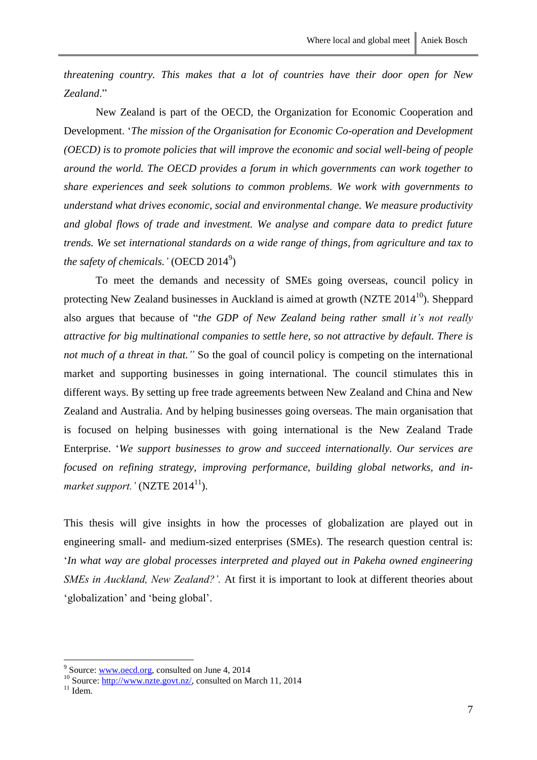*threatening country. This makes that a lot of countries have their door open for New Zealand*."

New Zealand is part of the OECD, the Organization for Economic Cooperation and Development. '*The mission of the Organisation for Economic Co-operation and Development (OECD) is to promote policies that will improve the economic and social well-being of people around the world. The OECD provides a forum in which governments can work together to share experiences and seek solutions to common problems. We work with governments to understand what drives economic, social and environmental change. We measure productivity and global flows of trade and investment. We analyse and compare data to predict future trends. We set international standards on a wide range of things, from agriculture and tax to the safety of chemicals.'* (OECD 2014[9])

To meet the demands and necessity of SMEs going overseas, council policy in protecting New Zealand businesses in Auckland is aimed at growth (NZTE 2014[10]). Sheppard also argues that because of "*the GDP of New Zealand being rather small it's not really attractive for big multinational companies to settle here, so not attractive by default. There is not much of a threat in that."* So the goal of council policy is competing on the international market and supporting businesses in going international. The council stimulates this in different ways. By setting up free trade agreements between New Zealand and China and New Zealand and Australia. And by helping businesses going overseas. The main organisation that is focused on helping businesses with going international is the New Zealand Trade Enterprise. '*We support businesses to grow and succeed internationally. Our services are focused on refining strategy, improving performance, building global networks, and in-market support.'* (NZTE 2014[11]).

This thesis will give insights in how the processes of globalization are played out in engineering small- and medium-sized enterprises (SMEs). The research question central is: '*In what way are global processes interpreted and played out in Pakeha owned engineering SMEs in Auckland, New Zealand?'.* At first it is important to look at different theories about 'globalization' and 'being global'.

---

[9] Source: www.oecd.org, consulted on June 4, 2014

[10] Source: http://www.nzte.govt.nz/, consulted on March 11, 2014

[11] Idem.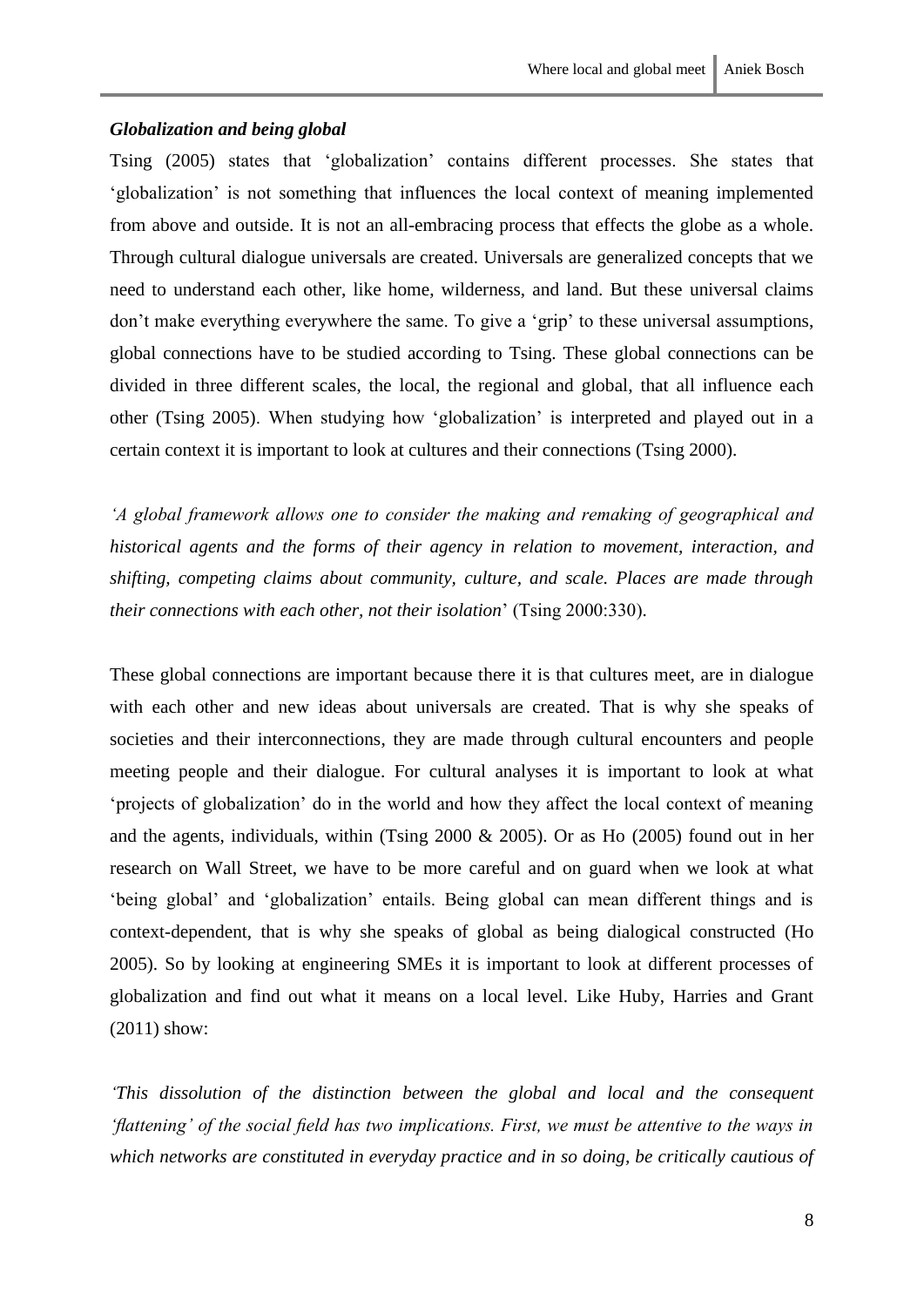***Globalization and being global***

Tsing (2005) states that 'globalization' contains different processes. She states that 'globalization' is not something that influences the local context of meaning implemented from above and outside. It is not an all-embracing process that effects the globe as a whole. Through cultural dialogue universals are created. Universals are generalized concepts that we need to understand each other, like home, wilderness, and land. But these universal claims don't make everything everywhere the same. To give a 'grip' to these universal assumptions, global connections have to be studied according to Tsing. These global connections can be divided in three different scales, the local, the regional and global, that all influence each other (Tsing 2005). When studying how 'globalization' is interpreted and played out in a certain context it is important to look at cultures and their connections (Tsing 2000).

*'A global framework allows one to consider the making and remaking of geographical and historical agents and the forms of their agency in relation to movement, interaction, and shifting, competing claims about community, culture, and scale. Places are made through their connections with each other, not their isolation*' (Tsing 2000:330).

These global connections are important because there it is that cultures meet, are in dialogue with each other and new ideas about universals are created. That is why she speaks of societies and their interconnections, they are made through cultural encounters and people meeting people and their dialogue. For cultural analyses it is important to look at what 'projects of globalization' do in the world and how they affect the local context of meaning and the agents, individuals, within (Tsing 2000 & 2005). Or as Ho (2005) found out in her research on Wall Street, we have to be more careful and on guard when we look at what 'being global' and 'globalization' entails. Being global can mean different things and is context-dependent, that is why she speaks of global as being dialogical constructed (Ho 2005). So by looking at engineering SMEs it is important to look at different processes of globalization and find out what it means on a local level. Like Huby, Harries and Grant (2011) show:

*'This dissolution of the distinction between the global and local and the consequent 'flattening' of the social field has two implications. First, we must be attentive to the ways in which networks are constituted in everyday practice and in so doing, be critically cautious of*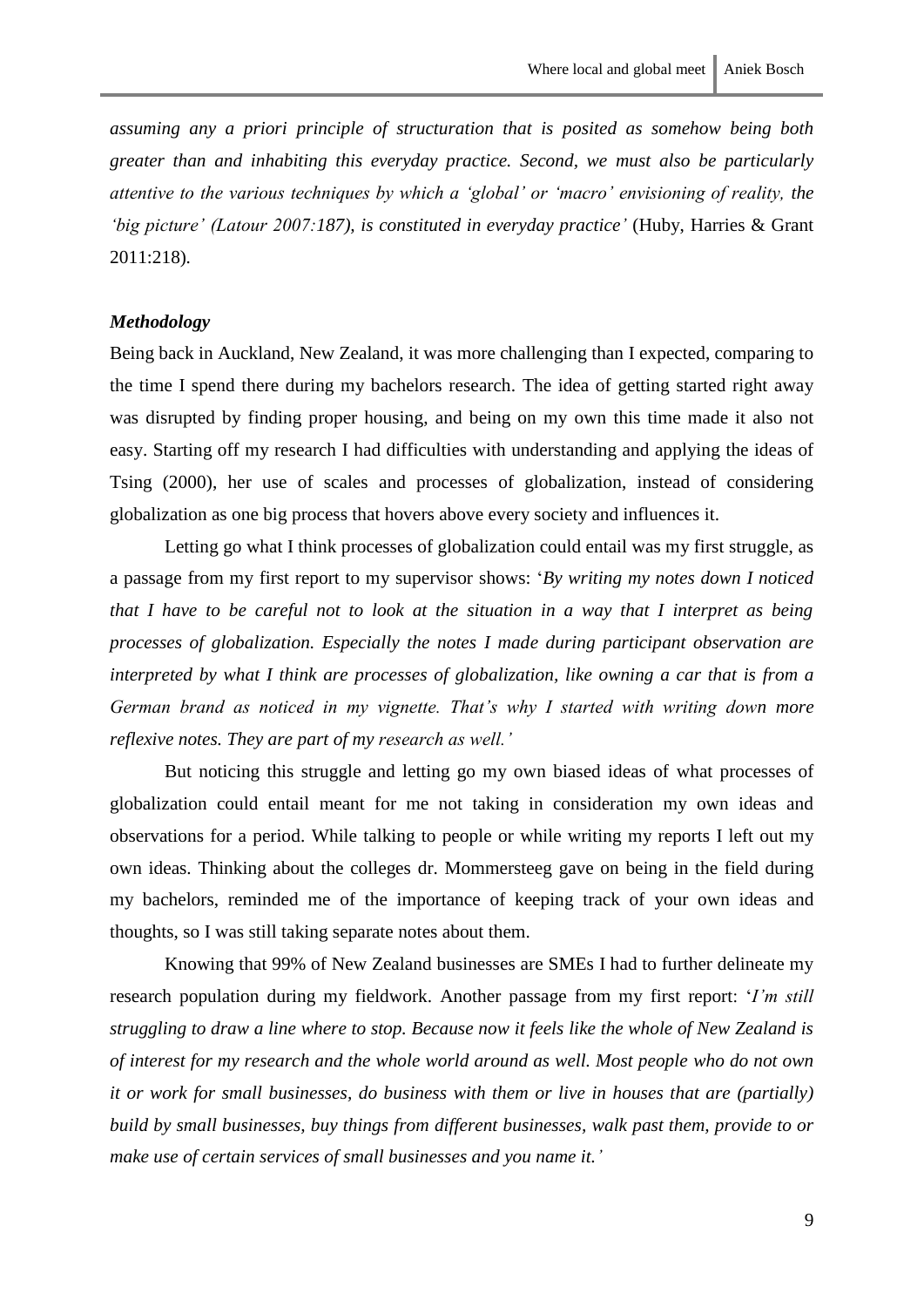*assuming any a priori principle of structuration that is posited as somehow being both greater than and inhabiting this everyday practice. Second, we must also be particularly attentive to the various techniques by which a 'global' or 'macro' envisioning of reality, the 'big picture' (Latour 2007:187), is constituted in everyday practice'* (Huby, Harries & Grant 2011:218).

### *Methodology*

Being back in Auckland, New Zealand, it was more challenging than I expected, comparing to the time I spend there during my bachelors research. The idea of getting started right away was disrupted by finding proper housing, and being on my own this time made it also not easy. Starting off my research I had difficulties with understanding and applying the ideas of Tsing (2000), her use of scales and processes of globalization, instead of considering globalization as one big process that hovers above every society and influences it.

Letting go what I think processes of globalization could entail was my first struggle, as a passage from my first report to my supervisor shows: '*By writing my notes down I noticed that I have to be careful not to look at the situation in a way that I interpret as being processes of globalization. Especially the notes I made during participant observation are interpreted by what I think are processes of globalization, like owning a car that is from a German brand as noticed in my vignette. That's why I started with writing down more reflexive notes. They are part of my research as well.*'

But noticing this struggle and letting go my own biased ideas of what processes of globalization could entail meant for me not taking in consideration my own ideas and observations for a period. While talking to people or while writing my reports I left out my own ideas. Thinking about the colleges dr. Mommersteeg gave on being in the field during my bachelors, reminded me of the importance of keeping track of your own ideas and thoughts, so I was still taking separate notes about them.

Knowing that 99% of New Zealand businesses are SMEs I had to further delineate my research population during my fieldwork. Another passage from my first report: '*I'm still struggling to draw a line where to stop. Because now it feels like the whole of New Zealand is of interest for my research and the whole world around as well. Most people who do not own it or work for small businesses, do business with them or live in houses that are (partially) build by small businesses, buy things from different businesses, walk past them, provide to or make use of certain services of small businesses and you name it.*'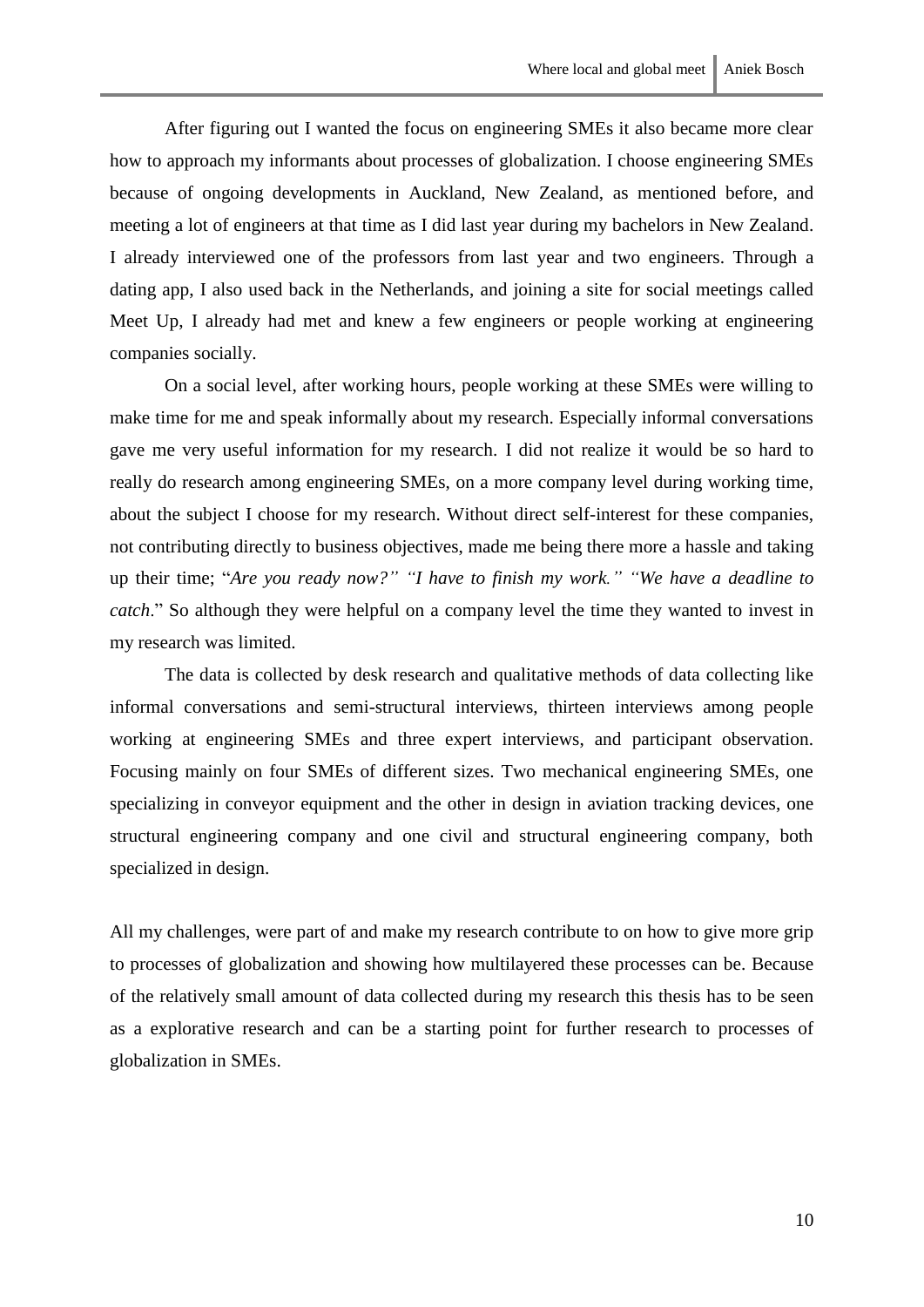After figuring out I wanted the focus on engineering SMEs it also became more clear how to approach my informants about processes of globalization. I choose engineering SMEs because of ongoing developments in Auckland, New Zealand, as mentioned before, and meeting a lot of engineers at that time as I did last year during my bachelors in New Zealand. I already interviewed one of the professors from last year and two engineers. Through a dating app, I also used back in the Netherlands, and joining a site for social meetings called Meet Up, I already had met and knew a few engineers or people working at engineering companies socially.

On a social level, after working hours, people working at these SMEs were willing to make time for me and speak informally about my research. Especially informal conversations gave me very useful information for my research. I did not realize it would be so hard to really do research among engineering SMEs, on a more company level during working time, about the subject I choose for my research. Without direct self-interest for these companies, not contributing directly to business objectives, made me being there more a hassle and taking up their time; "*Are you ready now?" "I have to finish my work." "We have a deadline to catch*." So although they were helpful on a company level the time they wanted to invest in my research was limited.

The data is collected by desk research and qualitative methods of data collecting like informal conversations and semi-structural interviews, thirteen interviews among people working at engineering SMEs and three expert interviews, and participant observation. Focusing mainly on four SMEs of different sizes. Two mechanical engineering SMEs, one specializing in conveyor equipment and the other in design in aviation tracking devices, one structural engineering company and one civil and structural engineering company, both specialized in design.

All my challenges, were part of and make my research contribute to on how to give more grip to processes of globalization and showing how multilayered these processes can be. Because of the relatively small amount of data collected during my research this thesis has to be seen as a explorative research and can be a starting point for further research to processes of globalization in SMEs.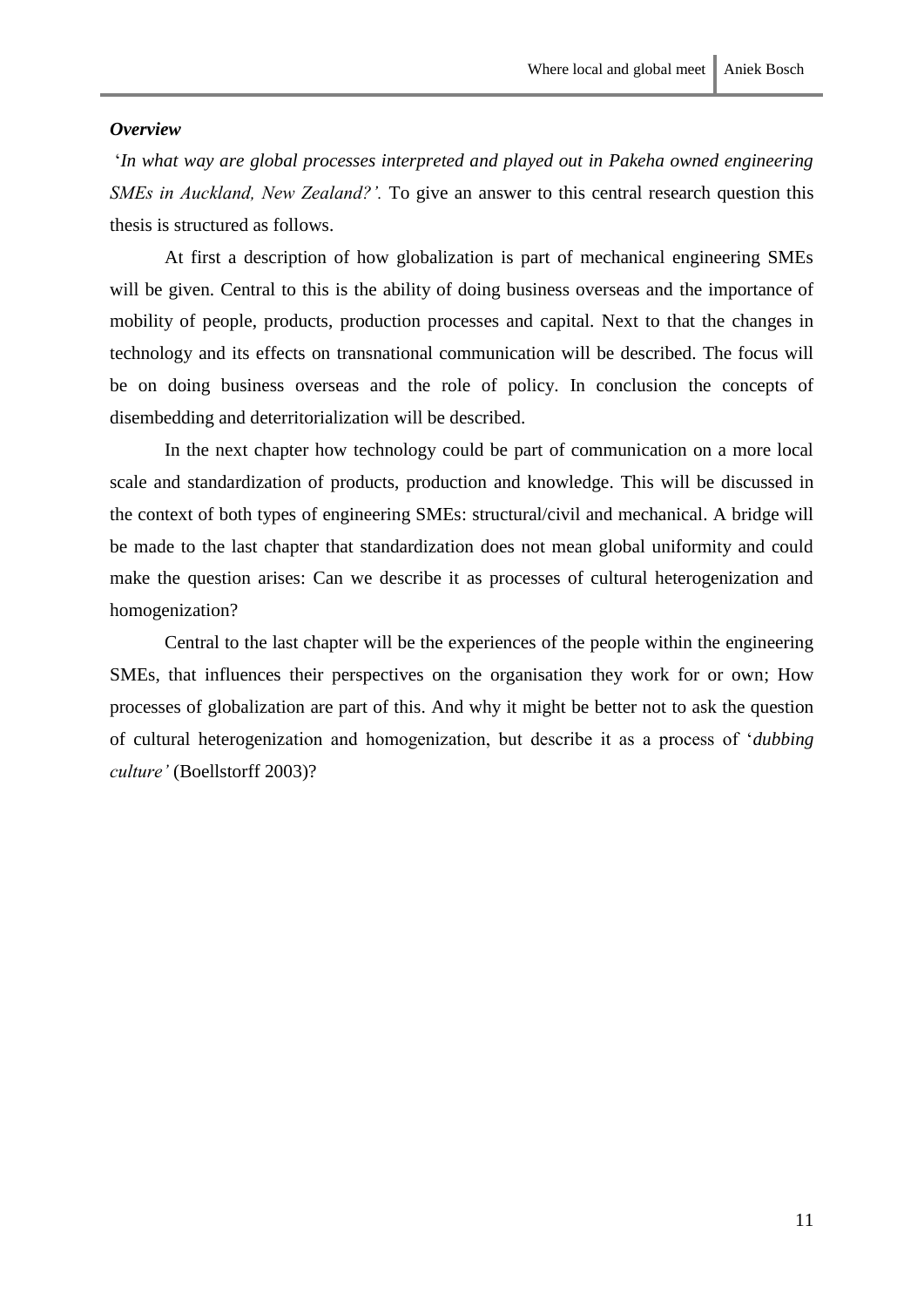### *Overview*

'*In what way are global processes interpreted and played out in Pakeha owned engineering SMEs in Auckland, New Zealand?'*. To give an answer to this central research question this thesis is structured as follows.

At first a description of how globalization is part of mechanical engineering SMEs will be given. Central to this is the ability of doing business overseas and the importance of mobility of people, products, production processes and capital. Next to that the changes in technology and its effects on transnational communication will be described. The focus will be on doing business overseas and the role of policy. In conclusion the concepts of disembedding and deterritorialization will be described.

In the next chapter how technology could be part of communication on a more local scale and standardization of products, production and knowledge. This will be discussed in the context of both types of engineering SMEs: structural/civil and mechanical. A bridge will be made to the last chapter that standardization does not mean global uniformity and could make the question arises: Can we describe it as processes of cultural heterogenization and homogenization?

Central to the last chapter will be the experiences of the people within the engineering SMEs, that influences their perspectives on the organisation they work for or own; How processes of globalization are part of this. And why it might be better not to ask the question of cultural heterogenization and homogenization, but describe it as a process of '*dubbing culture'* (Boellstorff 2003)?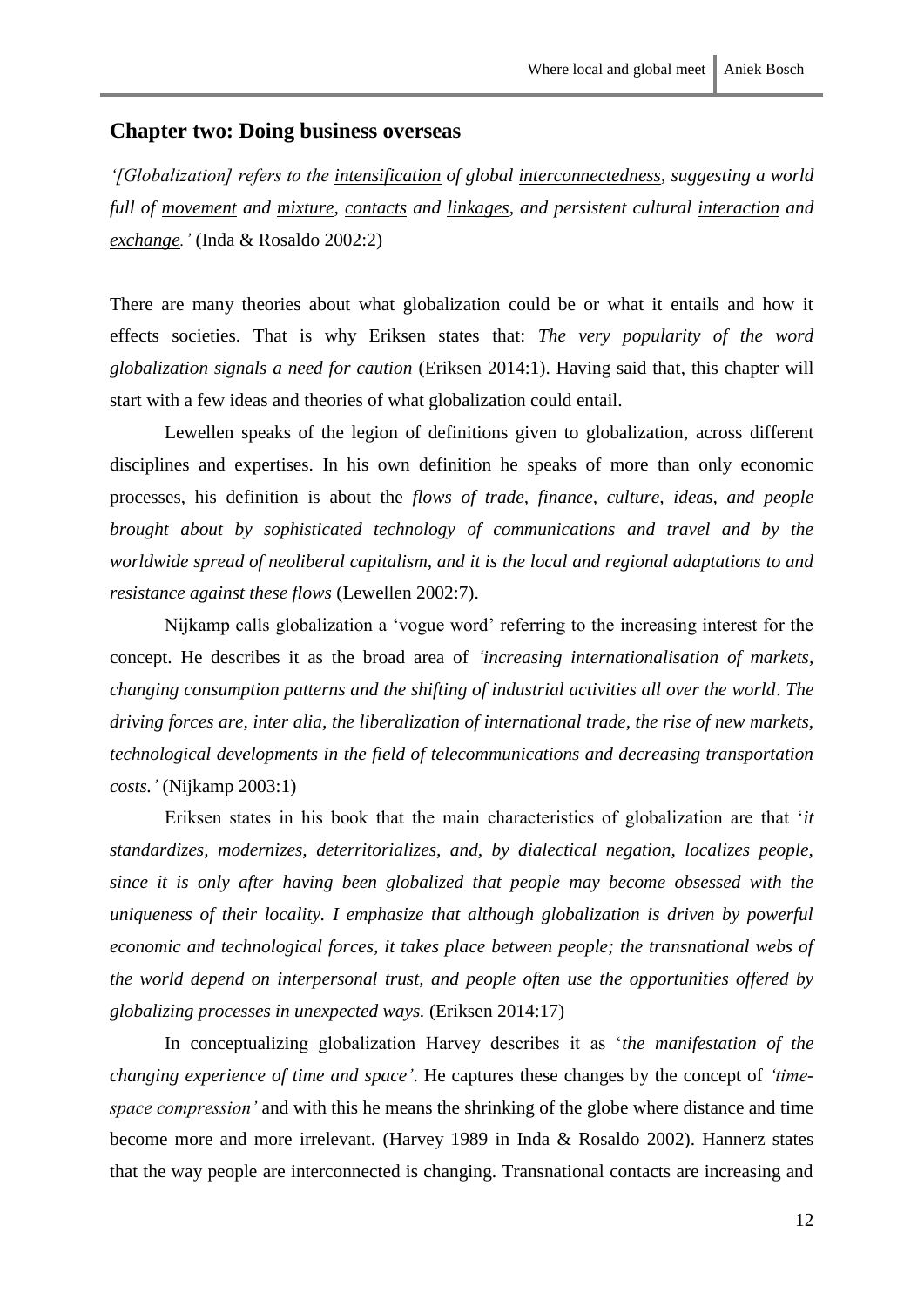## Chapter two: Doing business overseas

*'[Globalization] refers to the <u>intensification</u> of global <u>interconnectedness</u>, suggesting a world full of <u>movement</u> and <u>mixture</u>, <u>contacts</u> and <u>linkages</u>, and persistent cultural <u>interaction</u> and <u>exchange</u>.'* (Inda & Rosaldo 2002:2)

There are many theories about what globalization could be or what it entails and how it effects societies. That is why Eriksen states that: *The very popularity of the word globalization signals a need for caution* (Eriksen 2014:1). Having said that, this chapter will start with a few ideas and theories of what globalization could entail.

Lewellen speaks of the legion of definitions given to globalization, across different disciplines and expertises. In his own definition he speaks of more than only economic processes, his definition is about the *flows of trade, finance, culture, ideas, and people brought about by sophisticated technology of communications and travel and by the worldwide spread of neoliberal capitalism, and it is the local and regional adaptations to and resistance against these flows* (Lewellen 2002:7).

Nijkamp calls globalization a 'vogue word' referring to the increasing interest for the concept. He describes it as the broad area of *'increasing internationalisation of markets, changing consumption patterns and the shifting of industrial activities all over the world. The driving forces are, inter alia, the liberalization of international trade, the rise of new markets, technological developments in the field of telecommunications and decreasing transportation costs.'* (Nijkamp 2003:1)

Eriksen states in his book that the main characteristics of globalization are that '*it standardizes, modernizes, deterritorializes, and, by dialectical negation, localizes people, since it is only after having been globalized that people may become obsessed with the uniqueness of their locality. I emphasize that although globalization is driven by powerful economic and technological forces, it takes place between people; the transnational webs of the world depend on interpersonal trust, and people often use the opportunities offered by globalizing processes in unexpected ways.* (Eriksen 2014:17)

In conceptualizing globalization Harvey describes it as '*the manifestation of the changing experience of time and space'*. He captures these changes by the concept of *'time-space compression'* and with this he means the shrinking of the globe where distance and time become more and more irrelevant. (Harvey 1989 in Inda & Rosaldo 2002). Hannerz states that the way people are interconnected is changing. Transnational contacts are increasing and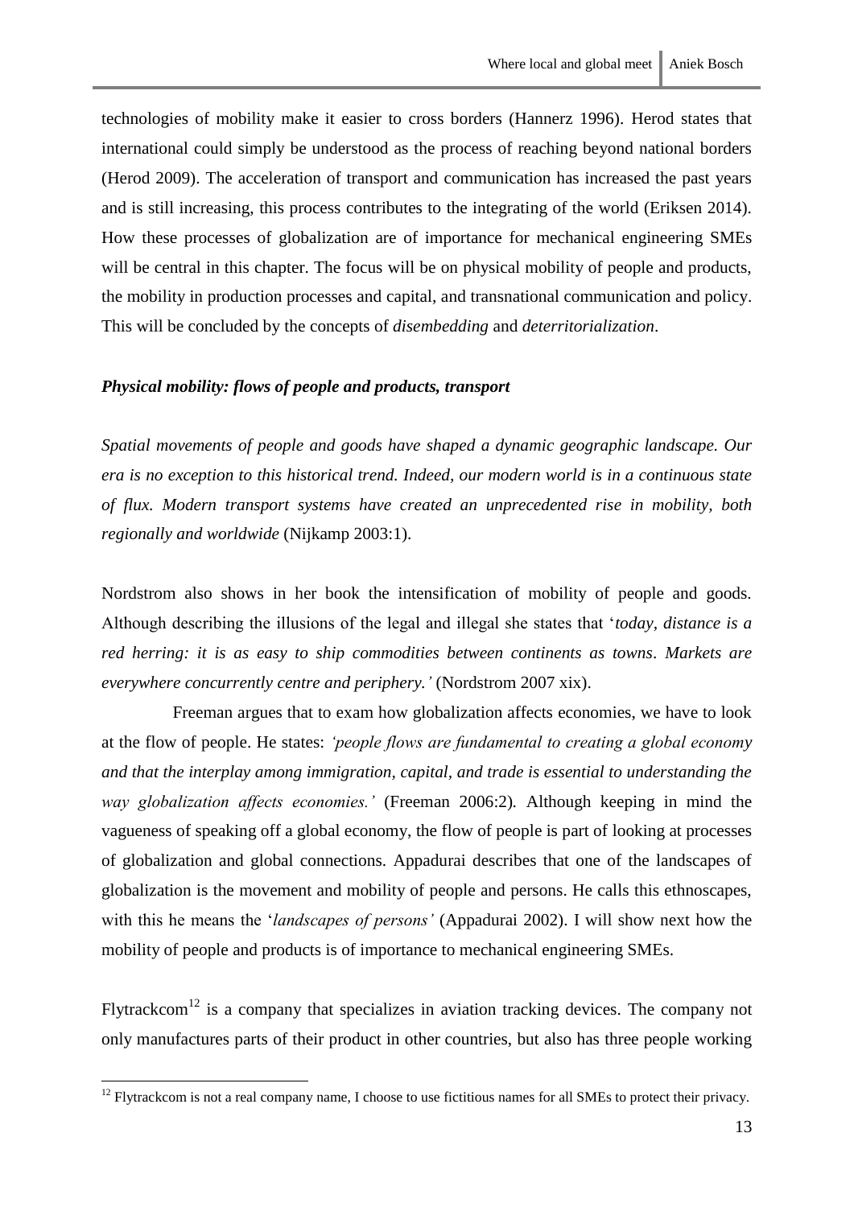technologies of mobility make it easier to cross borders (Hannerz 1996). Herod states that international could simply be understood as the process of reaching beyond national borders (Herod 2009). The acceleration of transport and communication has increased the past years and is still increasing, this process contributes to the integrating of the world (Eriksen 2014). How these processes of globalization are of importance for mechanical engineering SMEs will be central in this chapter. The focus will be on physical mobility of people and products, the mobility in production processes and capital, and transnational communication and policy. This will be concluded by the concepts of *disembedding* and *deterritorialization*.

### *Physical mobility: flows of people and products, transport*

*Spatial movements of people and goods have shaped a dynamic geographic landscape. Our era is no exception to this historical trend. Indeed, our modern world is in a continuous state of flux. Modern transport systems have created an unprecedented rise in mobility, both regionally and worldwide* (Nijkamp 2003:1).

Nordstrom also shows in her book the intensification of mobility of people and goods. Although describing the illusions of the legal and illegal she states that '*today, distance is a red herring: it is as easy to ship commodities between continents as towns*. *Markets are everywhere concurrently centre and periphery.'* (Nordstrom 2007 xix).

Freeman argues that to exam how globalization affects economies, we have to look at the flow of people. He states: *'people flows are fundamental to creating a global economy and that the interplay among immigration, capital, and trade is essential to understanding the way globalization affects economies.'* (Freeman 2006:2)*.* Although keeping in mind the vagueness of speaking off a global economy, the flow of people is part of looking at processes of globalization and global connections. Appadurai describes that one of the landscapes of globalization is the movement and mobility of people and persons. He calls this ethnoscapes, with this he means the '*landscapes of persons'* (Appadurai 2002). I will show next how the mobility of people and products is of importance to mechanical engineering SMEs.

Flytrackcom[12] is a company that specializes in aviation tracking devices. The company not only manufactures parts of their product in other countries, but also has three people working

[12] Flytrackcom is not a real company name, I choose to use fictitious names for all SMEs to protect their privacy.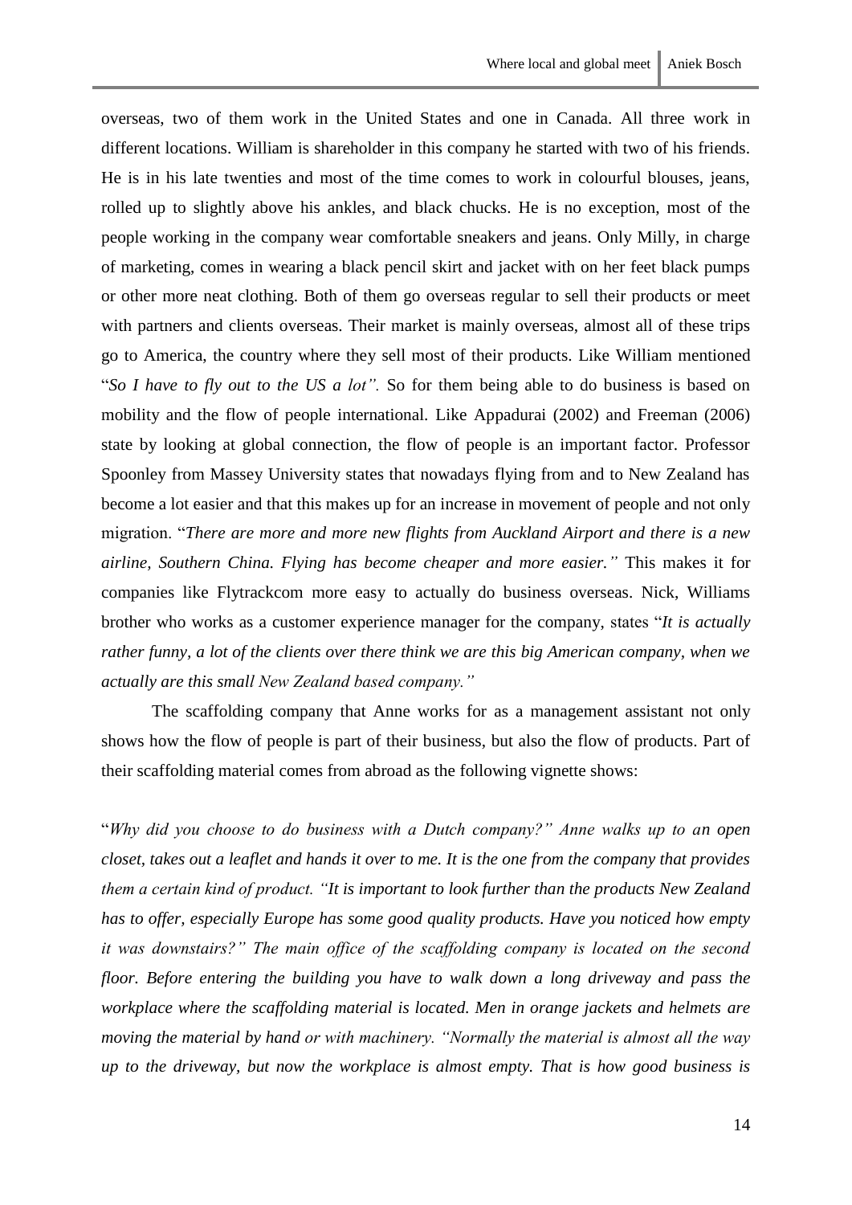overseas, two of them work in the United States and one in Canada. All three work in different locations. William is shareholder in this company he started with two of his friends. He is in his late twenties and most of the time comes to work in colourful blouses, jeans, rolled up to slightly above his ankles, and black chucks. He is no exception, most of the people working in the company wear comfortable sneakers and jeans. Only Milly, in charge of marketing, comes in wearing a black pencil skirt and jacket with on her feet black pumps or other more neat clothing. Both of them go overseas regular to sell their products or meet with partners and clients overseas. Their market is mainly overseas, almost all of these trips go to America, the country where they sell most of their products. Like William mentioned "*So I have to fly out to the US a lot".* So for them being able to do business is based on mobility and the flow of people international. Like Appadurai (2002) and Freeman (2006) state by looking at global connection, the flow of people is an important factor. Professor Spoonley from Massey University states that nowadays flying from and to New Zealand has become a lot easier and that this makes up for an increase in movement of people and not only migration. "*There are more and more new flights from Auckland Airport and there is a new airline, Southern China. Flying has become cheaper and more easier."* This makes it for companies like Flytrackcom more easy to actually do business overseas. Nick, Williams brother who works as a customer experience manager for the company, states "*It is actually rather funny, a lot of the clients over there think we are this big American company, when we actually are this small New Zealand based company."*

The scaffolding company that Anne works for as a management assistant not only shows how the flow of people is part of their business, but also the flow of products. Part of their scaffolding material comes from abroad as the following vignette shows:

"*Why did you choose to do business with a Dutch company?" Anne walks up to an open closet, takes out a leaflet and hands it over to me. It is the one from the company that provides them a certain kind of product. "It is important to look further than the products New Zealand has to offer, especially Europe has some good quality products. Have you noticed how empty it was downstairs?" The main office of the scaffolding company is located on the second floor. Before entering the building you have to walk down a long driveway and pass the workplace where the scaffolding material is located. Men in orange jackets and helmets are moving the material by hand or with machinery. "Normally the material is almost all the way up to the driveway, but now the workplace is almost empty. That is how good business is*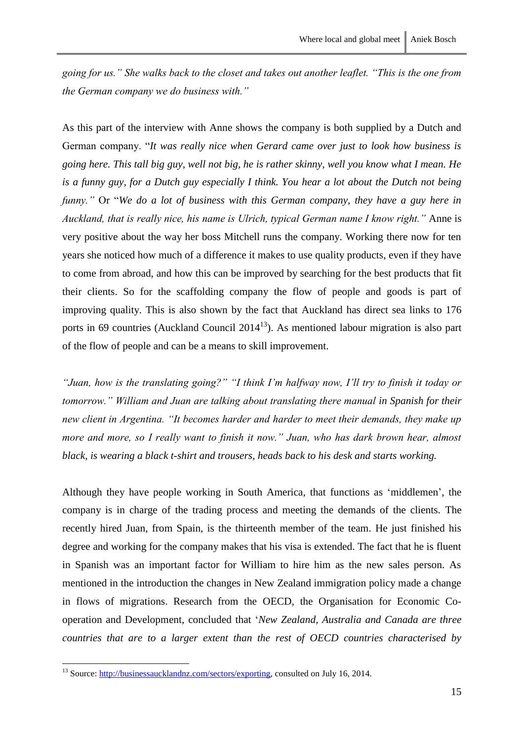*going for us." She walks back to the closet and takes out another leaflet. "This is the one from the German company we do business with."*

As this part of the interview with Anne shows the company is both supplied by a Dutch and German company. "*It was really nice when Gerard came over just to look how business is going here. This tall big guy, well not big, he is rather skinny, well you know what I mean. He is a funny guy, for a Dutch guy especially I think. You hear a lot about the Dutch not being funny."* Or "*We do a lot of business with this German company, they have a guy here in Auckland, that is really nice, his name is Ulrich, typical German name I know right."* Anne is very positive about the way her boss Mitchell runs the company. Working there now for ten years she noticed how much of a difference it makes to use quality products, even if they have to come from abroad, and how this can be improved by searching for the best products that fit their clients. So for the scaffolding company the flow of people and goods is part of improving quality. This is also shown by the fact that Auckland has direct sea links to 176 ports in 69 countries (Auckland Council 2014[13]). As mentioned labour migration is also part of the flow of people and can be a means to skill improvement.

*"Juan, how is the translating going?" "I think I'm halfway now, I'll try to finish it today or tomorrow." William and Juan are talking about translating there manual in Spanish for their new client in Argentina. "It becomes harder and harder to meet their demands, they make up more and more, so I really want to finish it now." Juan, who has dark brown hear, almost black, is wearing a black t-shirt and trousers, heads back to his desk and starts working.*

Although they have people working in South America, that functions as 'middlemen', the company is in charge of the trading process and meeting the demands of the clients. The recently hired Juan, from Spain, is the thirteenth member of the team. He just finished his degree and working for the company makes that his visa is extended. The fact that he is fluent in Spanish was an important factor for William to hire him as the new sales person. As mentioned in the introduction the changes in New Zealand immigration policy made a change in flows of migrations. Research from the OECD, the Organisation for Economic Co-operation and Development, concluded that '*New Zealand, Australia and Canada are three countries that are to a larger extent than the rest of OECD countries characterised by*

---

[13] Source: http://businessaucklandnz.com/sectors/exporting, consulted on July 16, 2014.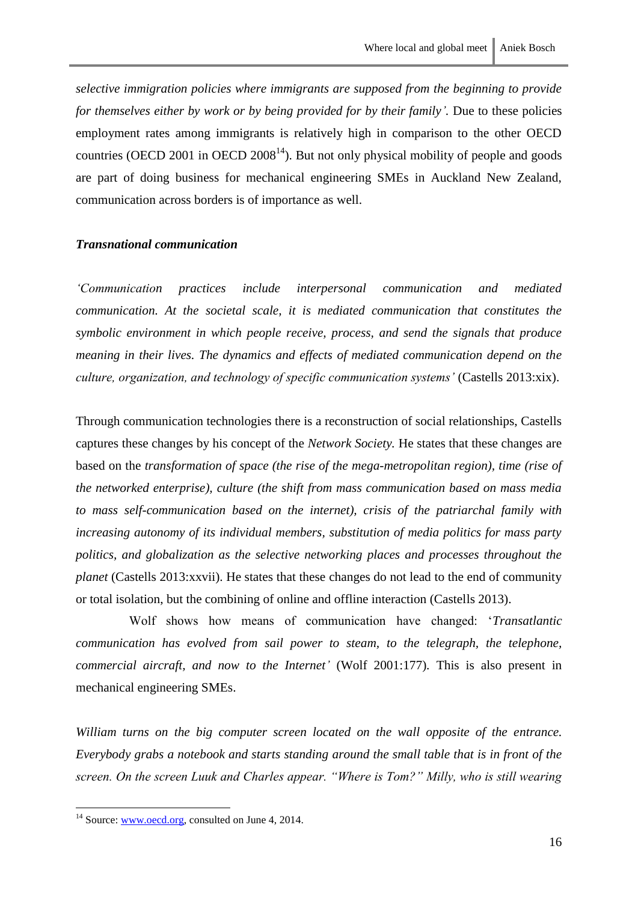*selective immigration policies where immigrants are supposed from the beginning to provide for themselves either by work or by being provided for by their family'.* Due to these policies employment rates among immigrants is relatively high in comparison to the other OECD countries (OECD 2001 in OECD 2008[14]). But not only physical mobility of people and goods are part of doing business for mechanical engineering SMEs in Auckland New Zealand, communication across borders is of importance as well.

***Transnational communication***

*'Communication practices include interpersonal communication and mediated communication. At the societal scale, it is mediated communication that constitutes the symbolic environment in which people receive, process, and send the signals that produce meaning in their lives. The dynamics and effects of mediated communication depend on the culture, organization, and technology of specific communication systems'* (Castells 2013:xix).

Through communication technologies there is a reconstruction of social relationships, Castells captures these changes by his concept of the *Network Society.* He states that these changes are based on the *transformation of space (the rise of the mega-metropolitan region), time (rise of the networked enterprise), culture (the shift from mass communication based on mass media to mass self-communication based on the internet), crisis of the patriarchal family with increasing autonomy of its individual members, substitution of media politics for mass party politics, and globalization as the selective networking places and processes throughout the planet* (Castells 2013:xxvii). He states that these changes do not lead to the end of community or total isolation, but the combining of online and offline interaction (Castells 2013).

Wolf shows how means of communication have changed: '*Transatlantic communication has evolved from sail power to steam, to the telegraph, the telephone, commercial aircraft, and now to the Internet'* (Wolf 2001:177). This is also present in mechanical engineering SMEs.

*William turns on the big computer screen located on the wall opposite of the entrance. Everybody grabs a notebook and starts standing around the small table that is in front of the screen. On the screen Luuk and Charles appear. "Where is Tom?" Milly, who is still wearing*

[14] Source: www.oecd.org, consulted on June 4, 2014.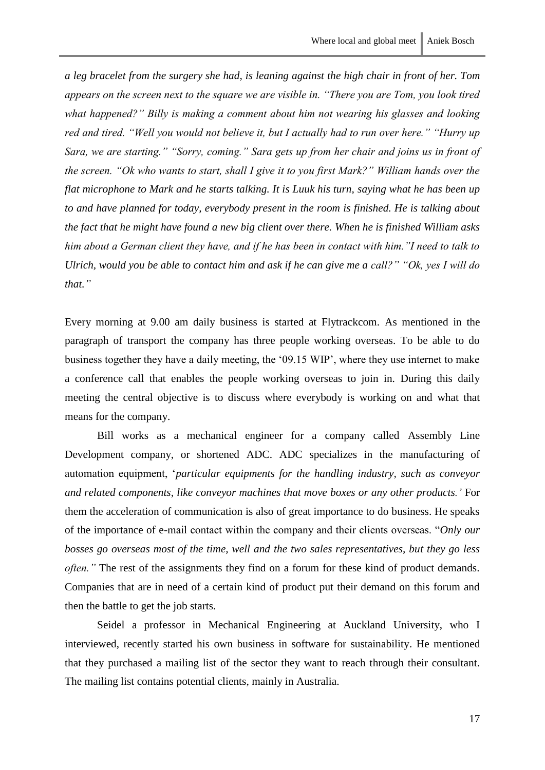*a leg bracelet from the surgery she had, is leaning against the high chair in front of her. Tom appears on the screen next to the square we are visible in. "There you are Tom, you look tired what happened?" Billy is making a comment about him not wearing his glasses and looking red and tired. "Well you would not believe it, but I actually had to run over here." "Hurry up Sara, we are starting." "Sorry, coming." Sara gets up from her chair and joins us in front of the screen. "Ok who wants to start, shall I give it to you first Mark?" William hands over the flat microphone to Mark and he starts talking. It is Luuk his turn, saying what he has been up to and have planned for today, everybody present in the room is finished. He is talking about the fact that he might have found a new big client over there. When he is finished William asks him about a German client they have, and if he has been in contact with him."I need to talk to Ulrich, would you be able to contact him and ask if he can give me a call?" "Ok, yes I will do that."*

Every morning at 9.00 am daily business is started at Flytrackcom. As mentioned in the paragraph of transport the company has three people working overseas. To be able to do business together they have a daily meeting, the '09.15 WIP', where they use internet to make a conference call that enables the people working overseas to join in. During this daily meeting the central objective is to discuss where everybody is working on and what that means for the company.

Bill works as a mechanical engineer for a company called Assembly Line Development company, or shortened ADC. ADC specializes in the manufacturing of automation equipment, '*particular equipments for the handling industry, such as conveyor and related components, like conveyor machines that move boxes or any other products.'* For them the acceleration of communication is also of great importance to do business. He speaks of the importance of e-mail contact within the company and their clients overseas. "*Only our bosses go overseas most of the time, well and the two sales representatives, but they go less often."* The rest of the assignments they find on a forum for these kind of product demands. Companies that are in need of a certain kind of product put their demand on this forum and then the battle to get the job starts.

Seidel a professor in Mechanical Engineering at Auckland University, who I interviewed, recently started his own business in software for sustainability. He mentioned that they purchased a mailing list of the sector they want to reach through their consultant. The mailing list contains potential clients, mainly in Australia.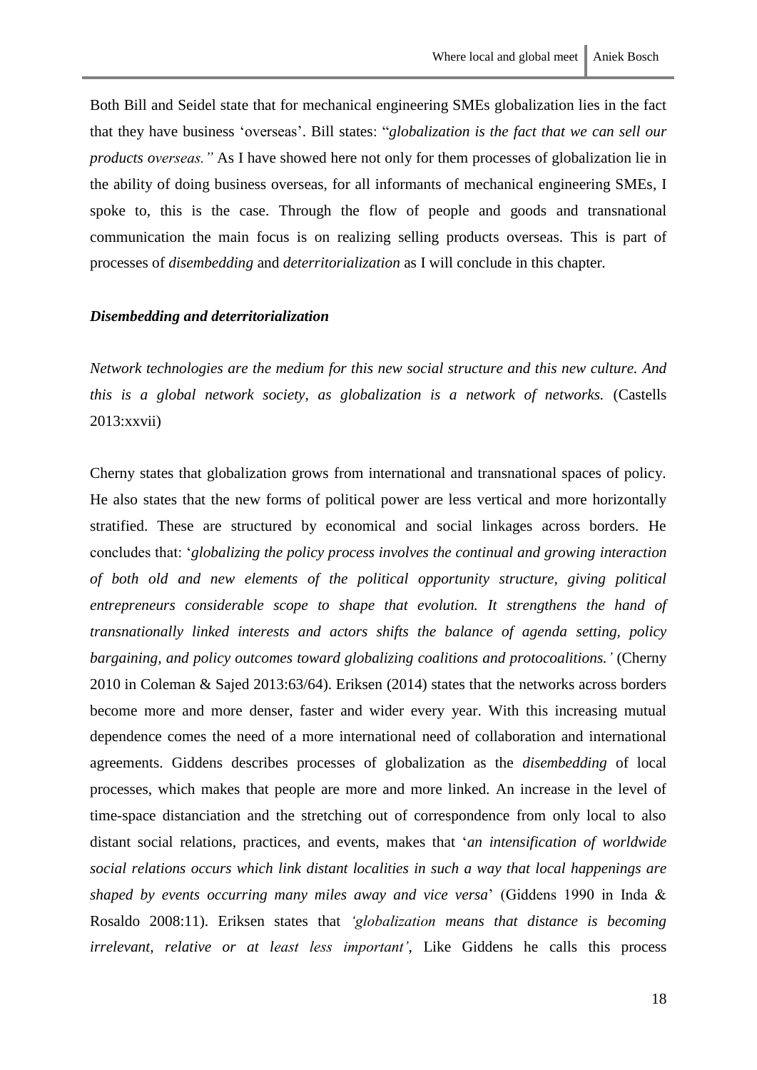Both Bill and Seidel state that for mechanical engineering SMEs globalization lies in the fact that they have business 'overseas'. Bill states: "*globalization is the fact that we can sell our products overseas."* As I have showed here not only for them processes of globalization lie in the ability of doing business overseas, for all informants of mechanical engineering SMEs, I spoke to, this is the case. Through the flow of people and goods and transnational communication the main focus is on realizing selling products overseas. This is part of processes of *disembedding* and *deterritorialization* as I will conclude in this chapter.

### *Disembedding and deterritorialization*

*Network technologies are the medium for this new social structure and this new culture. And this is a global network society, as globalization is a network of networks.* (Castells 2013:xxvii)

Cherny states that globalization grows from international and transnational spaces of policy. He also states that the new forms of political power are less vertical and more horizontally stratified. These are structured by economical and social linkages across borders. He concludes that: '*globalizing the policy process involves the continual and growing interaction of both old and new elements of the political opportunity structure, giving political entrepreneurs considerable scope to shape that evolution. It strengthens the hand of transnationally linked interests and actors shifts the balance of agenda setting, policy bargaining, and policy outcomes toward globalizing coalitions and protocoalitions.'* (Cherny 2010 in Coleman & Sajed 2013:63/64). Eriksen (2014) states that the networks across borders become more and more denser, faster and wider every year. With this increasing mutual dependence comes the need of a more international need of collaboration and international agreements. Giddens describes processes of globalization as the *disembedding* of local processes, which makes that people are more and more linked. An increase in the level of time-space distanciation and the stretching out of correspondence from only local to also distant social relations, practices, and events, makes that '*an intensification of worldwide social relations occurs which link distant localities in such a way that local happenings are shaped by events occurring many miles away and vice versa*' (Giddens 1990 in Inda & Rosaldo 2008:11). Eriksen states that *'globalization means that distance is becoming irrelevant, relative or at least less important'*, Like Giddens he calls this process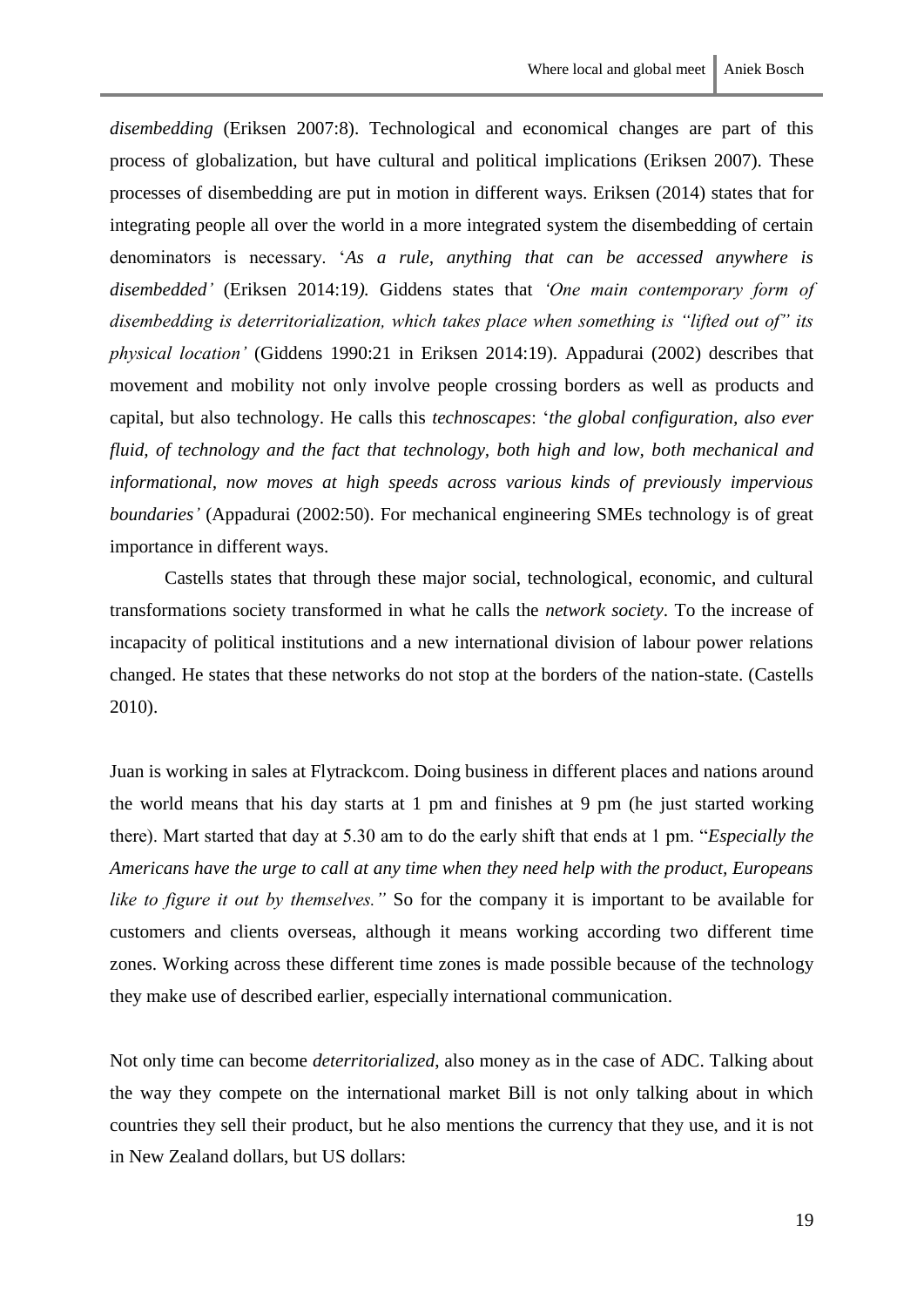*disembedding* (Eriksen 2007:8). Technological and economical changes are part of this process of globalization, but have cultural and political implications (Eriksen 2007). These processes of disembedding are put in motion in different ways. Eriksen (2014) states that for integrating people all over the world in a more integrated system the disembedding of certain denominators is necessary. '*As a rule, anything that can be accessed anywhere is disembedded'* (Eriksen 2014:19*).* Giddens states that *'One main contemporary form of disembedding is deterritorialization, which takes place when something is "lifted out of" its physical location'* (Giddens 1990:21 in Eriksen 2014:19). Appadurai (2002) describes that movement and mobility not only involve people crossing borders as well as products and capital, but also technology. He calls this *technoscapes*: '*the global configuration, also ever fluid, of technology and the fact that technology, both high and low, both mechanical and informational, now moves at high speeds across various kinds of previously impervious boundaries'* (Appadurai (2002:50). For mechanical engineering SMEs technology is of great importance in different ways.

Castells states that through these major social, technological, economic, and cultural transformations society transformed in what he calls the *network society*. To the increase of incapacity of political institutions and a new international division of labour power relations changed. He states that these networks do not stop at the borders of the nation-state. (Castells 2010).

Juan is working in sales at Flytrackcom. Doing business in different places and nations around the world means that his day starts at 1 pm and finishes at 9 pm (he just started working there). Mart started that day at 5.30 am to do the early shift that ends at 1 pm. "*Especially the Americans have the urge to call at any time when they need help with the product, Europeans like to figure it out by themselves."* So for the company it is important to be available for customers and clients overseas, although it means working according two different time zones. Working across these different time zones is made possible because of the technology they make use of described earlier, especially international communication.

Not only time can become *deterritorialized*, also money as in the case of ADC. Talking about the way they compete on the international market Bill is not only talking about in which countries they sell their product, but he also mentions the currency that they use, and it is not in New Zealand dollars, but US dollars: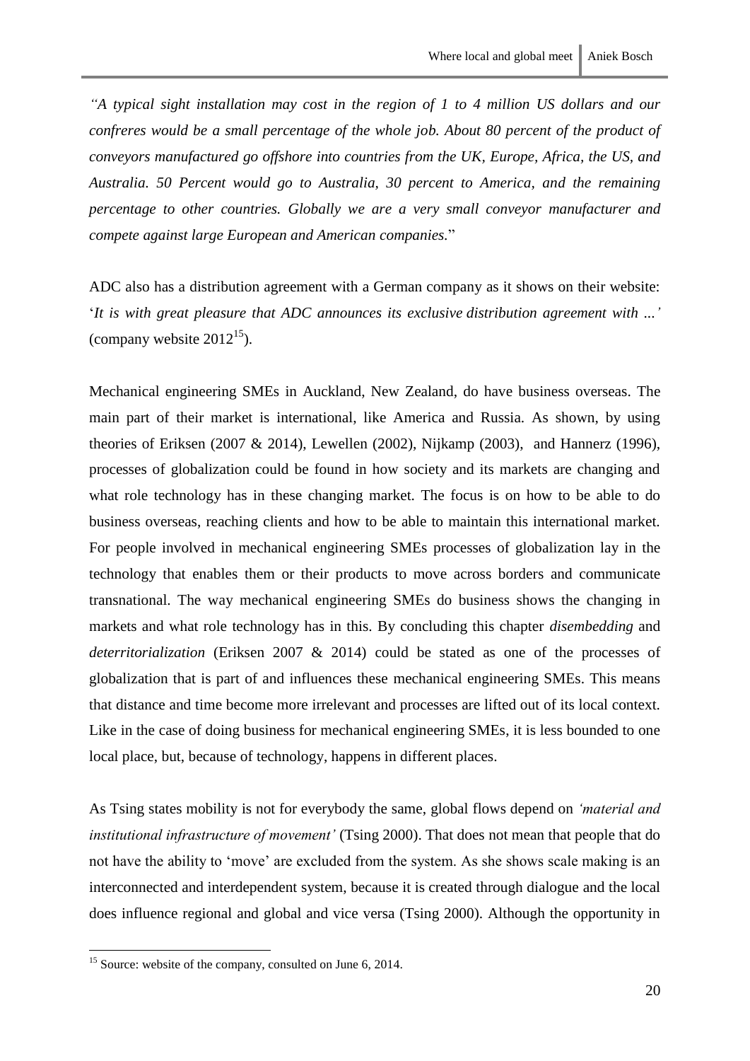*"A typical sight installation may cost in the region of 1 to 4 million US dollars and our confreres would be a small percentage of the whole job. About 80 percent of the product of conveyors manufactured go offshore into countries from the UK, Europe, Africa, the US, and Australia. 50 Percent would go to Australia, 30 percent to America, and the remaining percentage to other countries. Globally we are a very small conveyor manufacturer and compete against large European and American companies.*"

ADC also has a distribution agreement with a German company as it shows on their website: '*It is with great pleasure that ADC announces its exclusive distribution agreement with …'* (company website 2012[15]).

Mechanical engineering SMEs in Auckland, New Zealand, do have business overseas. The main part of their market is international, like America and Russia. As shown, by using theories of Eriksen (2007 & 2014), Lewellen (2002), Nijkamp (2003), and Hannerz (1996), processes of globalization could be found in how society and its markets are changing and what role technology has in these changing market. The focus is on how to be able to do business overseas, reaching clients and how to be able to maintain this international market. For people involved in mechanical engineering SMEs processes of globalization lay in the technology that enables them or their products to move across borders and communicate transnational. The way mechanical engineering SMEs do business shows the changing in markets and what role technology has in this. By concluding this chapter *disembedding* and *deterritorialization* (Eriksen 2007 & 2014) could be stated as one of the processes of globalization that is part of and influences these mechanical engineering SMEs. This means that distance and time become more irrelevant and processes are lifted out of its local context. Like in the case of doing business for mechanical engineering SMEs, it is less bounded to one local place, but, because of technology, happens in different places.

As Tsing states mobility is not for everybody the same, global flows depend on *'material and institutional infrastructure of movement'* (Tsing 2000). That does not mean that people that do not have the ability to 'move' are excluded from the system. As she shows scale making is an interconnected and interdependent system, because it is created through dialogue and the local does influence regional and global and vice versa (Tsing 2000). Although the opportunity in

[15] Source: website of the company, consulted on June 6, 2014.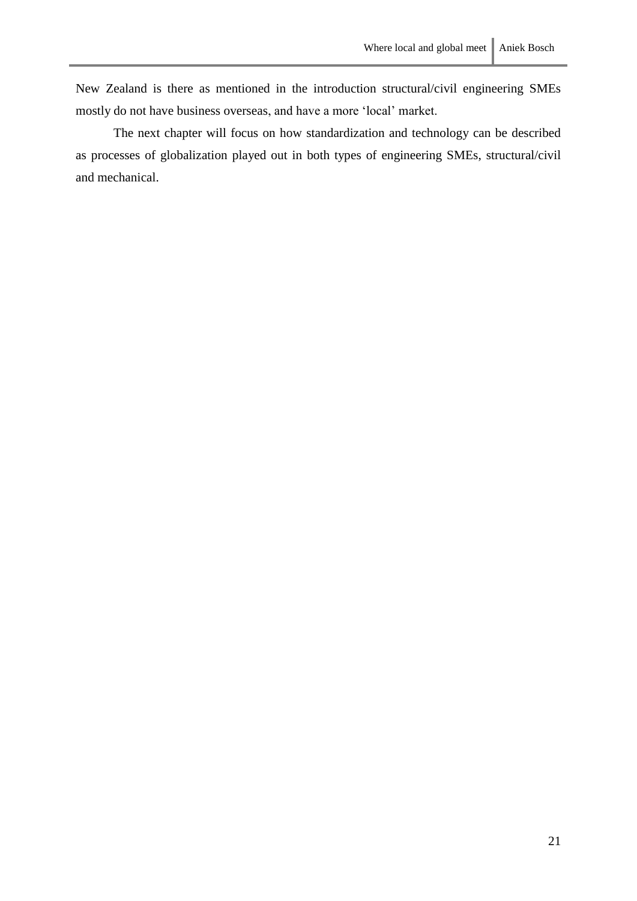New Zealand is there as mentioned in the introduction structural/civil engineering SMEs mostly do not have business overseas, and have a more 'local' market.

The next chapter will focus on how standardization and technology can be described as processes of globalization played out in both types of engineering SMEs, structural/civil and mechanical.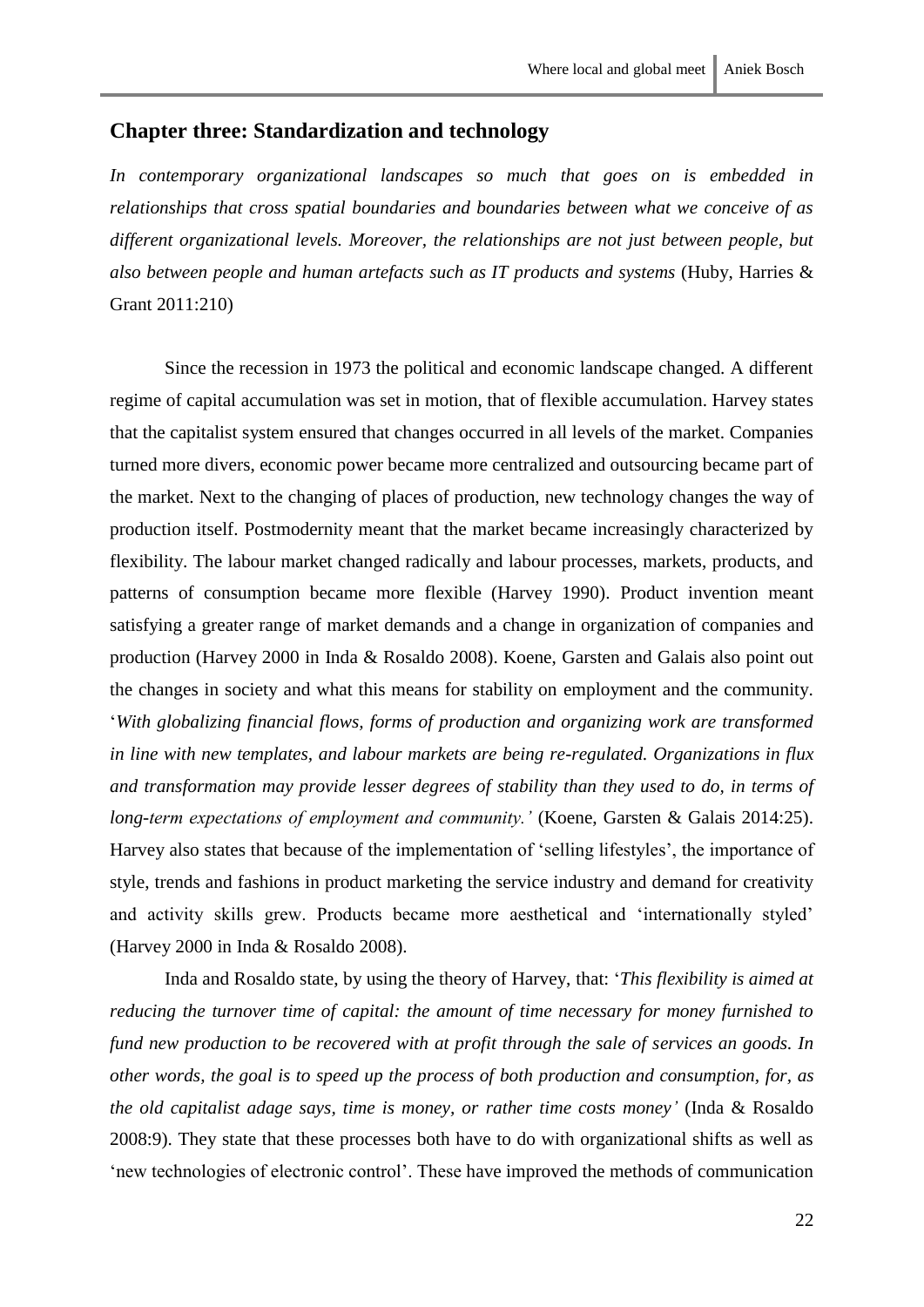## Chapter three: Standardization and technology

*In contemporary organizational landscapes so much that goes on is embedded in relationships that cross spatial boundaries and boundaries between what we conceive of as different organizational levels. Moreover, the relationships are not just between people, but also between people and human artefacts such as IT products and systems* (Huby, Harries & Grant 2011:210)

Since the recession in 1973 the political and economic landscape changed. A different regime of capital accumulation was set in motion, that of flexible accumulation. Harvey states that the capitalist system ensured that changes occurred in all levels of the market. Companies turned more divers, economic power became more centralized and outsourcing became part of the market. Next to the changing of places of production, new technology changes the way of production itself. Postmodernity meant that the market became increasingly characterized by flexibility. The labour market changed radically and labour processes, markets, products, and patterns of consumption became more flexible (Harvey 1990). Product invention meant satisfying a greater range of market demands and a change in organization of companies and production (Harvey 2000 in Inda & Rosaldo 2008). Koene, Garsten and Galais also point out the changes in society and what this means for stability on employment and the community. '*With globalizing financial flows, forms of production and organizing work are transformed in line with new templates, and labour markets are being re-regulated. Organizations in flux and transformation may provide lesser degrees of stability than they used to do, in terms of long-term expectations of employment and community.'* (Koene, Garsten & Galais 2014:25). Harvey also states that because of the implementation of 'selling lifestyles', the importance of style, trends and fashions in product marketing the service industry and demand for creativity and activity skills grew. Products became more aesthetical and 'internationally styled' (Harvey 2000 in Inda & Rosaldo 2008).

Inda and Rosaldo state, by using the theory of Harvey, that: '*This flexibility is aimed at reducing the turnover time of capital: the amount of time necessary for money furnished to fund new production to be recovered with at profit through the sale of services an goods. In other words, the goal is to speed up the process of both production and consumption, for, as the old capitalist adage says, time is money, or rather time costs money'* (Inda & Rosaldo 2008:9). They state that these processes both have to do with organizational shifts as well as 'new technologies of electronic control'. These have improved the methods of communication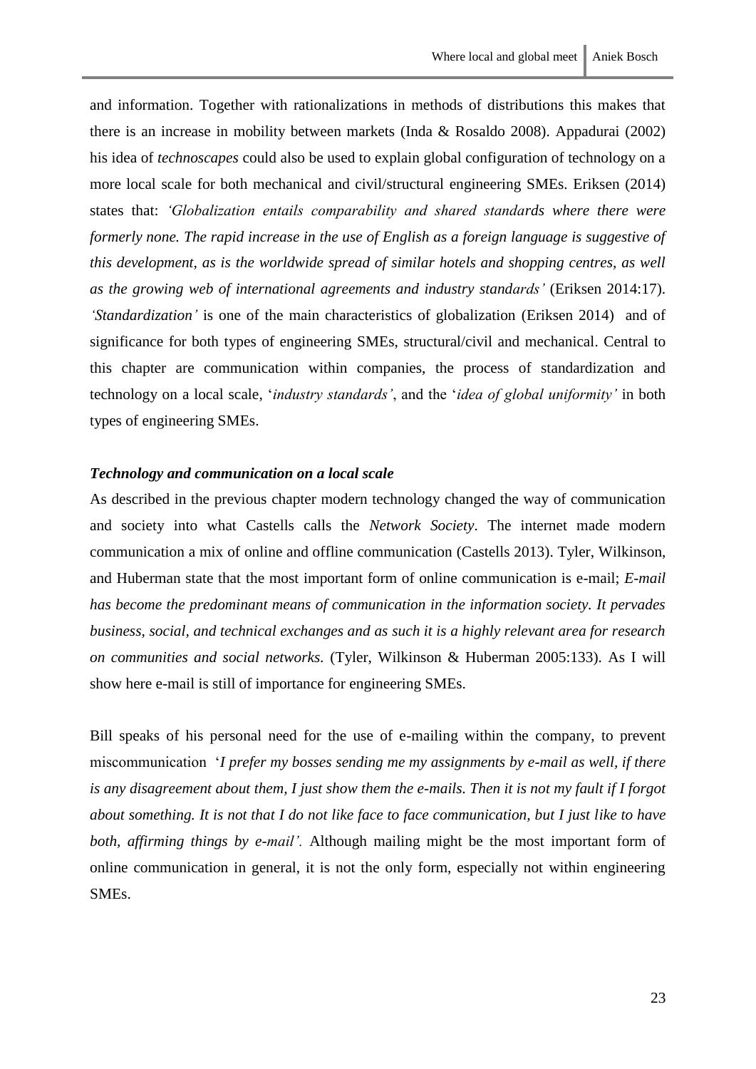and information. Together with rationalizations in methods of distributions this makes that there is an increase in mobility between markets (Inda & Rosaldo 2008). Appadurai (2002) his idea of *technoscapes* could also be used to explain global configuration of technology on a more local scale for both mechanical and civil/structural engineering SMEs. Eriksen (2014) states that: *'Globalization entails comparability and shared standards where there were formerly none. The rapid increase in the use of English as a foreign language is suggestive of this development, as is the worldwide spread of similar hotels and shopping centres, as well as the growing web of international agreements and industry standards'* (Eriksen 2014:17). *'Standardization'* is one of the main characteristics of globalization (Eriksen 2014) and of significance for both types of engineering SMEs, structural/civil and mechanical. Central to this chapter are communication within companies, the process of standardization and technology on a local scale, '*industry standards'*, and the '*idea of global uniformity'* in both types of engineering SMEs.

***Technology and communication on a local scale***

As described in the previous chapter modern technology changed the way of communication and society into what Castells calls the *Network Society*. The internet made modern communication a mix of online and offline communication (Castells 2013). Tyler, Wilkinson, and Huberman state that the most important form of online communication is e-mail; *E-mail has become the predominant means of communication in the information society. It pervades business, social, and technical exchanges and as such it is a highly relevant area for research on communities and social networks.* (Tyler, Wilkinson & Huberman 2005:133). As I will show here e-mail is still of importance for engineering SMEs.

Bill speaks of his personal need for the use of e-mailing within the company, to prevent miscommunication '*I prefer my bosses sending me my assignments by e-mail as well, if there is any disagreement about them, I just show them the e-mails. Then it is not my fault if I forgot about something. It is not that I do not like face to face communication, but I just like to have both, affirming things by e-mail'.* Although mailing might be the most important form of online communication in general, it is not the only form, especially not within engineering SMEs.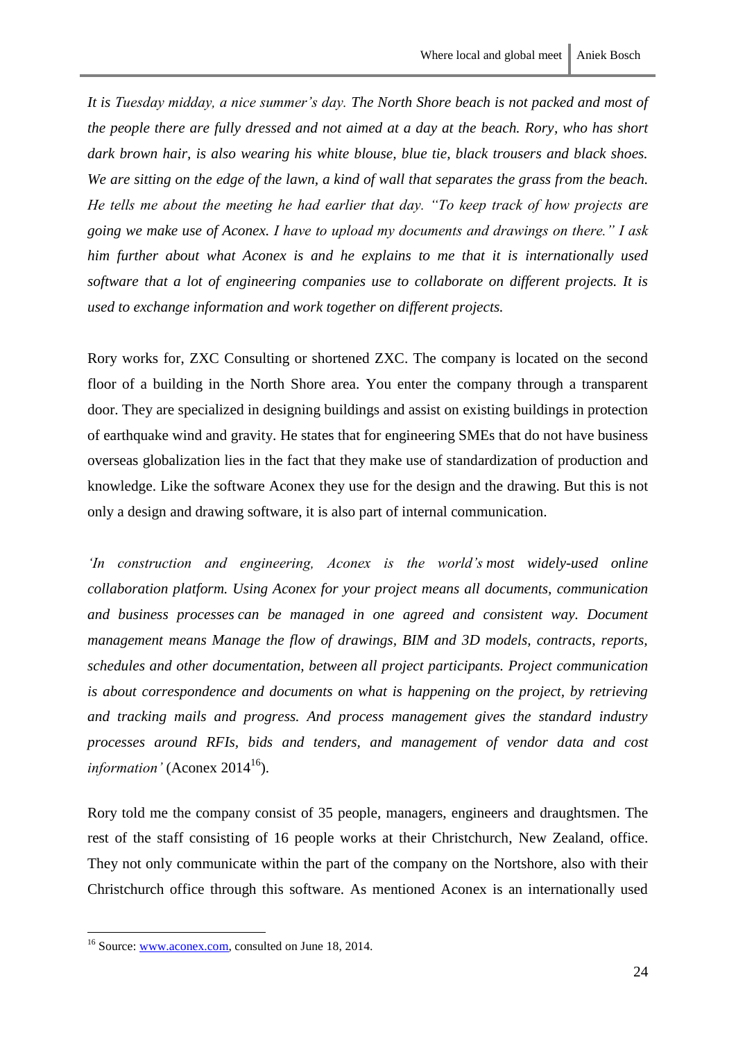*It is Tuesday midday, a nice summer's day. The North Shore beach is not packed and most of the people there are fully dressed and not aimed at a day at the beach. Rory, who has short dark brown hair, is also wearing his white blouse, blue tie, black trousers and black shoes. We are sitting on the edge of the lawn, a kind of wall that separates the grass from the beach. He tells me about the meeting he had earlier that day. "To keep track of how projects are going we make use of Aconex. I have to upload my documents and drawings on there." I ask him further about what Aconex is and he explains to me that it is internationally used software that a lot of engineering companies use to collaborate on different projects. It is used to exchange information and work together on different projects.*

Rory works for, ZXC Consulting or shortened ZXC. The company is located on the second floor of a building in the North Shore area. You enter the company through a transparent door. They are specialized in designing buildings and assist on existing buildings in protection of earthquake wind and gravity. He states that for engineering SMEs that do not have business overseas globalization lies in the fact that they make use of standardization of production and knowledge. Like the software Aconex they use for the design and the drawing. But this is not only a design and drawing software, it is also part of internal communication.

*'In construction and engineering, Aconex is the world's most widely-used online collaboration platform. Using Aconex for your project means all documents, communication and business processes can be managed in one agreed and consistent way. Document management means Manage the flow of drawings, BIM and 3D models, contracts, reports, schedules and other documentation, between all project participants. Project communication is about correspondence and documents on what is happening on the project, by retrieving and tracking mails and progress. And process management gives the standard industry processes around RFIs, bids and tenders, and management of vendor data and cost information'* (Aconex 2014[16]).

Rory told me the company consist of 35 people, managers, engineers and draughtsmen. The rest of the staff consisting of 16 people works at their Christchurch, New Zealand, office. They not only communicate within the part of the company on the Nortshore, also with their Christchurch office through this software. As mentioned Aconex is an internationally used

[16] Source: www.aconex.com, consulted on June 18, 2014.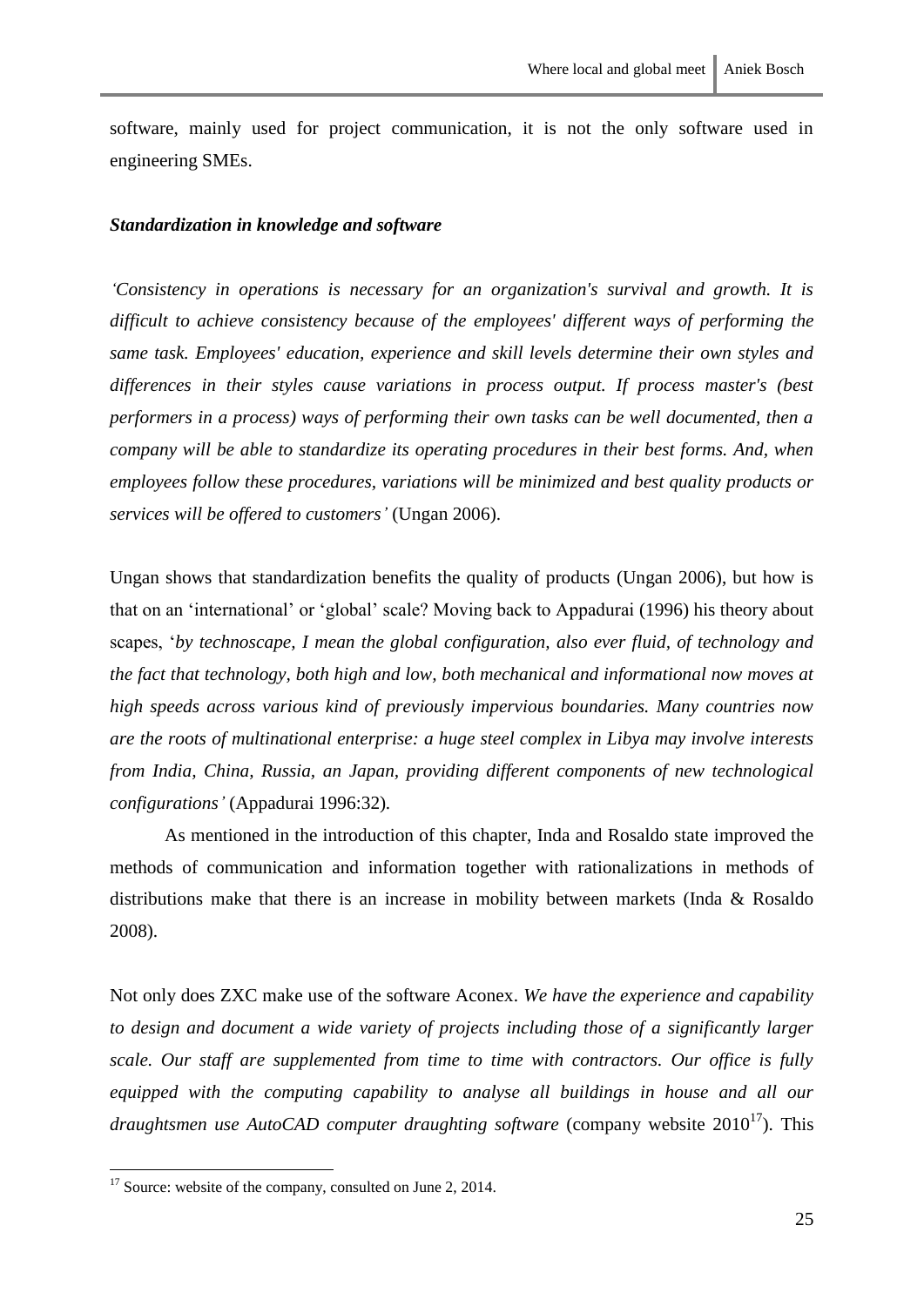software, mainly used for project communication, it is not the only software used in engineering SMEs.

***Standardization in knowledge and software***

*'Consistency in operations is necessary for an organization's survival and growth. It is difficult to achieve consistency because of the employees' different ways of performing the same task. Employees' education, experience and skill levels determine their own styles and differences in their styles cause variations in process output. If process master's (best performers in a process) ways of performing their own tasks can be well documented, then a company will be able to standardize its operating procedures in their best forms. And, when employees follow these procedures, variations will be minimized and best quality products or services will be offered to customers'* (Ungan 2006).

Ungan shows that standardization benefits the quality of products (Ungan 2006), but how is that on an 'international' or 'global' scale? Moving back to Appadurai (1996) his theory about scapes, '*by technoscape, I mean the global configuration, also ever fluid, of technology and the fact that technology, both high and low, both mechanical and informational now moves at high speeds across various kind of previously impervious boundaries. Many countries now are the roots of multinational enterprise: a huge steel complex in Libya may involve interests from India, China, Russia, an Japan, providing different components of new technological configurations'* (Appadurai 1996:32).

As mentioned in the introduction of this chapter, Inda and Rosaldo state improved the methods of communication and information together with rationalizations in methods of distributions make that there is an increase in mobility between markets (Inda & Rosaldo 2008).

Not only does ZXC make use of the software Aconex. *We have the experience and capability to design and document a wide variety of projects including those of a significantly larger scale. Our staff are supplemented from time to time with contractors. Our office is fully equipped with the computing capability to analyse all buildings in house and all our draughtsmen use AutoCAD computer draughting software* (company website 2010[17]). This

[17] Source: website of the company, consulted on June 2, 2014.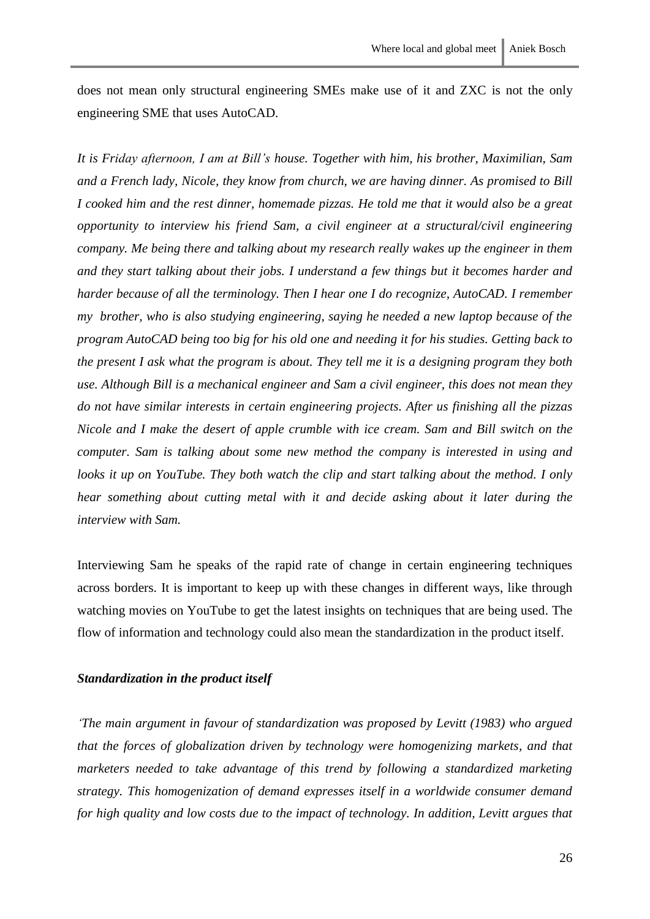does not mean only structural engineering SMEs make use of it and ZXC is not the only engineering SME that uses AutoCAD.

*It is Friday afternoon, I am at Bill's house. Together with him, his brother, Maximilian, Sam and a French lady, Nicole, they know from church, we are having dinner. As promised to Bill I cooked him and the rest dinner, homemade pizzas. He told me that it would also be a great opportunity to interview his friend Sam, a civil engineer at a structural/civil engineering company. Me being there and talking about my research really wakes up the engineer in them and they start talking about their jobs. I understand a few things but it becomes harder and harder because of all the terminology. Then I hear one I do recognize, AutoCAD. I remember my brother, who is also studying engineering, saying he needed a new laptop because of the program AutoCAD being too big for his old one and needing it for his studies. Getting back to the present I ask what the program is about. They tell me it is a designing program they both use. Although Bill is a mechanical engineer and Sam a civil engineer, this does not mean they do not have similar interests in certain engineering projects. After us finishing all the pizzas Nicole and I make the desert of apple crumble with ice cream. Sam and Bill switch on the computer. Sam is talking about some new method the company is interested in using and looks it up on YouTube. They both watch the clip and start talking about the method. I only hear something about cutting metal with it and decide asking about it later during the interview with Sam.*

Interviewing Sam he speaks of the rapid rate of change in certain engineering techniques across borders. It is important to keep up with these changes in different ways, like through watching movies on YouTube to get the latest insights on techniques that are being used. The flow of information and technology could also mean the standardization in the product itself.

***Standardization in the product itself***

*'The main argument in favour of standardization was proposed by Levitt (1983) who argued that the forces of globalization driven by technology were homogenizing markets, and that marketers needed to take advantage of this trend by following a standardized marketing strategy. This homogenization of demand expresses itself in a worldwide consumer demand for high quality and low costs due to the impact of technology. In addition, Levitt argues that*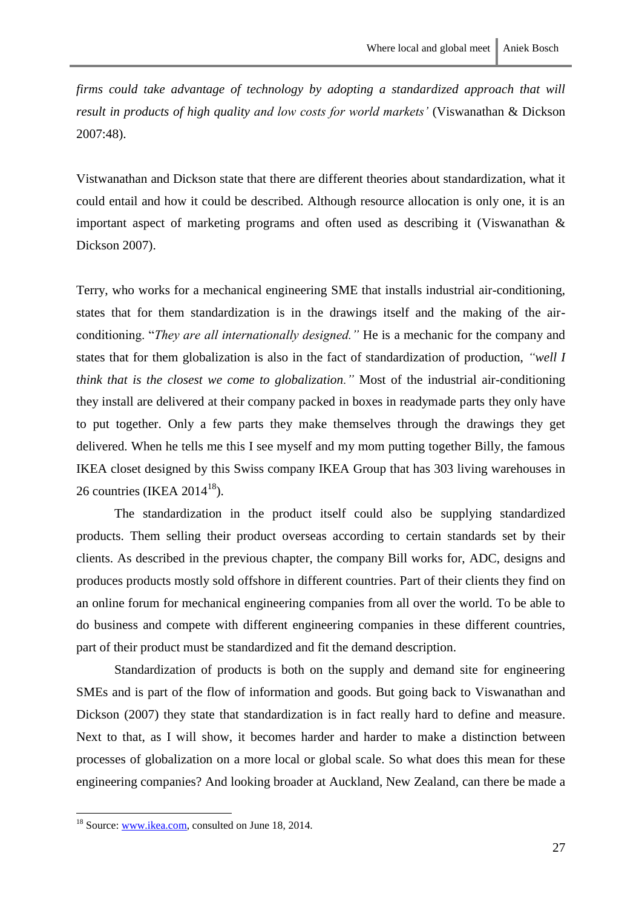*firms could take advantage of technology by adopting a standardized approach that will result in products of high quality and low costs for world markets'* (Viswanathan & Dickson 2007:48).

Vistwanathan and Dickson state that there are different theories about standardization, what it could entail and how it could be described. Although resource allocation is only one, it is an important aspect of marketing programs and often used as describing it (Viswanathan & Dickson 2007).

Terry, who works for a mechanical engineering SME that installs industrial air-conditioning, states that for them standardization is in the drawings itself and the making of the air-conditioning. "*They are all internationally designed."* He is a mechanic for the company and states that for them globalization is also in the fact of standardization of production, *"well I think that is the closest we come to globalization."* Most of the industrial air-conditioning they install are delivered at their company packed in boxes in readymade parts they only have to put together. Only a few parts they make themselves through the drawings they get delivered. When he tells me this I see myself and my mom putting together Billy, the famous IKEA closet designed by this Swiss company IKEA Group that has 303 living warehouses in 26 countries (IKEA 2014[18]).

The standardization in the product itself could also be supplying standardized products. Them selling their product overseas according to certain standards set by their clients. As described in the previous chapter, the company Bill works for, ADC, designs and produces products mostly sold offshore in different countries. Part of their clients they find on an online forum for mechanical engineering companies from all over the world. To be able to do business and compete with different engineering companies in these different countries, part of their product must be standardized and fit the demand description.

Standardization of products is both on the supply and demand site for engineering SMEs and is part of the flow of information and goods. But going back to Viswanathan and Dickson (2007) they state that standardization is in fact really hard to define and measure. Next to that, as I will show, it becomes harder and harder to make a distinction between processes of globalization on a more local or global scale. So what does this mean for these engineering companies? And looking broader at Auckland, New Zealand, can there be made a

[18] Source: www.ikea.com, consulted on June 18, 2014.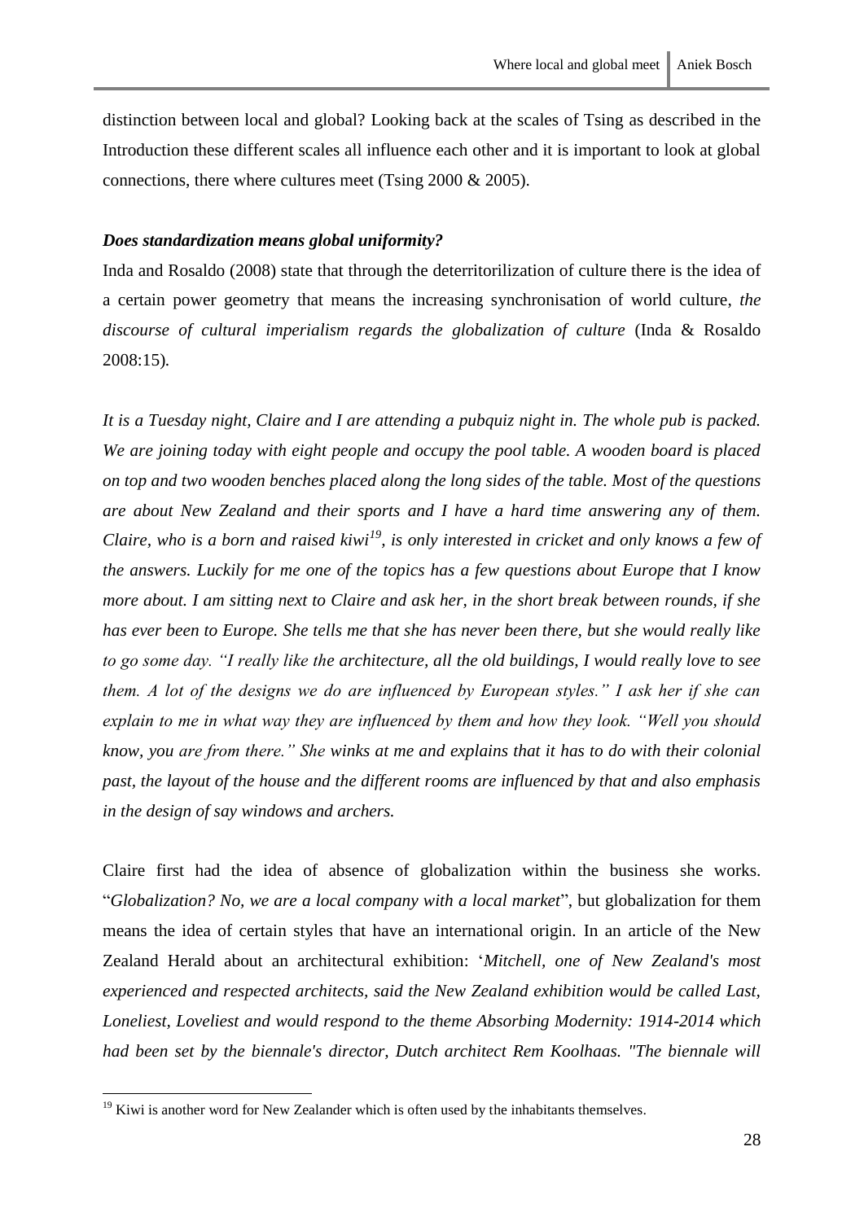distinction between local and global? Looking back at the scales of Tsing as described in the Introduction these different scales all influence each other and it is important to look at global connections, there where cultures meet (Tsing 2000 & 2005).

***Does standardization means global uniformity?***

Inda and Rosaldo (2008) state that through the deterritorilization of culture there is the idea of a certain power geometry that means the increasing synchronisation of world culture, *the discourse of cultural imperialism regards the globalization of culture* (Inda & Rosaldo 2008:15).

*It is a Tuesday night, Claire and I are attending a pubquiz night in. The whole pub is packed. We are joining today with eight people and occupy the pool table. A wooden board is placed on top and two wooden benches placed along the long sides of the table. Most of the questions are about New Zealand and their sports and I have a hard time answering any of them. Claire, who is a born and raised kiwi[19], is only interested in cricket and only knows a few of the answers. Luckily for me one of the topics has a few questions about Europe that I know more about. I am sitting next to Claire and ask her, in the short break between rounds, if she has ever been to Europe. She tells me that she has never been there, but she would really like to go some day. "I really like the architecture, all the old buildings, I would really love to see them. A lot of the designs we do are influenced by European styles." I ask her if she can explain to me in what way they are influenced by them and how they look. "Well you should know, you are from there." She winks at me and explains that it has to do with their colonial past, the layout of the house and the different rooms are influenced by that and also emphasis in the design of say windows and archers.*

Claire first had the idea of absence of globalization within the business she works. "*Globalization? No, we are a local company with a local market*", but globalization for them means the idea of certain styles that have an international origin. In an article of the New Zealand Herald about an architectural exhibition: '*Mitchell, one of New Zealand's most experienced and respected architects, said the New Zealand exhibition would be called Last, Loneliest, Loveliest and would respond to the theme Absorbing Modernity: 1914-2014 which had been set by the biennale's director, Dutch architect Rem Koolhaas. "The biennale will*

[19] Kiwi is another word for New Zealander which is often used by the inhabitants themselves.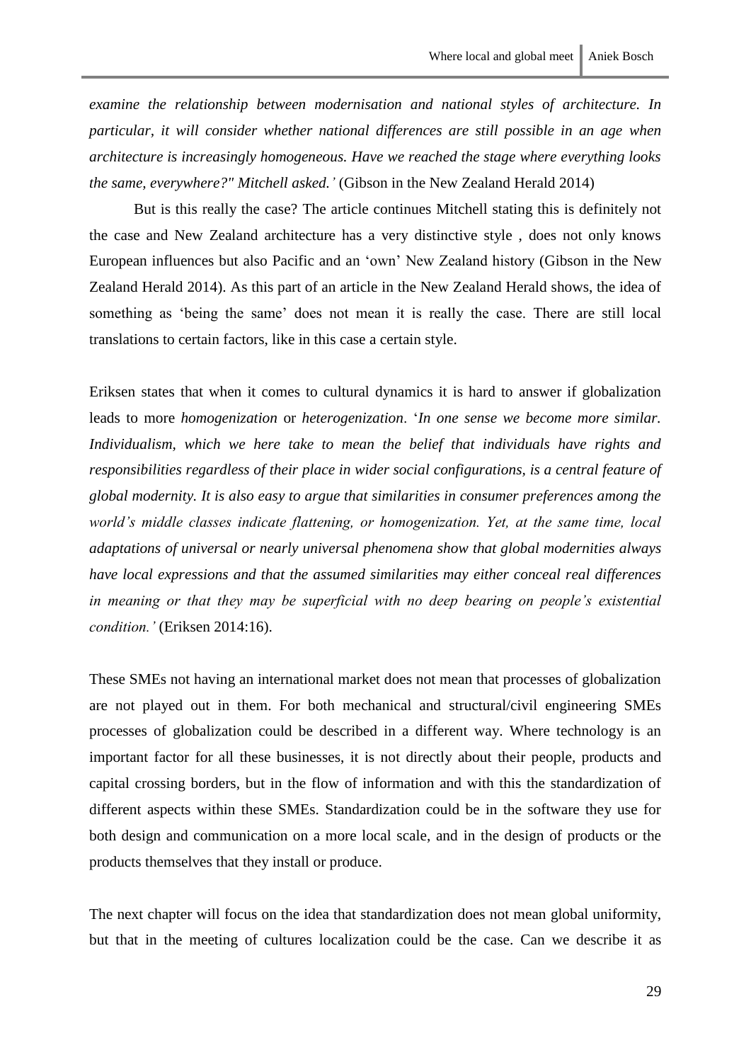*examine the relationship between modernisation and national styles of architecture. In particular, it will consider whether national differences are still possible in an age when architecture is increasingly homogeneous. Have we reached the stage where everything looks the same, everywhere?" Mitchell asked.'* (Gibson in the New Zealand Herald 2014)

But is this really the case? The article continues Mitchell stating this is definitely not the case and New Zealand architecture has a very distinctive style , does not only knows European influences but also Pacific and an 'own' New Zealand history (Gibson in the New Zealand Herald 2014). As this part of an article in the New Zealand Herald shows, the idea of something as 'being the same' does not mean it is really the case. There are still local translations to certain factors, like in this case a certain style.

Eriksen states that when it comes to cultural dynamics it is hard to answer if globalization leads to more *homogenization* or *heterogenization*. '*In one sense we become more similar. Individualism, which we here take to mean the belief that individuals have rights and responsibilities regardless of their place in wider social configurations, is a central feature of global modernity. It is also easy to argue that similarities in consumer preferences among the world's middle classes indicate flattening, or homogenization. Yet, at the same time, local adaptations of universal or nearly universal phenomena show that global modernities always have local expressions and that the assumed similarities may either conceal real differences in meaning or that they may be superficial with no deep bearing on people's existential condition.'* (Eriksen 2014:16).

These SMEs not having an international market does not mean that processes of globalization are not played out in them. For both mechanical and structural/civil engineering SMEs processes of globalization could be described in a different way. Where technology is an important factor for all these businesses, it is not directly about their people, products and capital crossing borders, but in the flow of information and with this the standardization of different aspects within these SMEs. Standardization could be in the software they use for both design and communication on a more local scale, and in the design of products or the products themselves that they install or produce.

The next chapter will focus on the idea that standardization does not mean global uniformity, but that in the meeting of cultures localization could be the case. Can we describe it as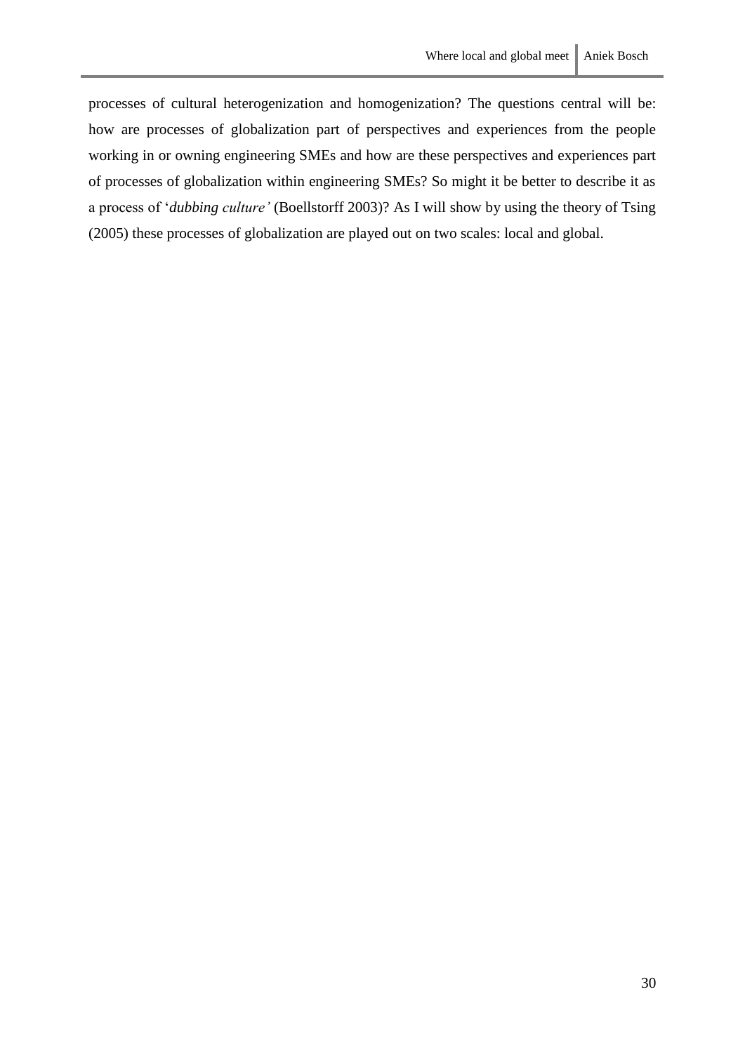processes of cultural heterogenization and homogenization? The questions central will be: how are processes of globalization part of perspectives and experiences from the people working in or owning engineering SMEs and how are these perspectives and experiences part of processes of globalization within engineering SMEs? So might it be better to describe it as a process of '*dubbing culture'* (Boellstorff 2003)? As I will show by using the theory of Tsing (2005) these processes of globalization are played out on two scales: local and global.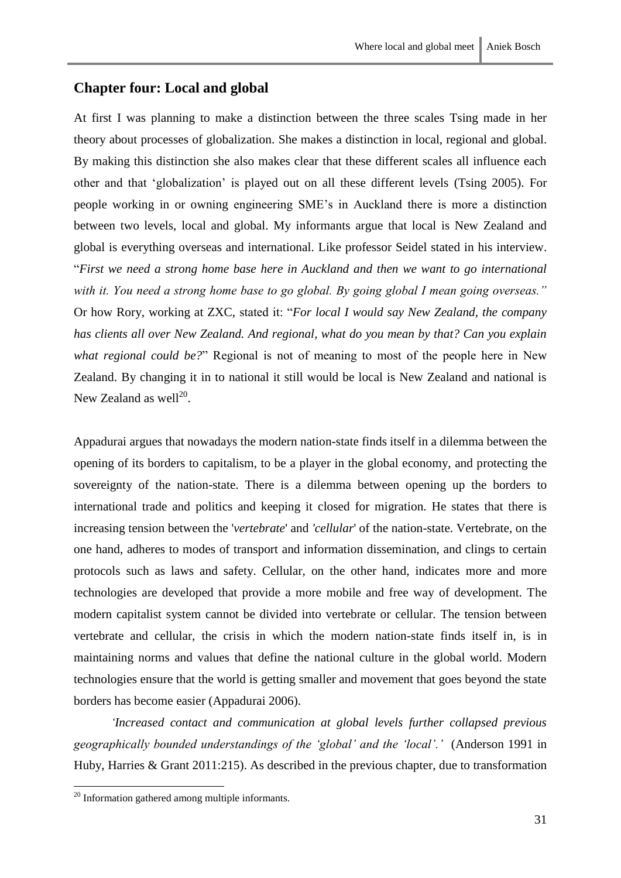## Chapter four: Local and global

At first I was planning to make a distinction between the three scales Tsing made in her theory about processes of globalization. She makes a distinction in local, regional and global. By making this distinction she also makes clear that these different scales all influence each other and that 'globalization' is played out on all these different levels (Tsing 2005). For people working in or owning engineering SME's in Auckland there is more a distinction between two levels, local and global. My informants argue that local is New Zealand and global is everything overseas and international. Like professor Seidel stated in his interview. "*First we need a strong home base here in Auckland and then we want to go international with it. You need a strong home base to go global. By going global I mean going overseas."* Or how Rory, working at ZXC, stated it: "*For local I would say New Zealand, the company has clients all over New Zealand. And regional, what do you mean by that? Can you explain what regional could be?*" Regional is not of meaning to most of the people here in New Zealand. By changing it in to national it still would be local is New Zealand and national is New Zealand as well[20].

Appadurai argues that nowadays the modern nation-state finds itself in a dilemma between the opening of its borders to capitalism, to be a player in the global economy, and protecting the sovereignty of the nation-state. There is a dilemma between opening up the borders to international trade and politics and keeping it closed for migration. He states that there is increasing tension between the '*vertebrate*' and '*cellular*' of the nation-state. Vertebrate, on the one hand, adheres to modes of transport and information dissemination, and clings to certain protocols such as laws and safety. Cellular, on the other hand, indicates more and more technologies are developed that provide a more mobile and free way of development. The modern capitalist system cannot be divided into vertebrate or cellular. The tension between vertebrate and cellular, the crisis in which the modern nation-state finds itself in, is in maintaining norms and values that define the national culture in the global world. Modern technologies ensure that the world is getting smaller and movement that goes beyond the state borders has become easier (Appadurai 2006).

*'Increased contact and communication at global levels further collapsed previous geographically bounded understandings of the 'global' and the 'local'.'* (Anderson 1991 in Huby, Harries & Grant 2011:215). As described in the previous chapter, due to transformation

[20] Information gathered among multiple informants.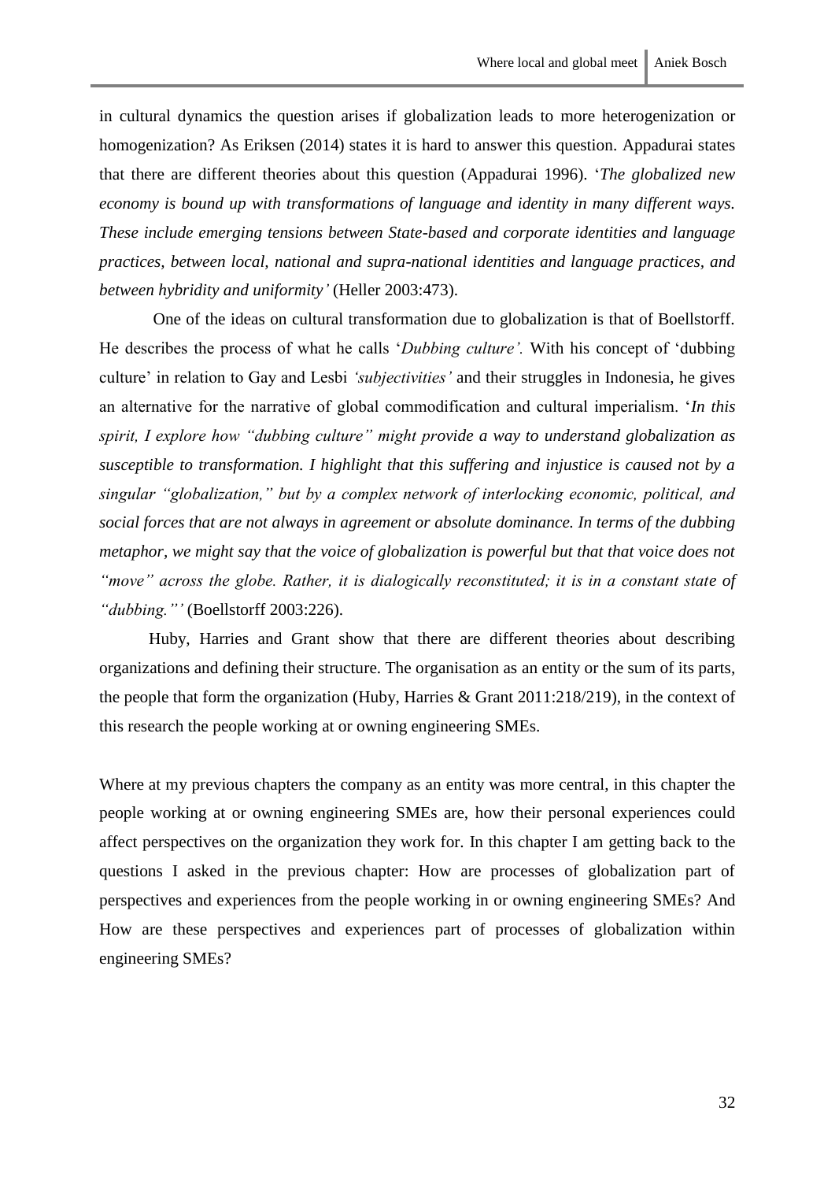in cultural dynamics the question arises if globalization leads to more heterogenization or homogenization? As Eriksen (2014) states it is hard to answer this question. Appadurai states that there are different theories about this question (Appadurai 1996). '*The globalized new economy is bound up with transformations of language and identity in many different ways. These include emerging tensions between State-based and corporate identities and language practices, between local, national and supra-national identities and language practices, and between hybridity and uniformity'* (Heller 2003:473).

One of the ideas on cultural transformation due to globalization is that of Boellstorff. He describes the process of what he calls '*Dubbing culture'.* With his concept of 'dubbing culture' in relation to Gay and Lesbi *'subjectivities'* and their struggles in Indonesia, he gives an alternative for the narrative of global commodification and cultural imperialism. '*In this spirit, I explore how "dubbing culture" might provide a way to understand globalization as susceptible to transformation. I highlight that this suffering and injustice is caused not by a singular "globalization," but by a complex network of interlocking economic, political, and social forces that are not always in agreement or absolute dominance. In terms of the dubbing metaphor, we might say that the voice of globalization is powerful but that that voice does not "move" across the globe. Rather, it is dialogically reconstituted; it is in a constant state of "dubbing."'* (Boellstorff 2003:226).

Huby, Harries and Grant show that there are different theories about describing organizations and defining their structure. The organisation as an entity or the sum of its parts, the people that form the organization (Huby, Harries & Grant 2011:218/219), in the context of this research the people working at or owning engineering SMEs.

Where at my previous chapters the company as an entity was more central, in this chapter the people working at or owning engineering SMEs are, how their personal experiences could affect perspectives on the organization they work for. In this chapter I am getting back to the questions I asked in the previous chapter: How are processes of globalization part of perspectives and experiences from the people working in or owning engineering SMEs? And How are these perspectives and experiences part of processes of globalization within engineering SMEs?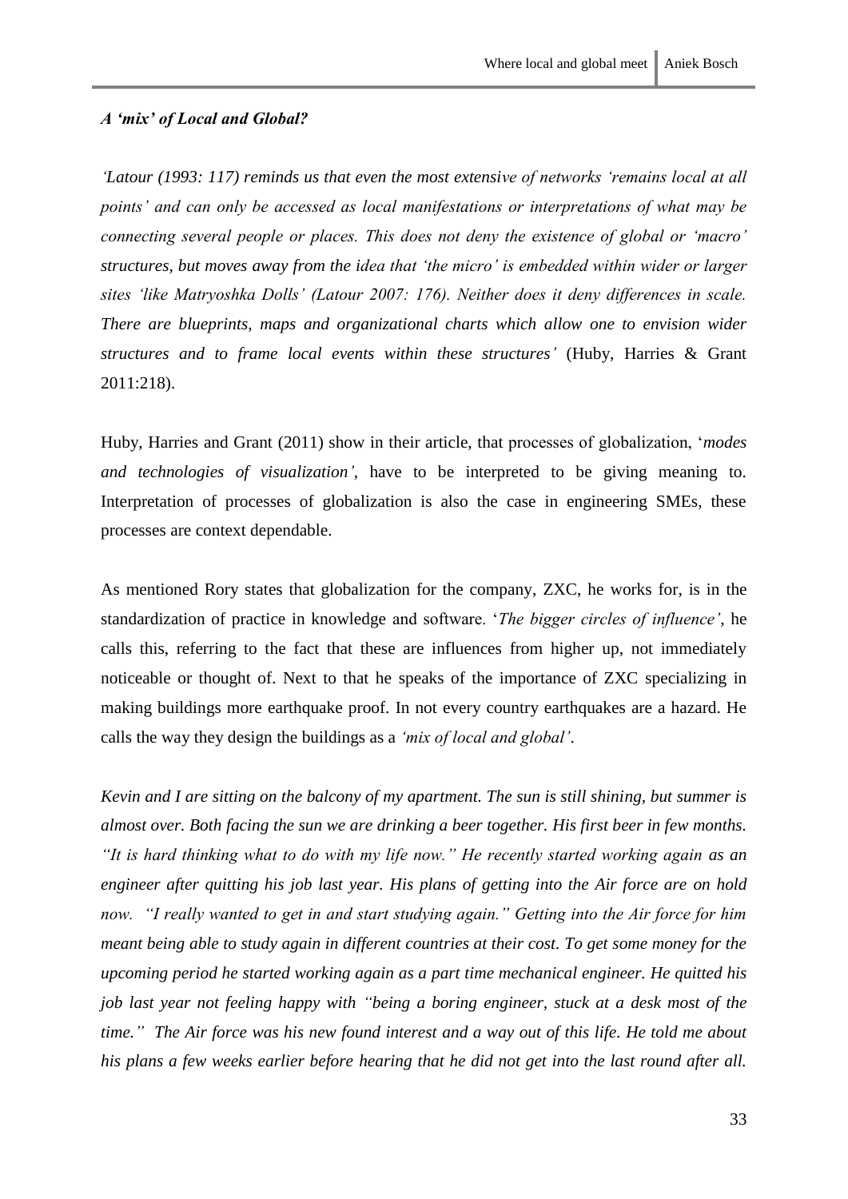***A 'mix' of Local and Global?***

*'Latour (1993: 117) reminds us that even the most extensive of networks 'remains local at all points' and can only be accessed as local manifestations or interpretations of what may be connecting several people or places. This does not deny the existence of global or 'macro' structures, but moves away from the idea that 'the micro' is embedded within wider or larger sites 'like Matryoshka Dolls' (Latour 2007: 176). Neither does it deny differences in scale. There are blueprints, maps and organizational charts which allow one to envision wider structures and to frame local events within these structures'* (Huby, Harries & Grant 2011:218).

Huby, Harries and Grant (2011) show in their article, that processes of globalization, '*modes and technologies of visualization'*, have to be interpreted to be giving meaning to. Interpretation of processes of globalization is also the case in engineering SMEs, these processes are context dependable.

As mentioned Rory states that globalization for the company, ZXC, he works for, is in the standardization of practice in knowledge and software. '*The bigger circles of influence'*, he calls this, referring to the fact that these are influences from higher up, not immediately noticeable or thought of. Next to that he speaks of the importance of ZXC specializing in making buildings more earthquake proof. In not every country earthquakes are a hazard. He calls the way they design the buildings as a *'mix of local and global'*.

*Kevin and I are sitting on the balcony of my apartment. The sun is still shining, but summer is almost over. Both facing the sun we are drinking a beer together. His first beer in few months. "It is hard thinking what to do with my life now." He recently started working again as an engineer after quitting his job last year. His plans of getting into the Air force are on hold now. "I really wanted to get in and start studying again." Getting into the Air force for him meant being able to study again in different countries at their cost. To get some money for the upcoming period he started working again as a part time mechanical engineer. He quitted his job last year not feeling happy with "being a boring engineer, stuck at a desk most of the time." The Air force was his new found interest and a way out of this life. He told me about his plans a few weeks earlier before hearing that he did not get into the last round after all.*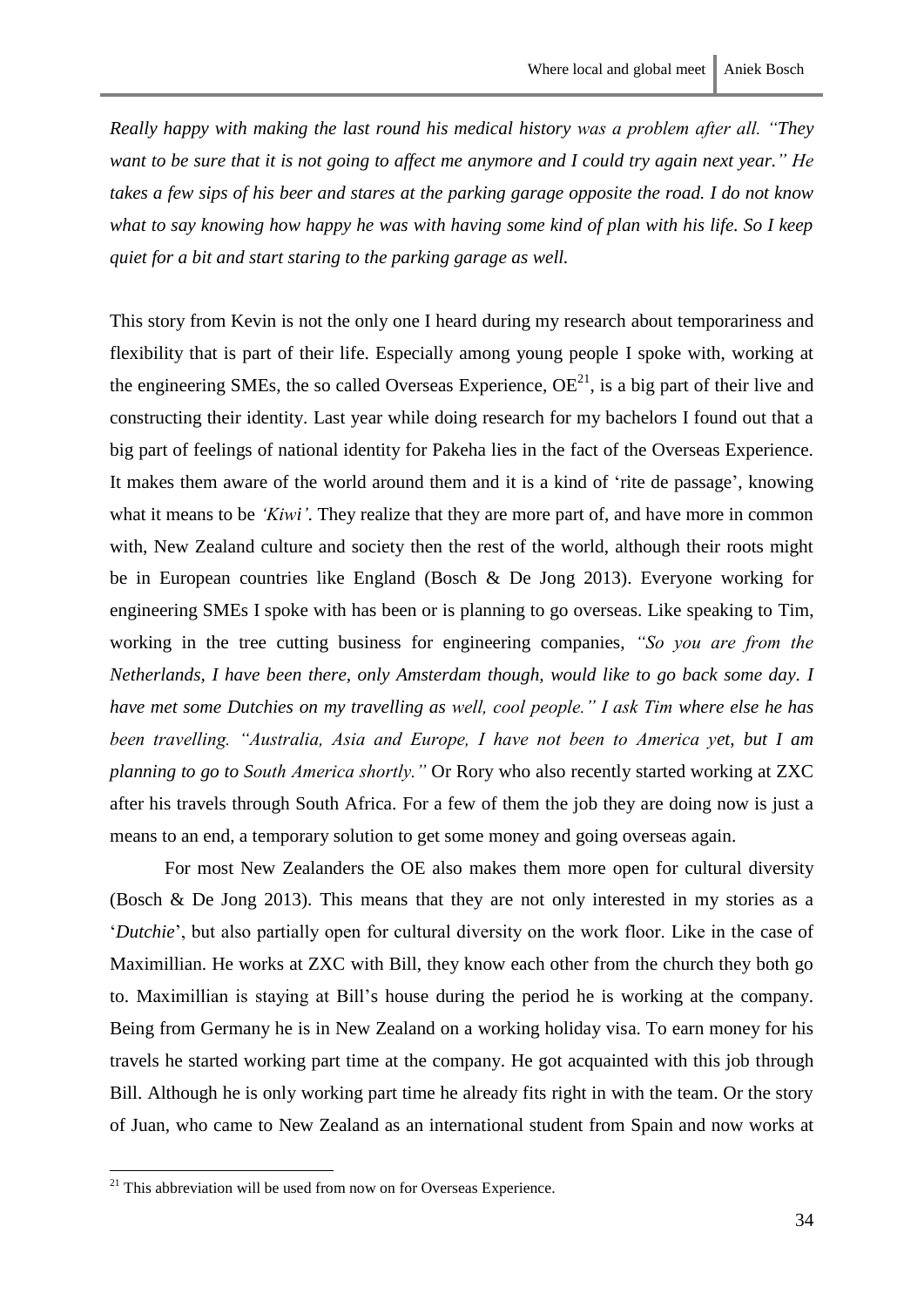*Really happy with making the last round his medical history was a problem after all. "They want to be sure that it is not going to affect me anymore and I could try again next year." He takes a few sips of his beer and stares at the parking garage opposite the road. I do not know what to say knowing how happy he was with having some kind of plan with his life. So I keep quiet for a bit and start staring to the parking garage as well.*

This story from Kevin is not the only one I heard during my research about temporariness and flexibility that is part of their life. Especially among young people I spoke with, working at the engineering SMEs, the so called Overseas Experience, OE[21], is a big part of their live and constructing their identity. Last year while doing research for my bachelors I found out that a big part of feelings of national identity for Pakeha lies in the fact of the Overseas Experience. It makes them aware of the world around them and it is a kind of 'rite de passage', knowing what it means to be *'Kiwi'*. They realize that they are more part of, and have more in common with, New Zealand culture and society then the rest of the world, although their roots might be in European countries like England (Bosch & De Jong 2013). Everyone working for engineering SMEs I spoke with has been or is planning to go overseas. Like speaking to Tim, working in the tree cutting business for engineering companies, *"So you are from the Netherlands, I have been there, only Amsterdam though, would like to go back some day. I have met some Dutchies on my travelling as well, cool people." I ask Tim where else he has been travelling. "Australia, Asia and Europe, I have not been to America yet, but I am planning to go to South America shortly."* Or Rory who also recently started working at ZXC after his travels through South Africa. For a few of them the job they are doing now is just a means to an end, a temporary solution to get some money and going overseas again.

For most New Zealanders the OE also makes them more open for cultural diversity (Bosch & De Jong 2013). This means that they are not only interested in my stories as a '*Dutchie*', but also partially open for cultural diversity on the work floor. Like in the case of Maximillian. He works at ZXC with Bill, they know each other from the church they both go to. Maximillian is staying at Bill's house during the period he is working at the company. Being from Germany he is in New Zealand on a working holiday visa. To earn money for his travels he started working part time at the company. He got acquainted with this job through Bill. Although he is only working part time he already fits right in with the team. Or the story of Juan, who came to New Zealand as an international student from Spain and now works at

[21] This abbreviation will be used from now on for Overseas Experience.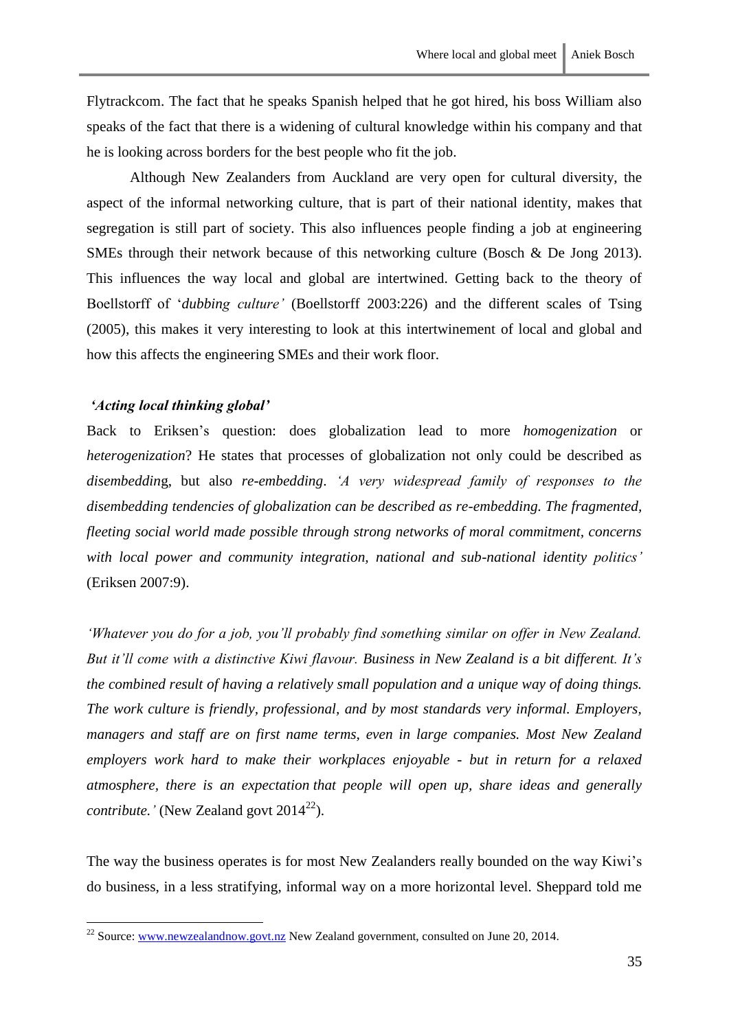Flytrackcom. The fact that he speaks Spanish helped that he got hired, his boss William also speaks of the fact that there is a widening of cultural knowledge within his company and that he is looking across borders for the best people who fit the job.

Although New Zealanders from Auckland are very open for cultural diversity, the aspect of the informal networking culture, that is part of their national identity, makes that segregation is still part of society. This also influences people finding a job at engineering SMEs through their network because of this networking culture (Bosch & De Jong 2013). This influences the way local and global are intertwined. Getting back to the theory of Boellstorff of '*dubbing culture'* (Boellstorff 2003:226) and the different scales of Tsing (2005), this makes it very interesting to look at this intertwinement of local and global and how this affects the engineering SMEs and their work floor.

### *'Acting local thinking global'*

Back to Eriksen's question: does globalization lead to more *homogenization* or *heterogenization*? He states that processes of globalization not only could be described as *disembedding*, but also *re-embedding*. *'A very widespread family of responses to the disembedding tendencies of globalization can be described as re-embedding. The fragmented, fleeting social world made possible through strong networks of moral commitment, concerns with local power and community integration, national and sub-national identity politics'* (Eriksen 2007:9).

*'Whatever you do for a job, you'll probably find something similar on offer in New Zealand. But it'll come with a distinctive Kiwi flavour. Business in New Zealand is a bit different. It's the combined result of having a relatively small population and a unique way of doing things. The work culture is friendly, professional, and by most standards very informal. Employers, managers and staff are on first name terms, even in large companies. Most New Zealand employers work hard to make their workplaces enjoyable - but in return for a relaxed atmosphere, there is an expectation that people will open up, share ideas and generally contribute.'* (New Zealand govt 2014[22]).

The way the business operates is for most New Zealanders really bounded on the way Kiwi's do business, in a less stratifying, informal way on a more horizontal level. Sheppard told me

---

[22] Source: www.newzealandnow.govt.nz New Zealand government, consulted on June 20, 2014.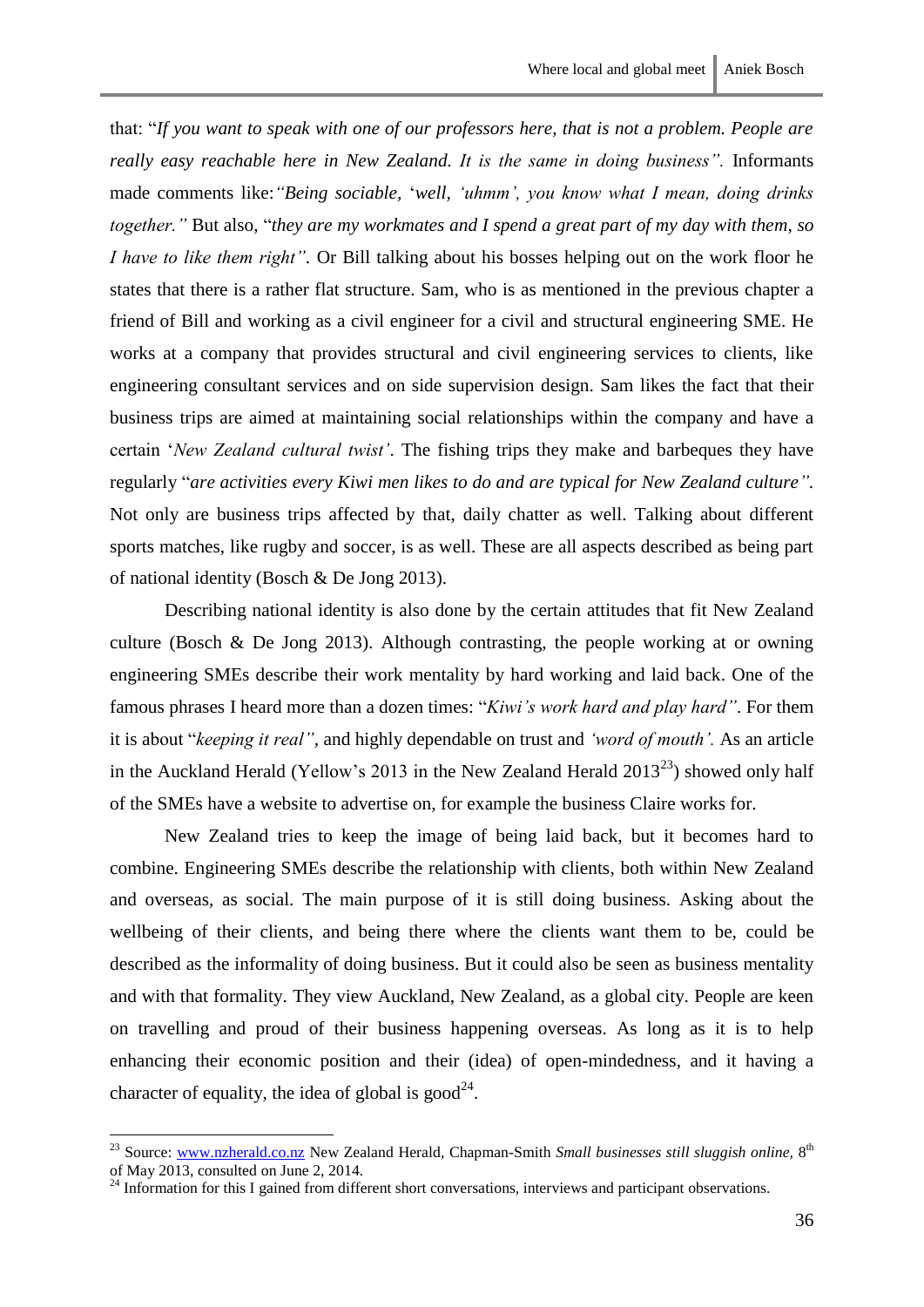that: "*If you want to speak with one of our professors here, that is not a problem. People are really easy reachable here in New Zealand. It is the same in doing business".* Informants made comments like:*"Being sociable,* '*well, 'uhmm', you know what I mean, doing drinks together."* But also, "*they are my workmates and I spend a great part of my day with them, so I have to like them right"*. Or Bill talking about his bosses helping out on the work floor he states that there is a rather flat structure. Sam, who is as mentioned in the previous chapter a friend of Bill and working as a civil engineer for a civil and structural engineering SME. He works at a company that provides structural and civil engineering services to clients, like engineering consultant services and on side supervision design. Sam likes the fact that their business trips are aimed at maintaining social relationships within the company and have a certain '*New Zealand cultural twist'*. The fishing trips they make and barbeques they have regularly "*are activities every Kiwi men likes to do and are typical for New Zealand culture"*. Not only are business trips affected by that, daily chatter as well. Talking about different sports matches, like rugby and soccer, is as well. These are all aspects described as being part of national identity (Bosch & De Jong 2013).

Describing national identity is also done by the certain attitudes that fit New Zealand culture (Bosch & De Jong 2013). Although contrasting, the people working at or owning engineering SMEs describe their work mentality by hard working and laid back. One of the famous phrases I heard more than a dozen times: "*Kiwi's work hard and play hard"*. For them it is about "*keeping it real"*, and highly dependable on trust and *'word of mouth'.* As an article in the Auckland Herald (Yellow's 2013 in the New Zealand Herald 2013[23]) showed only half of the SMEs have a website to advertise on, for example the business Claire works for.

New Zealand tries to keep the image of being laid back, but it becomes hard to combine. Engineering SMEs describe the relationship with clients, both within New Zealand and overseas, as social. The main purpose of it is still doing business. Asking about the wellbeing of their clients, and being there where the clients want them to be, could be described as the informality of doing business. But it could also be seen as business mentality and with that formality. They view Auckland, New Zealand, as a global city. People are keen on travelling and proud of their business happening overseas. As long as it is to help enhancing their economic position and their (idea) of open-mindedness, and it having a character of equality, the idea of global is good[24].

---

[23] Source: www.nzherald.co.nz New Zealand Herald, Chapman-Smith *Small businesses still sluggish online,* 8th of May 2013, consulted on June 2, 2014.

[24] Information for this I gained from different short conversations, interviews and participant observations.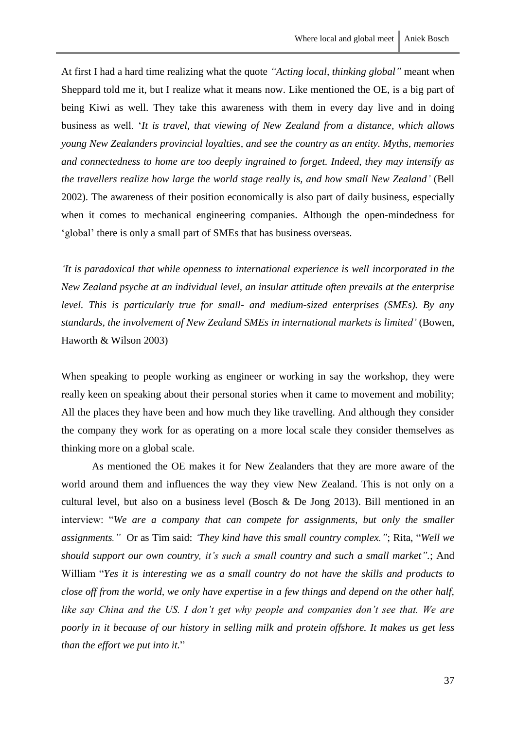At first I had a hard time realizing what the quote *"Acting local, thinking global"* meant when Sheppard told me it, but I realize what it means now. Like mentioned the OE, is a big part of being Kiwi as well. They take this awareness with them in every day live and in doing business as well. '*It is travel, that viewing of New Zealand from a distance, which allows young New Zealanders provincial loyalties, and see the country as an entity. Myths, memories and connectedness to home are too deeply ingrained to forget. Indeed, they may intensify as the travellers realize how large the world stage really is, and how small New Zealand'* (Bell 2002). The awareness of their position economically is also part of daily business, especially when it comes to mechanical engineering companies. Although the open-mindedness for 'global' there is only a small part of SMEs that has business overseas.

*'It is paradoxical that while openness to international experience is well incorporated in the New Zealand psyche at an individual level, an insular attitude often prevails at the enterprise level. This is particularly true for small- and medium-sized enterprises (SMEs). By any standards, the involvement of New Zealand SMEs in international markets is limited'* (Bowen, Haworth & Wilson 2003)

When speaking to people working as engineer or working in say the workshop, they were really keen on speaking about their personal stories when it came to movement and mobility; All the places they have been and how much they like travelling. And although they consider the company they work for as operating on a more local scale they consider themselves as thinking more on a global scale.

As mentioned the OE makes it for New Zealanders that they are more aware of the world around them and influences the way they view New Zealand. This is not only on a cultural level, but also on a business level (Bosch & De Jong 2013). Bill mentioned in an interview: "*We are a company that can compete for assignments, but only the smaller assignments."* Or as Tim said: *'They kind have this small country complex."*; Rita, "*Well we should support our own country, it's such a small country and such a small market"*.; And William "*Yes it is interesting we as a small country do not have the skills and products to close off from the world, we only have expertise in a few things and depend on the other half, like say China and the US. I don't get why people and companies don't see that. We are poorly in it because of our history in selling milk and protein offshore. It makes us get less than the effort we put into it.*"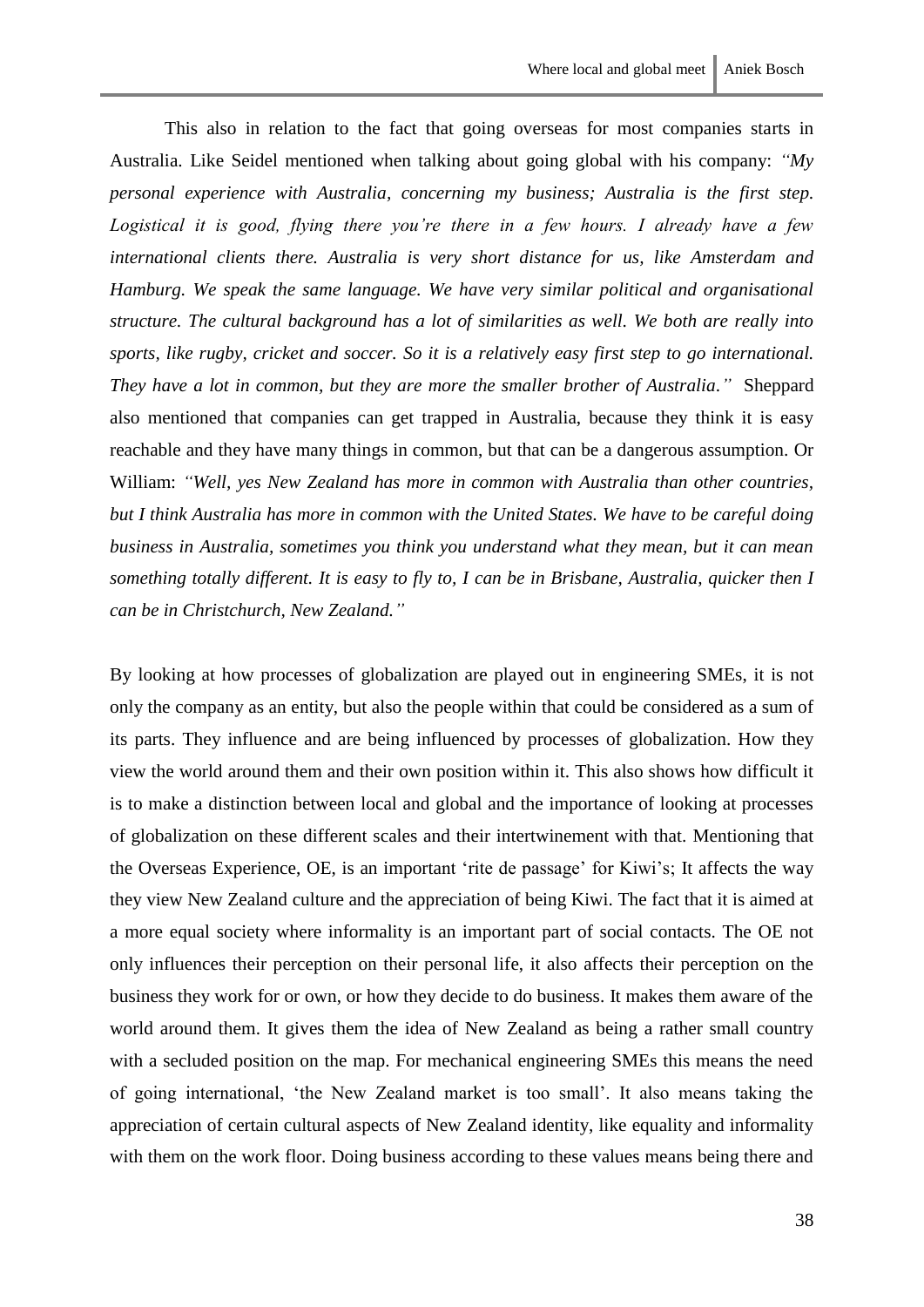This also in relation to the fact that going overseas for most companies starts in Australia. Like Seidel mentioned when talking about going global with his company: *"My personal experience with Australia, concerning my business; Australia is the first step. Logistical it is good, flying there you're there in a few hours. I already have a few international clients there. Australia is very short distance for us, like Amsterdam and Hamburg. We speak the same language. We have very similar political and organisational structure. The cultural background has a lot of similarities as well. We both are really into sports, like rugby, cricket and soccer. So it is a relatively easy first step to go international. They have a lot in common, but they are more the smaller brother of Australia."* Sheppard also mentioned that companies can get trapped in Australia, because they think it is easy reachable and they have many things in common, but that can be a dangerous assumption. Or William: *"Well, yes New Zealand has more in common with Australia than other countries, but I think Australia has more in common with the United States. We have to be careful doing business in Australia, sometimes you think you understand what they mean, but it can mean something totally different. It is easy to fly to, I can be in Brisbane, Australia, quicker then I can be in Christchurch, New Zealand."*

By looking at how processes of globalization are played out in engineering SMEs, it is not only the company as an entity, but also the people within that could be considered as a sum of its parts. They influence and are being influenced by processes of globalization. How they view the world around them and their own position within it. This also shows how difficult it is to make a distinction between local and global and the importance of looking at processes of globalization on these different scales and their intertwinement with that. Mentioning that the Overseas Experience, OE, is an important 'rite de passage' for Kiwi's; It affects the way they view New Zealand culture and the appreciation of being Kiwi. The fact that it is aimed at a more equal society where informality is an important part of social contacts. The OE not only influences their perception on their personal life, it also affects their perception on the business they work for or own, or how they decide to do business. It makes them aware of the world around them. It gives them the idea of New Zealand as being a rather small country with a secluded position on the map. For mechanical engineering SMEs this means the need of going international, 'the New Zealand market is too small'. It also means taking the appreciation of certain cultural aspects of New Zealand identity, like equality and informality with them on the work floor. Doing business according to these values means being there and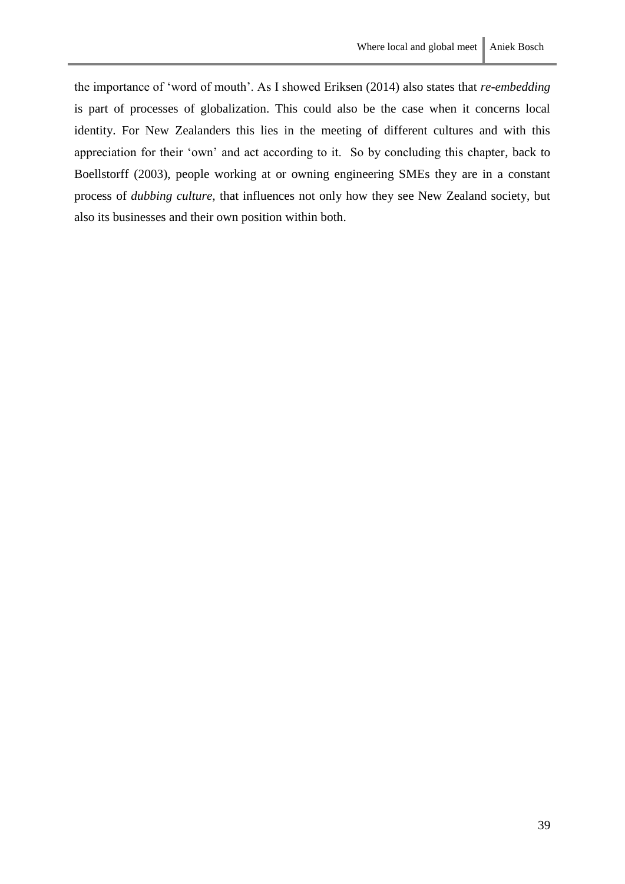the importance of 'word of mouth'. As I showed Eriksen (2014) also states that *re-embedding* is part of processes of globalization. This could also be the case when it concerns local identity. For New Zealanders this lies in the meeting of different cultures and with this appreciation for their 'own' and act according to it.  So by concluding this chapter, back to Boellstorff (2003), people working at or owning engineering SMEs they are in a constant process of *dubbing culture*, that influences not only how they see New Zealand society, but also its businesses and their own position within both.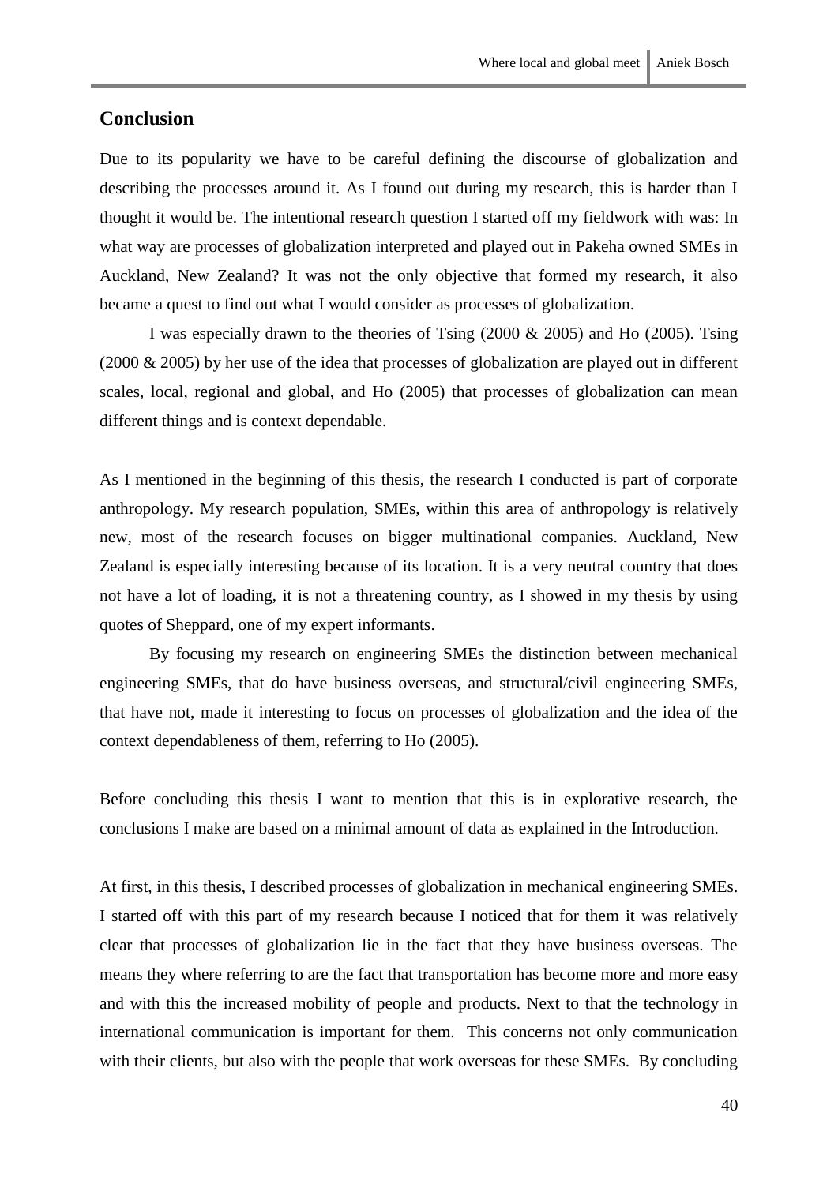## Conclusion

Due to its popularity we have to be careful defining the discourse of globalization and describing the processes around it. As I found out during my research, this is harder than I thought it would be. The intentional research question I started off my fieldwork with was: In what way are processes of globalization interpreted and played out in Pakeha owned SMEs in Auckland, New Zealand? It was not the only objective that formed my research, it also became a quest to find out what I would consider as processes of globalization.

I was especially drawn to the theories of Tsing (2000 & 2005) and Ho (2005). Tsing (2000 & 2005) by her use of the idea that processes of globalization are played out in different scales, local, regional and global, and Ho (2005) that processes of globalization can mean different things and is context dependable.

As I mentioned in the beginning of this thesis, the research I conducted is part of corporate anthropology. My research population, SMEs, within this area of anthropology is relatively new, most of the research focuses on bigger multinational companies. Auckland, New Zealand is especially interesting because of its location. It is a very neutral country that does not have a lot of loading, it is not a threatening country, as I showed in my thesis by using quotes of Sheppard, one of my expert informants.

By focusing my research on engineering SMEs the distinction between mechanical engineering SMEs, that do have business overseas, and structural/civil engineering SMEs, that have not, made it interesting to focus on processes of globalization and the idea of the context dependableness of them, referring to Ho (2005).

Before concluding this thesis I want to mention that this is in explorative research, the conclusions I make are based on a minimal amount of data as explained in the Introduction.

At first, in this thesis, I described processes of globalization in mechanical engineering SMEs. I started off with this part of my research because I noticed that for them it was relatively clear that processes of globalization lie in the fact that they have business overseas. The means they where referring to are the fact that transportation has become more and more easy and with this the increased mobility of people and products. Next to that the technology in international communication is important for them. This concerns not only communication with their clients, but also with the people that work overseas for these SMEs. By concluding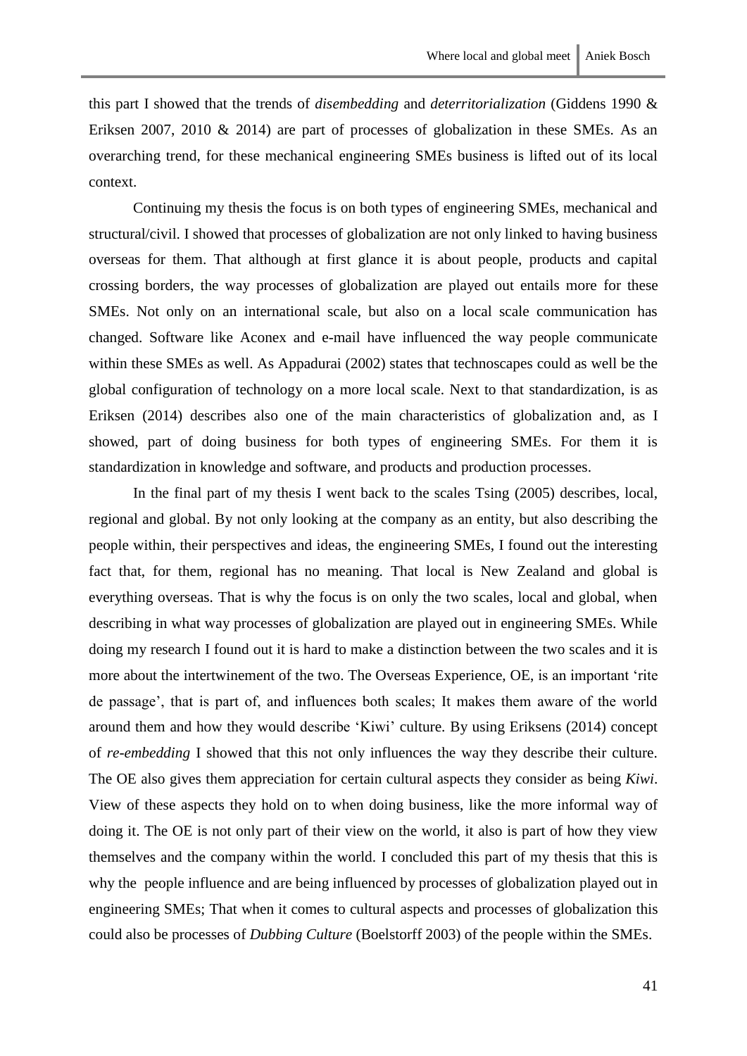this part I showed that the trends of *disembedding* and *deterritorialization* (Giddens 1990 & Eriksen 2007, 2010 & 2014) are part of processes of globalization in these SMEs. As an overarching trend, for these mechanical engineering SMEs business is lifted out of its local context.

Continuing my thesis the focus is on both types of engineering SMEs, mechanical and structural/civil. I showed that processes of globalization are not only linked to having business overseas for them. That although at first glance it is about people, products and capital crossing borders, the way processes of globalization are played out entails more for these SMEs. Not only on an international scale, but also on a local scale communication has changed. Software like Aconex and e-mail have influenced the way people communicate within these SMEs as well. As Appadurai (2002) states that technoscapes could as well be the global configuration of technology on a more local scale. Next to that standardization, is as Eriksen (2014) describes also one of the main characteristics of globalization and, as I showed, part of doing business for both types of engineering SMEs. For them it is standardization in knowledge and software, and products and production processes.

In the final part of my thesis I went back to the scales Tsing (2005) describes, local, regional and global. By not only looking at the company as an entity, but also describing the people within, their perspectives and ideas, the engineering SMEs, I found out the interesting fact that, for them, regional has no meaning. That local is New Zealand and global is everything overseas. That is why the focus is on only the two scales, local and global, when describing in what way processes of globalization are played out in engineering SMEs. While doing my research I found out it is hard to make a distinction between the two scales and it is more about the intertwinement of the two. The Overseas Experience, OE, is an important 'rite de passage', that is part of, and influences both scales; It makes them aware of the world around them and how they would describe 'Kiwi' culture. By using Eriksens (2014) concept of *re-embedding* I showed that this not only influences the way they describe their culture. The OE also gives them appreciation for certain cultural aspects they consider as being *Kiwi*. View of these aspects they hold on to when doing business, like the more informal way of doing it. The OE is not only part of their view on the world, it also is part of how they view themselves and the company within the world. I concluded this part of my thesis that this is why the people influence and are being influenced by processes of globalization played out in engineering SMEs; That when it comes to cultural aspects and processes of globalization this could also be processes of *Dubbing Culture* (Boelstorff 2003) of the people within the SMEs.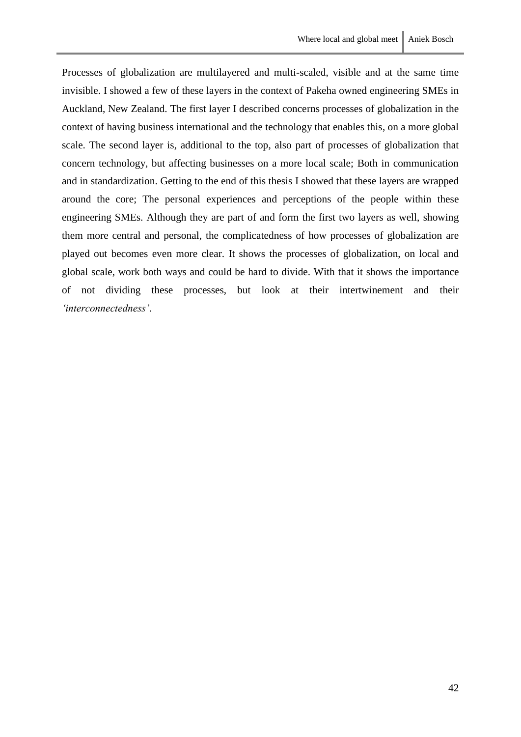Processes of globalization are multilayered and multi-scaled, visible and at the same time invisible. I showed a few of these layers in the context of Pakeha owned engineering SMEs in Auckland, New Zealand. The first layer I described concerns processes of globalization in the context of having business international and the technology that enables this, on a more global scale. The second layer is, additional to the top, also part of processes of globalization that concern technology, but affecting businesses on a more local scale; Both in communication and in standardization. Getting to the end of this thesis I showed that these layers are wrapped around the core; The personal experiences and perceptions of the people within these engineering SMEs. Although they are part of and form the first two layers as well, showing them more central and personal, the complicatedness of how processes of globalization are played out becomes even more clear. It shows the processes of globalization, on local and global scale, work both ways and could be hard to divide. With that it shows the importance of not dividing these processes, but look at their intertwinement and their *'interconnectedness'*.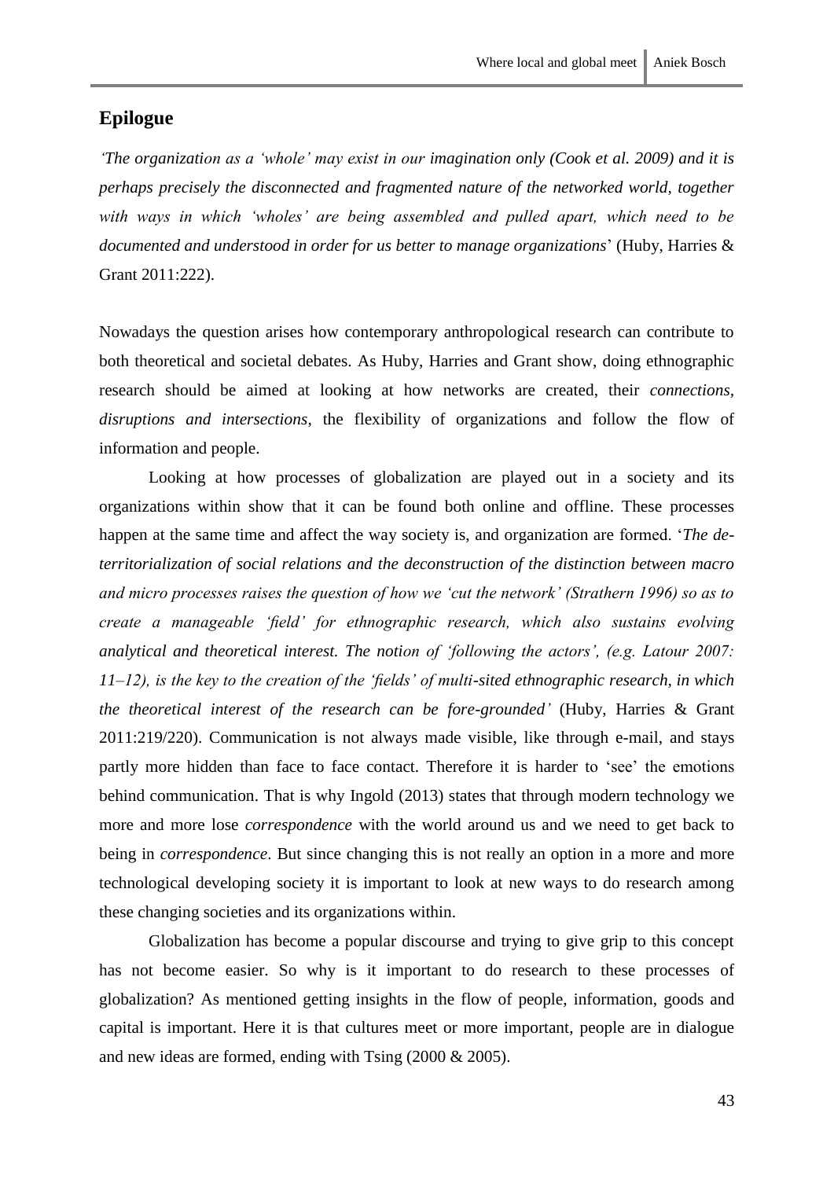## Epilogue

*'The organization as a 'whole' may exist in our imagination only (Cook et al. 2009) and it is perhaps precisely the disconnected and fragmented nature of the networked world, together with ways in which 'wholes' are being assembled and pulled apart, which need to be documented and understood in order for us better to manage organizations*' (Huby, Harries & Grant 2011:222).

Nowadays the question arises how contemporary anthropological research can contribute to both theoretical and societal debates. As Huby, Harries and Grant show, doing ethnographic research should be aimed at looking at how networks are created, their *connections, disruptions and intersections*, the flexibility of organizations and follow the flow of information and people.

Looking at how processes of globalization are played out in a society and its organizations within show that it can be found both online and offline. These processes happen at the same time and affect the way society is, and organization are formed. '*The de-territorialization of social relations and the deconstruction of the distinction between macro and micro processes raises the question of how we 'cut the network' (Strathern 1996) so as to create a manageable 'field' for ethnographic research, which also sustains evolving analytical and theoretical interest. The notion of 'following the actors', (e.g. Latour 2007: 11–12), is the key to the creation of the 'fields' of multi-sited ethnographic research, in which the theoretical interest of the research can be fore-grounded'* (Huby, Harries & Grant 2011:219/220). Communication is not always made visible, like through e-mail, and stays partly more hidden than face to face contact. Therefore it is harder to 'see' the emotions behind communication. That is why Ingold (2013) states that through modern technology we more and more lose *correspondence* with the world around us and we need to get back to being in *correspondence*. But since changing this is not really an option in a more and more technological developing society it is important to look at new ways to do research among these changing societies and its organizations within.

Globalization has become a popular discourse and trying to give grip to this concept has not become easier. So why is it important to do research to these processes of globalization? As mentioned getting insights in the flow of people, information, goods and capital is important. Here it is that cultures meet or more important, people are in dialogue and new ideas are formed, ending with Tsing (2000 & 2005).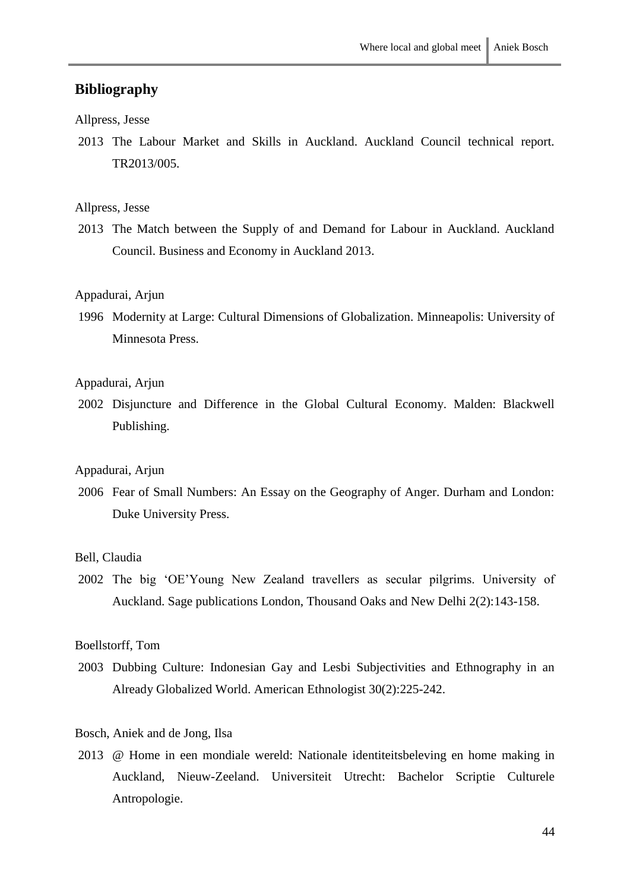## Bibliography

Allpress, Jesse

2013 The Labour Market and Skills in Auckland. Auckland Council technical report. TR2013/005.

Allpress, Jesse

2013 The Match between the Supply of and Demand for Labour in Auckland. Auckland Council. Business and Economy in Auckland 2013.

Appadurai, Arjun

1996 Modernity at Large: Cultural Dimensions of Globalization. Minneapolis: University of Minnesota Press.

Appadurai, Arjun

2002 Disjuncture and Difference in the Global Cultural Economy. Malden: Blackwell Publishing.

Appadurai, Arjun

2006 Fear of Small Numbers: An Essay on the Geography of Anger. Durham and London: Duke University Press.

Bell, Claudia

2002 The big 'OE'Young New Zealand travellers as secular pilgrims. University of Auckland. Sage publications London, Thousand Oaks and New Delhi 2(2):143-158.

Boellstorff, Tom

2003 Dubbing Culture: Indonesian Gay and Lesbi Subjectivities and Ethnography in an Already Globalized World. American Ethnologist 30(2):225-242.

Bosch, Aniek and de Jong, Ilsa

2013 @ Home in een mondiale wereld: Nationale identiteitsbeleving en home making in Auckland, Nieuw-Zeeland. Universiteit Utrecht: Bachelor Scriptie Culturele Antropologie.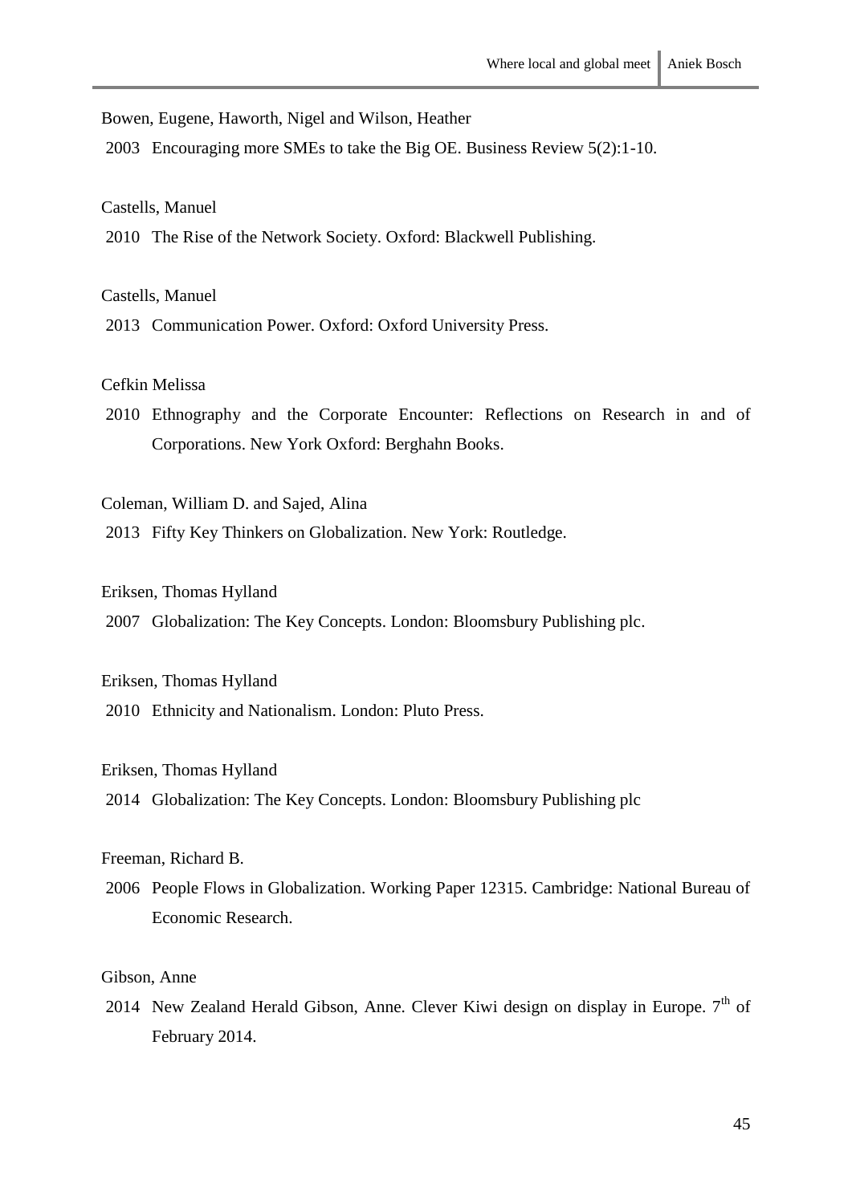Bowen, Eugene, Haworth, Nigel and Wilson, Heather

2003 Encouraging more SMEs to take the Big OE. Business Review 5(2):1-10.

Castells, Manuel

2010 The Rise of the Network Society. Oxford: Blackwell Publishing.

Castells, Manuel

2013 Communication Power. Oxford: Oxford University Press.

Cefkin Melissa

2010 Ethnography and the Corporate Encounter: Reflections on Research in and of Corporations. New York Oxford: Berghahn Books.

Coleman, William D. and Sajed, Alina

2013 Fifty Key Thinkers on Globalization. New York: Routledge.

Eriksen, Thomas Hylland

2007 Globalization: The Key Concepts. London: Bloomsbury Publishing plc.

Eriksen, Thomas Hylland

2010 Ethnicity and Nationalism. London: Pluto Press.

Eriksen, Thomas Hylland

2014 Globalization: The Key Concepts. London: Bloomsbury Publishing plc

Freeman, Richard B.

2006 People Flows in Globalization. Working Paper 12315. Cambridge: National Bureau of Economic Research.

Gibson, Anne

2014 New Zealand Herald Gibson, Anne. Clever Kiwi design on display in Europe. 7th of February 2014.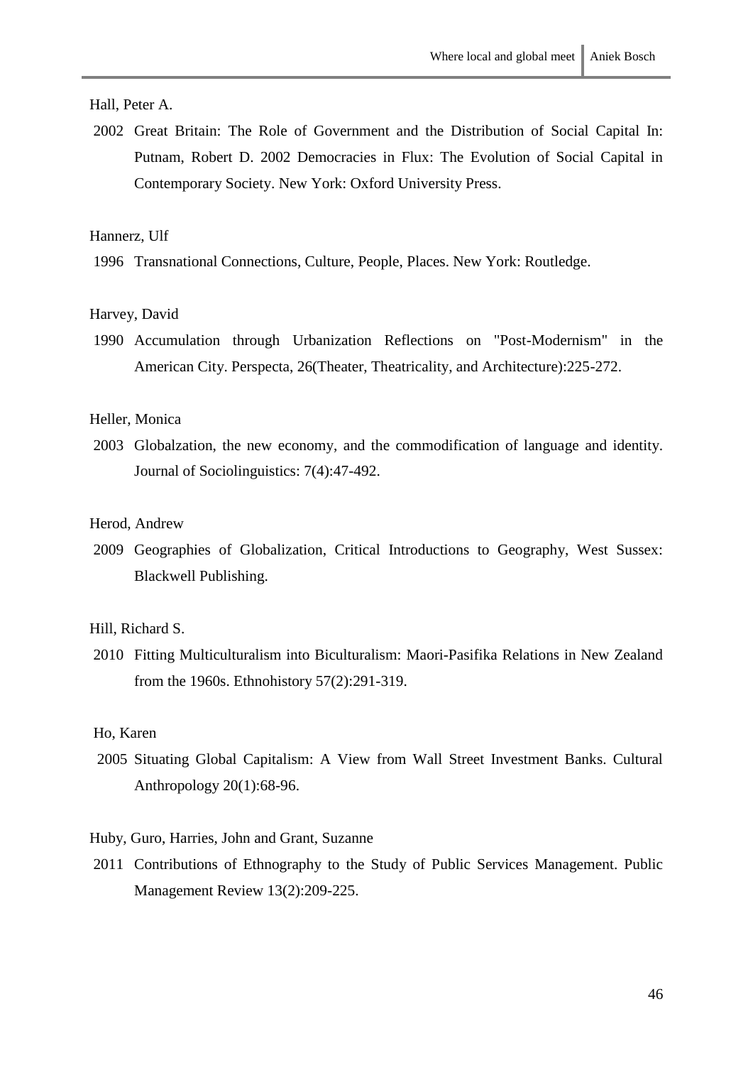Hall, Peter A.

2002 Great Britain: The Role of Government and the Distribution of Social Capital In: Putnam, Robert D. 2002 Democracies in Flux: The Evolution of Social Capital in Contemporary Society. New York: Oxford University Press.

Hannerz, Ulf

1996 Transnational Connections, Culture, People, Places. New York: Routledge.

Harvey, David

1990 Accumulation through Urbanization Reflections on "Post-Modernism" in the American City. Perspecta, 26(Theater, Theatricality, and Architecture):225-272.

Heller, Monica

2003 Globalzation, the new economy, and the commodification of language and identity. Journal of Sociolinguistics: 7(4):47-492.

Herod, Andrew

2009 Geographies of Globalization, Critical Introductions to Geography, West Sussex: Blackwell Publishing.

Hill, Richard S.

2010 Fitting Multiculturalism into Biculturalism: Maori-Pasifika Relations in New Zealand from the 1960s. Ethnohistory 57(2):291-319.

Ho, Karen

2005 Situating Global Capitalism: A View from Wall Street Investment Banks. Cultural Anthropology 20(1):68-96.

Huby, Guro, Harries, John and Grant, Suzanne

2011 Contributions of Ethnography to the Study of Public Services Management. Public Management Review 13(2):209-225.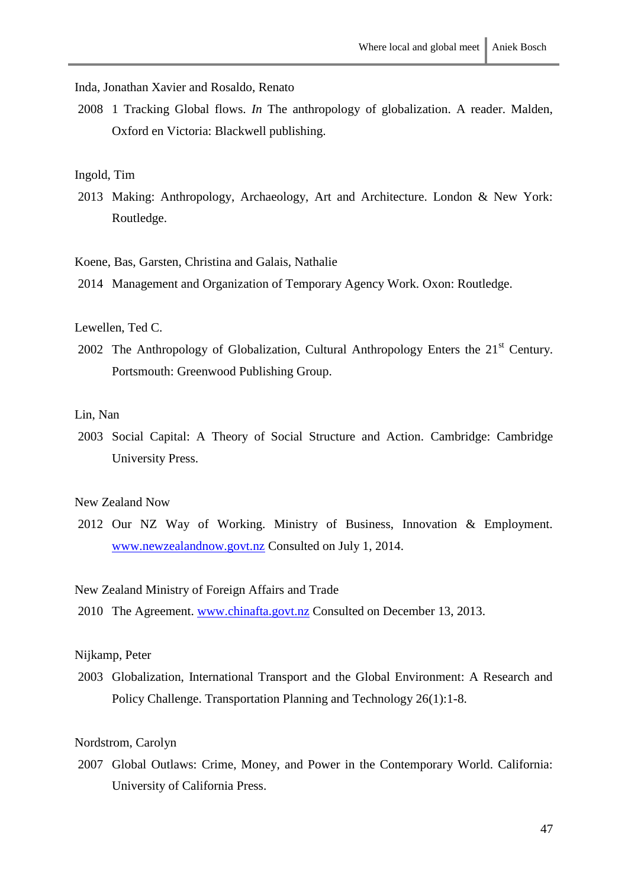Inda, Jonathan Xavier and Rosaldo, Renato

2008 1 Tracking Global flows. *In* The anthropology of globalization. A reader. Malden, Oxford en Victoria: Blackwell publishing.

Ingold, Tim

2013 Making: Anthropology, Archaeology, Art and Architecture. London & New York: Routledge.

Koene, Bas, Garsten, Christina and Galais, Nathalie

2014 Management and Organization of Temporary Agency Work. Oxon: Routledge.

Lewellen, Ted C.

2002 The Anthropology of Globalization, Cultural Anthropology Enters the 21st Century. Portsmouth: Greenwood Publishing Group.

Lin, Nan

2003 Social Capital: A Theory of Social Structure and Action. Cambridge: Cambridge University Press.

New Zealand Now

2012 Our NZ Way of Working. Ministry of Business, Innovation & Employment. [www.newzealandnow.govt.nz](http://www.newzealandnow.govt.nz) Consulted on July 1, 2014.

New Zealand Ministry of Foreign Affairs and Trade

2010 The Agreement. [www.chinafta.govt.nz](http://www.chinafta.govt.nz) Consulted on December 13, 2013.

Nijkamp, Peter

2003 Globalization, International Transport and the Global Environment: A Research and Policy Challenge. Transportation Planning and Technology 26(1):1-8.

Nordstrom, Carolyn

2007 Global Outlaws: Crime, Money, and Power in the Contemporary World. California: University of California Press.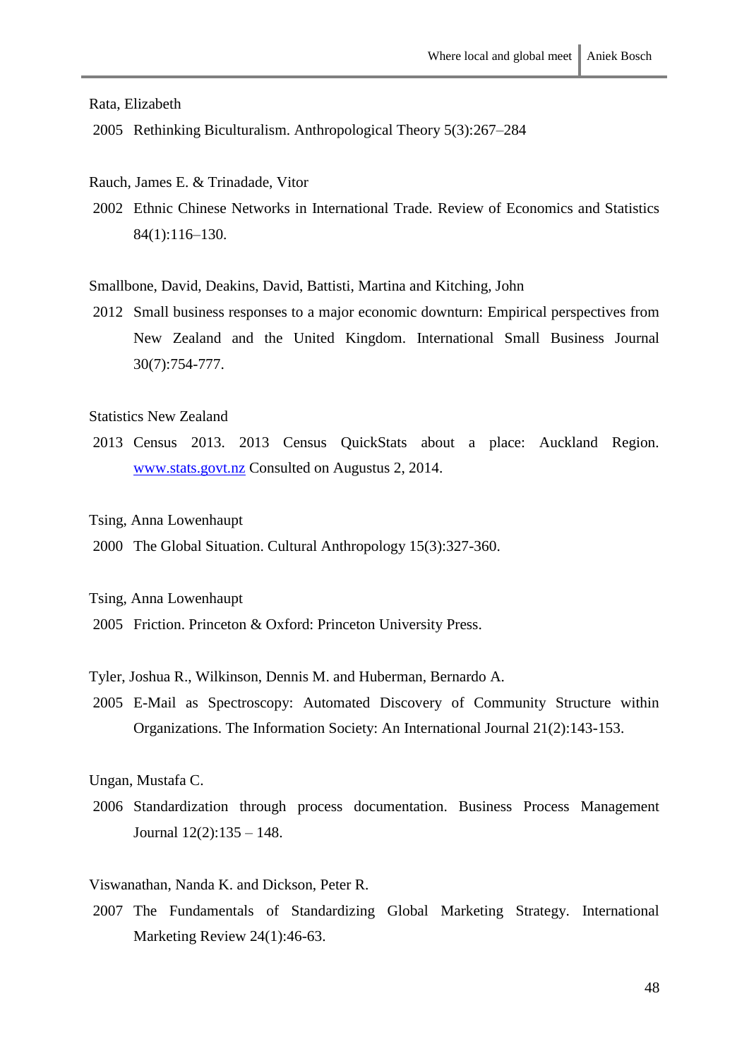Rata, Elizabeth

2005 Rethinking Biculturalism. Anthropological Theory 5(3):267–284

Rauch, James E. & Trinadade, Vitor

2002 Ethnic Chinese Networks in International Trade. Review of Economics and Statistics 84(1):116–130.

Smallbone, David, Deakins, David, Battisti, Martina and Kitching, John

2012 Small business responses to a major economic downturn: Empirical perspectives from New Zealand and the United Kingdom. International Small Business Journal 30(7):754-777.

Statistics New Zealand

2013 Census 2013. 2013 Census QuickStats about a place: Auckland Region. www.stats.govt.nz Consulted on Augustus 2, 2014.

Tsing, Anna Lowenhaupt

2000 The Global Situation. Cultural Anthropology 15(3):327-360.

Tsing, Anna Lowenhaupt

2005 Friction. Princeton & Oxford: Princeton University Press.

Tyler, Joshua R., Wilkinson, Dennis M. and Huberman, Bernardo A.

2005 E-Mail as Spectroscopy: Automated Discovery of Community Structure within Organizations. The Information Society: An International Journal 21(2):143-153.

Ungan, Mustafa C.

2006 Standardization through process documentation. Business Process Management Journal 12(2):135 – 148.

Viswanathan, Nanda K. and Dickson, Peter R.

2007 The Fundamentals of Standardizing Global Marketing Strategy. International Marketing Review 24(1):46-63.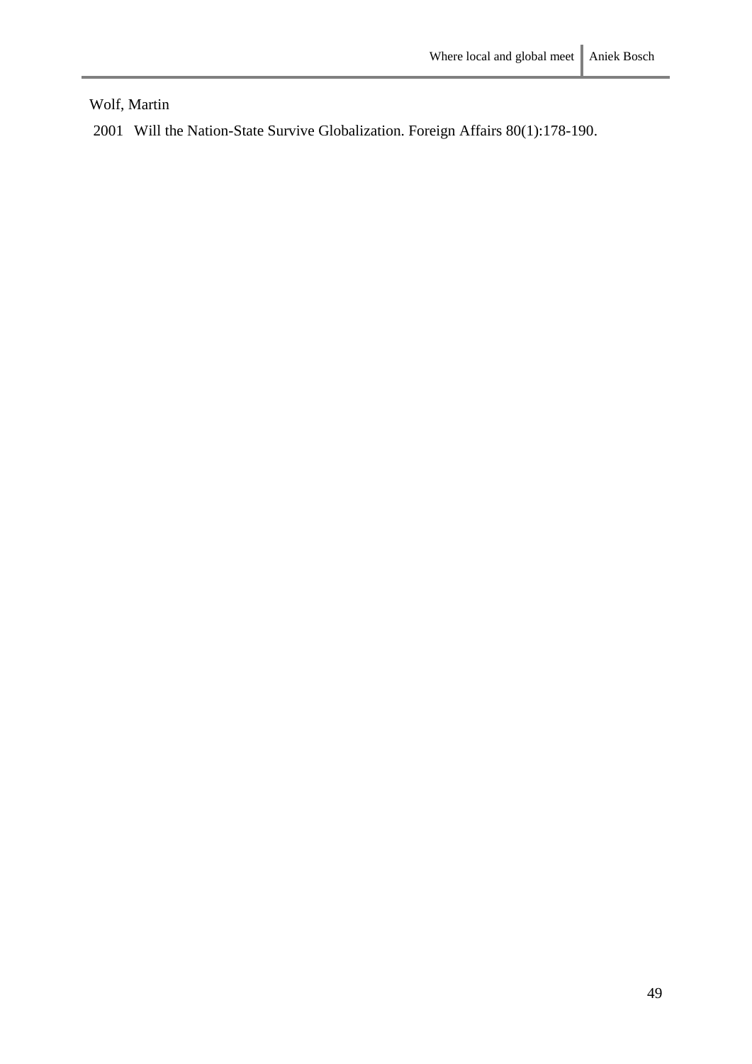Wolf, Martin

2001 Will the Nation-State Survive Globalization. Foreign Affairs 80(1):178-190.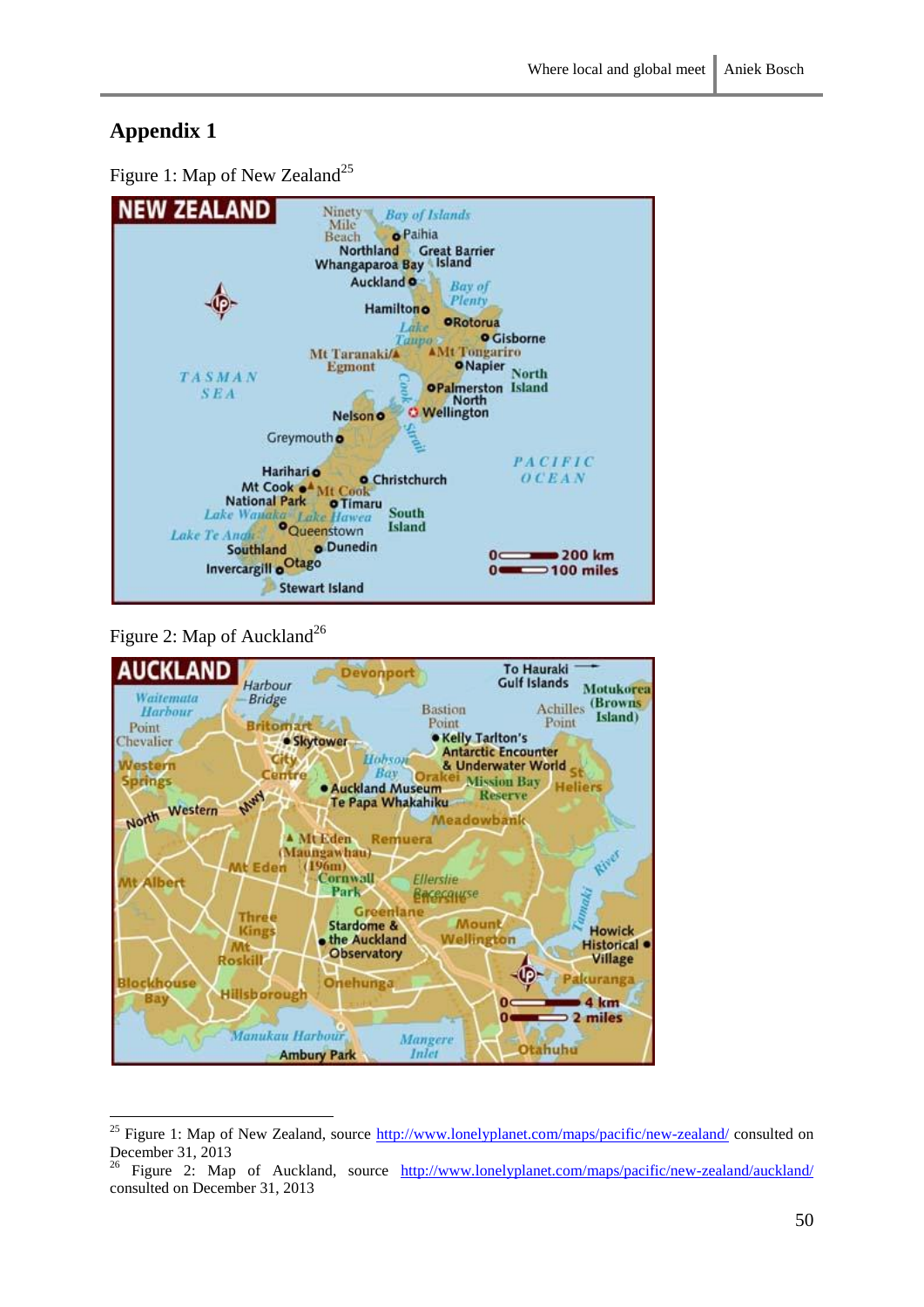# Appendix 1

Figure 1: Map of New Zealand[25]

Figure 2: Map of Auckland[26]

---

[25] Figure 1: Map of New Zealand, source http://www.lonelyplanet.com/maps/pacific/new-zealand/ consulted on December 31, 2013

[26] Figure 2: Map of Auckland, source http://www.lonelyplanet.com/maps/pacific/new-zealand/auckland/ consulted on December 31, 2013